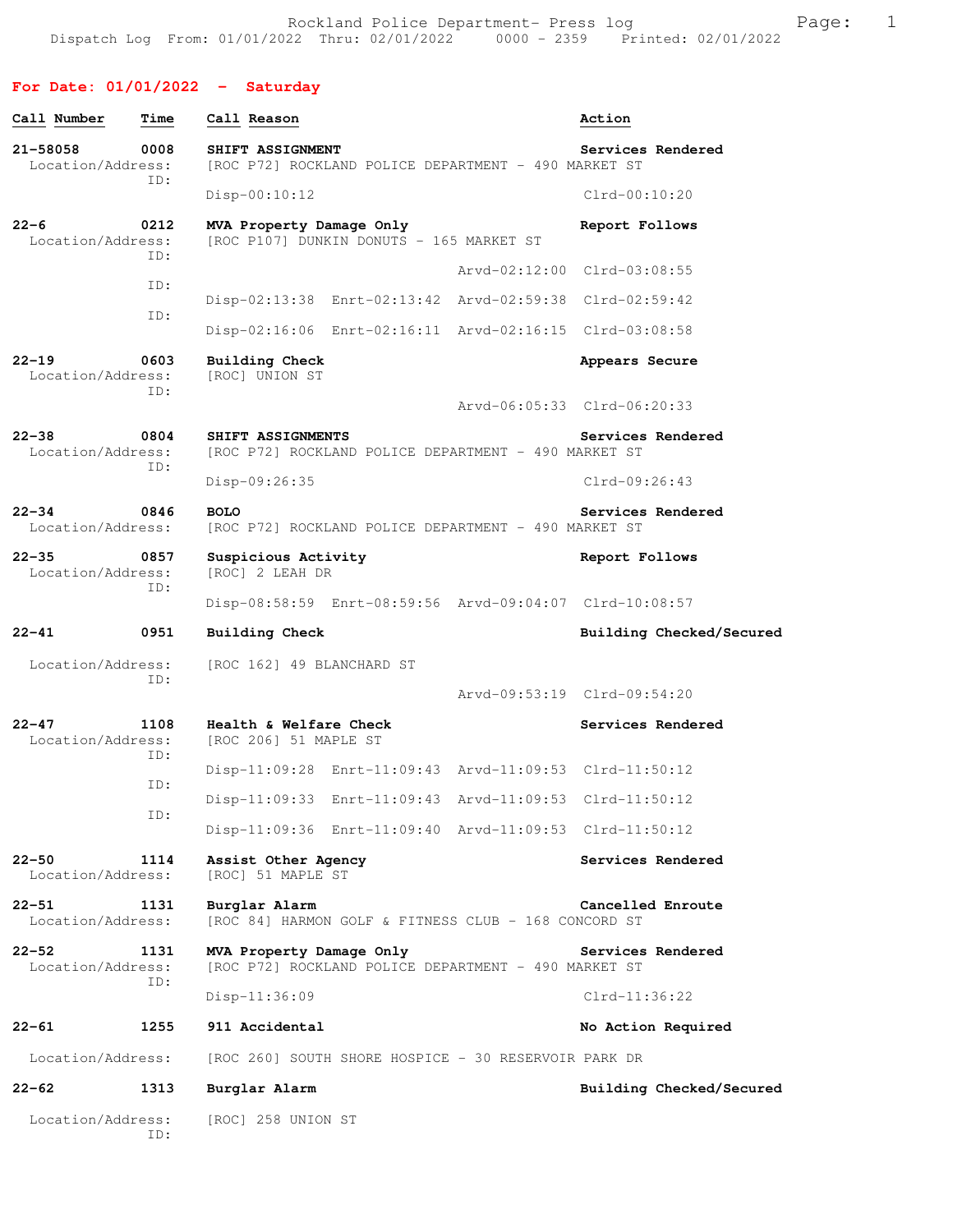Rockland Police Department- Press log

Dispatch Log From: 01/01/2022 Thru: 02/01/2022 0000 - 2359 Printed: 02/01/2022

## For Date: 01/01/2022 - Saturday

| Call Number | Time | Call Reason | Action |
|---|---|---|---|
| 21-58058 | 0008 | SHIFT ASSIGNMENT | Services Rendered |

Location/Address: [ROC P72] ROCKLAND POLICE DEPARTMENT - 490 MARKET ST
ID: Disp-00:10:12 Clrd-00:10:20

**22-6** 0212 **MVA Property Damage Only** — Report Follows
Location/Address: [ROC P107] DUNKIN DONUTS - 165 MARKET ST
ID: Arvd-02:12:00 Clrd-03:08:55
ID: Disp-02:13:38 Enrt-02:13:42 Arvd-02:59:38 Clrd-02:59:42
ID: Disp-02:16:06 Enrt-02:16:11 Arvd-02:16:15 Clrd-03:08:58

**22-19** 0603 **Building Check** — Appears Secure
Location/Address: [ROC] UNION ST
ID: Arvd-06:05:33 Clrd-06:20:33

**22-38** 0804 **SHIFT ASSIGNMENTS** — Services Rendered
Location/Address: [ROC P72] ROCKLAND POLICE DEPARTMENT - 490 MARKET ST
ID: Disp-09:26:35 Clrd-09:26:43

**22-34** 0846 **BOLO** — Services Rendered
Location/Address: [ROC P72] ROCKLAND POLICE DEPARTMENT - 490 MARKET ST

**22-35** 0857 **Suspicious Activity** — Report Follows
Location/Address: [ROC] 2 LEAH DR
ID: Disp-08:58:59 Enrt-08:59:56 Arvd-09:04:07 Clrd-10:08:57

**22-41** 0951 **Building Check** — Building Checked/Secured
Location/Address: [ROC 162] 49 BLANCHARD ST
ID: Arvd-09:53:19 Clrd-09:54:20

**22-47** 1108 **Health & Welfare Check** — Services Rendered
Location/Address: [ROC 206] 51 MAPLE ST
ID: Disp-11:09:28 Enrt-11:09:43 Arvd-11:09:53 Clrd-11:50:12
ID: Disp-11:09:33 Enrt-11:09:43 Arvd-11:09:53 Clrd-11:50:12
ID: Disp-11:09:36 Enrt-11:09:40 Arvd-11:09:53 Clrd-11:50:12

**22-50** 1114 **Assist Other Agency** — Services Rendered
Location/Address: [ROC] 51 MAPLE ST

**22-51** 1131 **Burglar Alarm** — Cancelled Enroute
Location/Address: [ROC 84] HARMON GOLF & FITNESS CLUB - 168 CONCORD ST

**22-52** 1131 **MVA Property Damage Only** — Services Rendered
Location/Address: [ROC P72] ROCKLAND POLICE DEPARTMENT - 490 MARKET ST
ID: Disp-11:36:09 Clrd-11:36:22

**22-61** 1255 **911 Accidental** — No Action Required
Location/Address: [ROC 260] SOUTH SHORE HOSPICE - 30 RESERVOIR PARK DR

**22-62** 1313 **Burglar Alarm** — Building Checked/Secured
Location/Address: [ROC] 258 UNION ST
ID: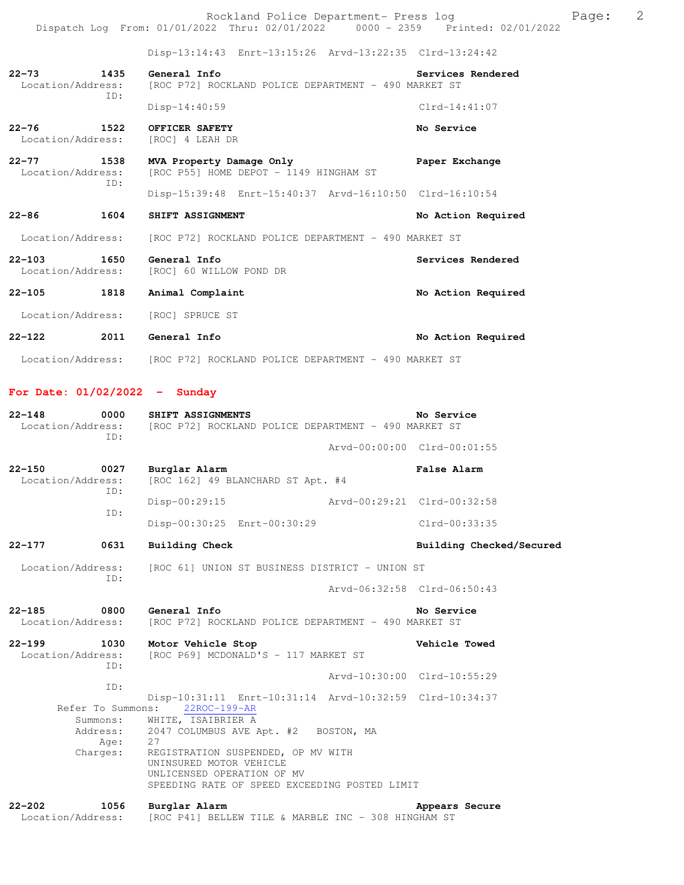Disp-13:14:43 Enrt-13:15:26 Arvd-13:22:35 Clrd-13:24:42

**22-73** 1435 **General Info** **Services Rendered**
Location/Address: [ROC P72] ROCKLAND POLICE DEPARTMENT - 490 MARKET ST
ID:
Disp-14:40:59 Clrd-14:41:07

**22-76** 1522 **OFFICER SAFETY** **No Service**
Location/Address: [ROC] 4 LEAH DR

**22-77** 1538 **MVA Property Damage Only** **Paper Exchange**
Location/Address: [ROC P55] HOME DEPOT - 1149 HINGHAM ST
ID:
Disp-15:39:48 Enrt-15:40:37 Arvd-16:10:50 Clrd-16:10:54

**22-86** 1604 **SHIFT ASSIGNMENT** **No Action Required**
Location/Address: [ROC P72] ROCKLAND POLICE DEPARTMENT - 490 MARKET ST

**22-103** 1650 **General Info** **Services Rendered**
Location/Address: [ROC] 60 WILLOW POND DR

**22-105** 1818 **Animal Complaint** **No Action Required**
Location/Address: [ROC] SPRUCE ST

**22-122** 2011 **General Info** **No Action Required**
Location/Address: [ROC P72] ROCKLAND POLICE DEPARTMENT - 490 MARKET ST

## For Date: 01/02/2022 - Sunday

**22-148** 0000 **SHIFT ASSIGNMENTS** **No Service**
Location/Address: [ROC P72] ROCKLAND POLICE DEPARTMENT - 490 MARKET ST
ID:
Arvd-00:00:00 Clrd-00:01:55

**22-150** 0027 **Burglar Alarm** **False Alarm**
Location/Address: [ROC 162] 49 BLANCHARD ST Apt. #4
ID:
Disp-00:29:15 Arvd-00:29:21 Clrd-00:32:58
ID:
Disp-00:30:25 Enrt-00:30:29 Clrd-00:33:35

**22-177** 0631 **Building Check** **Building Checked/Secured**
Location/Address: [ROC 61] UNION ST BUSINESS DISTRICT - UNION ST
ID:
Arvd-06:32:58 Clrd-06:50:43

**22-185** 0800 **General Info** **No Service**
Location/Address: [ROC P72] ROCKLAND POLICE DEPARTMENT - 490 MARKET ST

**22-199** 1030 **Motor Vehicle Stop** **Vehicle Towed**
Location/Address: [ROC P69] MCDONALD'S - 117 MARKET ST
ID:
Arvd-10:30:00 Clrd-10:55:29
ID:
Disp-10:31:11 Enrt-10:31:14 Arvd-10:32:59 Clrd-10:34:37
Refer To Summons: 22ROC-199-AR
Summons: WHITE, ISAIBRIER A
Address: 2047 COLUMBUS AVE Apt. #2 BOSTON, MA
Age: 27
Charges: REGISTRATION SUSPENDED, OP MV WITH
UNINSURED MOTOR VEHICLE
UNLICENSED OPERATION OF MV
SPEEDING RATE OF SPEED EXCEEDING POSTED LIMIT

**22-202** 1056 **Burglar Alarm** **Appears Secure**
Location/Address: [ROC P41] BELLEW TILE & MARBLE INC - 308 HINGHAM ST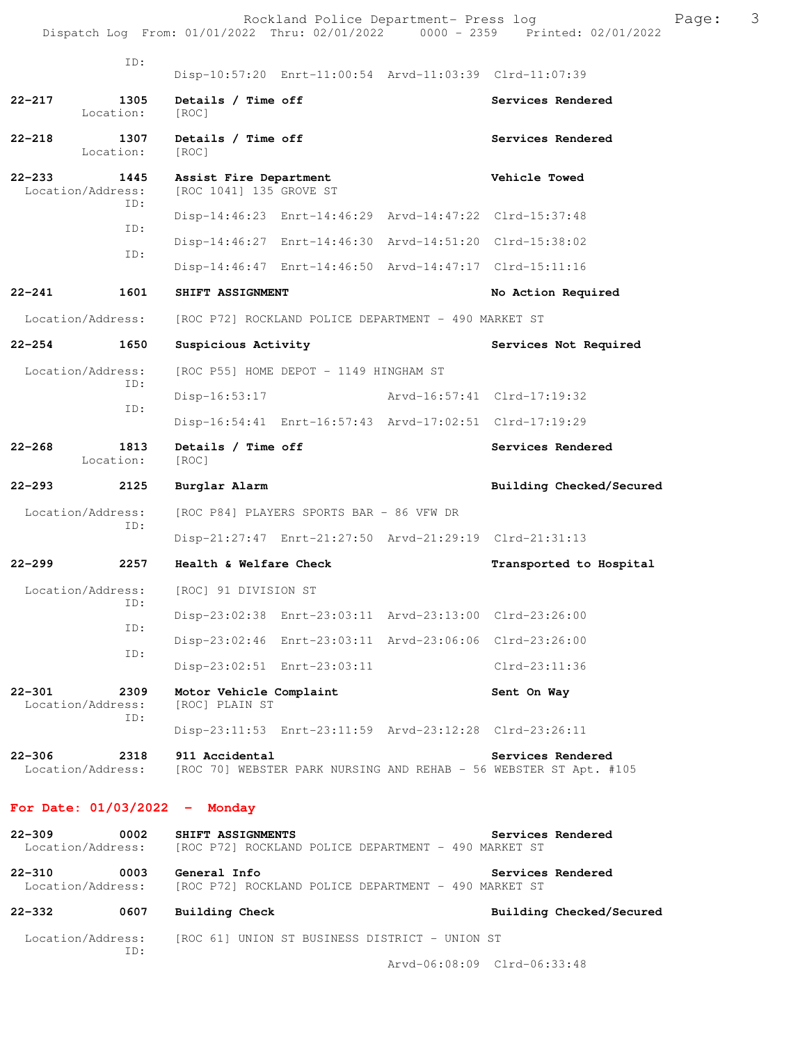ID: Disp-10:57:20 Enrt-11:00:54 Arvd-11:03:39 Clrd-11:07:39

**22-217** 1305 **Details / Time off** **Services Rendered**
Location: [ROC]

**22-218** 1307 **Details / Time off** **Services Rendered**
Location: [ROC]

**22-233** 1445 **Assist Fire Department** **Vehicle Towed**
Location/Address: [ROC 1041] 135 GROVE ST
ID: Disp-14:46:23 Enrt-14:46:29 Arvd-14:47:22 Clrd-15:37:48
ID: Disp-14:46:27 Enrt-14:46:30 Arvd-14:51:20 Clrd-15:38:02
ID: Disp-14:46:47 Enrt-14:46:50 Arvd-14:47:17 Clrd-15:11:16

**22-241** 1601 **SHIFT ASSIGNMENT** **No Action Required**
Location/Address: [ROC P72] ROCKLAND POLICE DEPARTMENT - 490 MARKET ST

**22-254** 1650 **Suspicious Activity** **Services Not Required**
Location/Address: [ROC P55] HOME DEPOT - 1149 HINGHAM ST
ID: Disp-16:53:17 Arvd-16:57:41 Clrd-17:19:32
ID: Disp-16:54:41 Enrt-16:57:43 Arvd-17:02:51 Clrd-17:19:29

**22-268** 1813 **Details / Time off** **Services Rendered**
Location: [ROC]

**22-293** 2125 **Burglar Alarm** **Building Checked/Secured**
Location/Address: [ROC P84] PLAYERS SPORTS BAR - 86 VFW DR
ID: Disp-21:27:47 Enrt-21:27:50 Arvd-21:29:19 Clrd-21:31:13

**22-299** 2257 **Health & Welfare Check** **Transported to Hospital**
Location/Address: [ROC] 91 DIVISION ST
ID: Disp-23:02:38 Enrt-23:03:11 Arvd-23:13:00 Clrd-23:26:00
ID: Disp-23:02:46 Enrt-23:03:11 Arvd-23:06:06 Clrd-23:26:00
ID: Disp-23:02:51 Enrt-23:03:11 Clrd-23:11:36

**22-301** 2309 **Motor Vehicle Complaint** **Sent On Way**
Location/Address: [ROC] PLAIN ST
ID: Disp-23:11:53 Enrt-23:11:59 Arvd-23:12:28 Clrd-23:26:11

**22-306** 2318 **911 Accidental** **Services Rendered**
Location/Address: [ROC 70] WEBSTER PARK NURSING AND REHAB - 56 WEBSTER ST Apt. #105

## For Date: 01/03/2022 - Monday

**22-309** 0002 **SHIFT ASSIGNMENTS** **Services Rendered**
Location/Address: [ROC P72] ROCKLAND POLICE DEPARTMENT - 490 MARKET ST

**22-310** 0003 **General Info** **Services Rendered**
Location/Address: [ROC P72] ROCKLAND POLICE DEPARTMENT - 490 MARKET ST

**22-332** 0607 **Building Check** **Building Checked/Secured**
Location/Address: [ROC 61] UNION ST BUSINESS DISTRICT - UNION ST
ID: Arvd-06:08:09 Clrd-06:33:48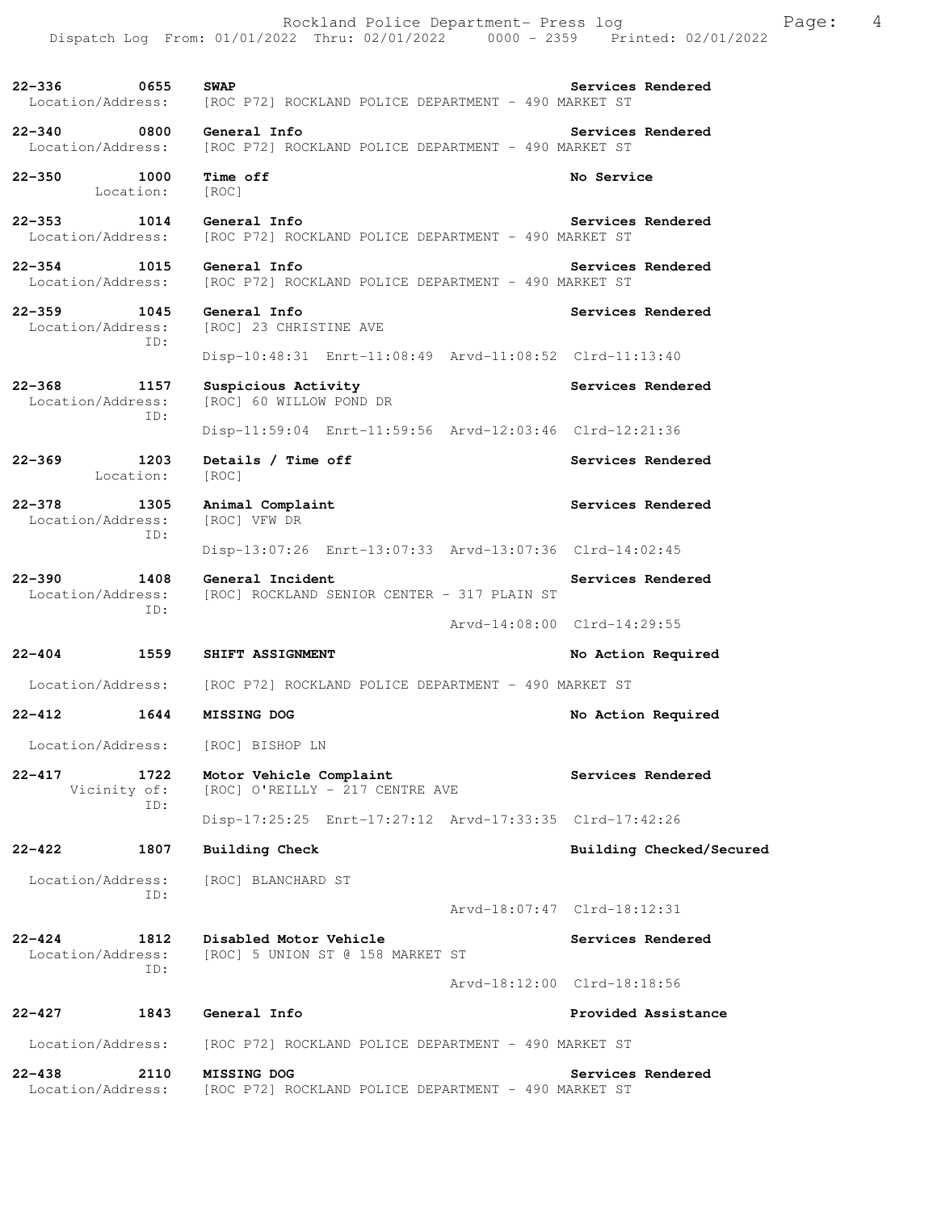22-336 0655 **SWAP** Services Rendered
Location/Address: [ROC P72] ROCKLAND POLICE DEPARTMENT - 490 MARKET ST

22-340 0800 **General Info** Services Rendered
Location/Address: [ROC P72] ROCKLAND POLICE DEPARTMENT - 490 MARKET ST

22-350 1000 **Time off** No Service
Location: [ROC]

22-353 1014 **General Info** Services Rendered
Location/Address: [ROC P72] ROCKLAND POLICE DEPARTMENT - 490 MARKET ST

22-354 1015 **General Info** Services Rendered
Location/Address: [ROC P72] ROCKLAND POLICE DEPARTMENT - 490 MARKET ST

22-359 1045 **General Info** Services Rendered
Location/Address: [ROC] 23 CHRISTINE AVE
ID:
Disp-10:48:31 Enrt-11:08:49 Arvd-11:08:52 Clrd-11:13:40

22-368 1157 **Suspicious Activity** Services Rendered
Location/Address: [ROC] 60 WILLOW POND DR
ID:
Disp-11:59:04 Enrt-11:59:56 Arvd-12:03:46 Clrd-12:21:36

22-369 1203 **Details / Time off** Services Rendered
Location: [ROC]

22-378 1305 **Animal Complaint** Services Rendered
Location/Address: [ROC] VFW DR
ID:
Disp-13:07:26 Enrt-13:07:33 Arvd-13:07:36 Clrd-14:02:45

22-390 1408 **General Incident** Services Rendered
Location/Address: [ROC] ROCKLAND SENIOR CENTER - 317 PLAIN ST
ID:
Arvd-14:08:00 Clrd-14:29:55

22-404 1559 **SHIFT ASSIGNMENT** No Action Required
Location/Address: [ROC P72] ROCKLAND POLICE DEPARTMENT - 490 MARKET ST

22-412 1644 **MISSING DOG** No Action Required
Location/Address: [ROC] BISHOP LN

22-417 1722 **Motor Vehicle Complaint** Services Rendered
Vicinity of: [ROC] O'REILLY - 217 CENTRE AVE
ID:
Disp-17:25:25 Enrt-17:27:12 Arvd-17:33:35 Clrd-17:42:26

22-422 1807 **Building Check** Building Checked/Secured
Location/Address: [ROC] BLANCHARD ST
ID:
Arvd-18:07:47 Clrd-18:12:31

22-424 1812 **Disabled Motor Vehicle** Services Rendered
Location/Address: [ROC] 5 UNION ST @ 158 MARKET ST
ID:
Arvd-18:12:00 Clrd-18:18:56

22-427 1843 **General Info** Provided Assistance
Location/Address: [ROC P72] ROCKLAND POLICE DEPARTMENT - 490 MARKET ST

22-438 2110 **MISSING DOG** Services Rendered
Location/Address: [ROC P72] ROCKLAND POLICE DEPARTMENT - 490 MARKET ST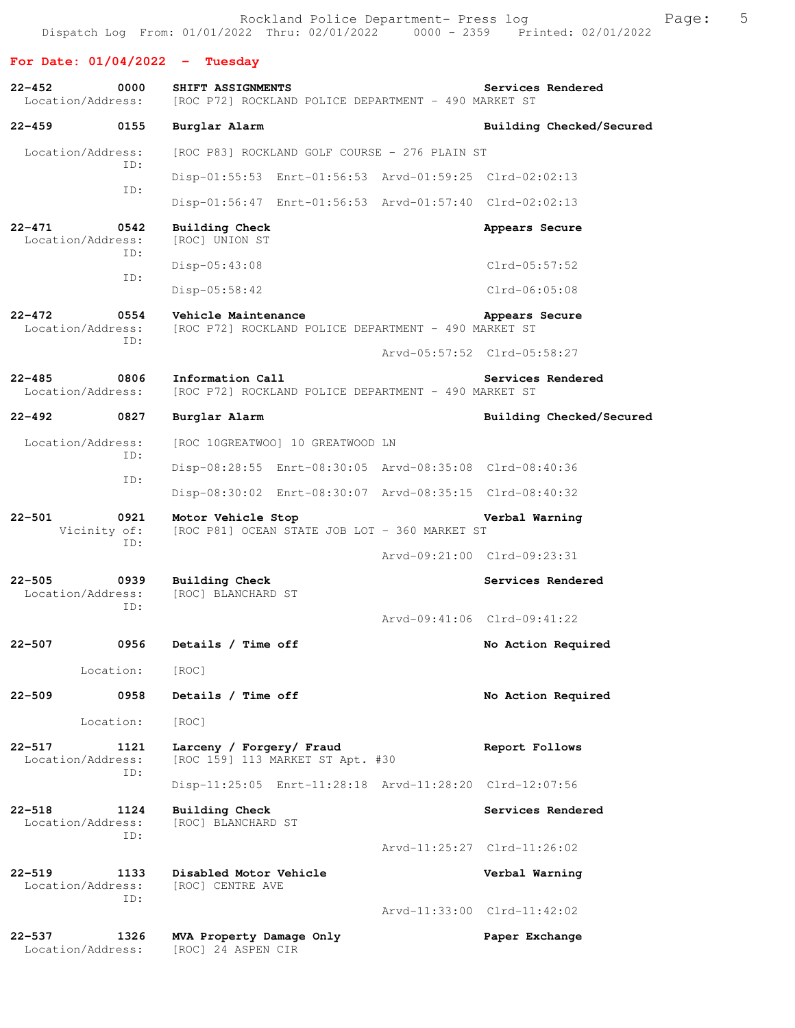## For Date: 01/04/2022 - Tuesday

**22-452 0000 SHIFT ASSIGNMENTS** — Services Rendered
Location/Address: [ROC P72] ROCKLAND POLICE DEPARTMENT - 490 MARKET ST

**22-459 0155 Burglar Alarm** — Building Checked/Secured
Location/Address: [ROC P83] ROCKLAND GOLF COURSE - 276 PLAIN ST
ID: Disp-01:55:53 Enrt-01:56:53 Arvd-01:59:25 Clrd-02:02:13
ID: Disp-01:56:47 Enrt-01:56:53 Arvd-01:57:40 Clrd-02:02:13

**22-471 0542 Building Check** — Appears Secure
Location/Address: [ROC] UNION ST
ID: Disp-05:43:08 Clrd-05:57:52
ID: Disp-05:58:42 Clrd-06:05:08

**22-472 0554 Vehicle Maintenance** — Appears Secure
Location/Address: [ROC P72] ROCKLAND POLICE DEPARTMENT - 490 MARKET ST
ID: Arvd-05:57:52 Clrd-05:58:27

**22-485 0806 Information Call** — Services Rendered
Location/Address: [ROC P72] ROCKLAND POLICE DEPARTMENT - 490 MARKET ST

**22-492 0827 Burglar Alarm** — Building Checked/Secured
Location/Address: [ROC 10GREATWOO] 10 GREATWOOD LN
ID: Disp-08:28:55 Enrt-08:30:05 Arvd-08:35:08 Clrd-08:40:36
ID: Disp-08:30:02 Enrt-08:30:07 Arvd-08:35:15 Clrd-08:40:32

**22-501 0921 Motor Vehicle Stop** — Verbal Warning
Vicinity of: [ROC P81] OCEAN STATE JOB LOT - 360 MARKET ST
ID: Arvd-09:21:00 Clrd-09:23:31

**22-505 0939 Building Check** — Services Rendered
Location/Address: [ROC] BLANCHARD ST
ID: Arvd-09:41:06 Clrd-09:41:22

**22-507 0956 Details / Time off** — No Action Required
Location: [ROC]

**22-509 0958 Details / Time off** — No Action Required
Location: [ROC]

**22-517 1121 Larceny / Forgery/ Fraud** — Report Follows
Location/Address: [ROC 159] 113 MARKET ST Apt. #30
ID: Disp-11:25:05 Enrt-11:28:18 Arvd-11:28:20 Clrd-12:07:56

**22-518 1124 Building Check** — Services Rendered
Location/Address: [ROC] BLANCHARD ST
ID: Arvd-11:25:27 Clrd-11:26:02

**22-519 1133 Disabled Motor Vehicle** — Verbal Warning
Location/Address: [ROC] CENTRE AVE
ID: Arvd-11:33:00 Clrd-11:42:02

**22-537 1326 MVA Property Damage Only** — Paper Exchange
Location/Address: [ROC] 24 ASPEN CIR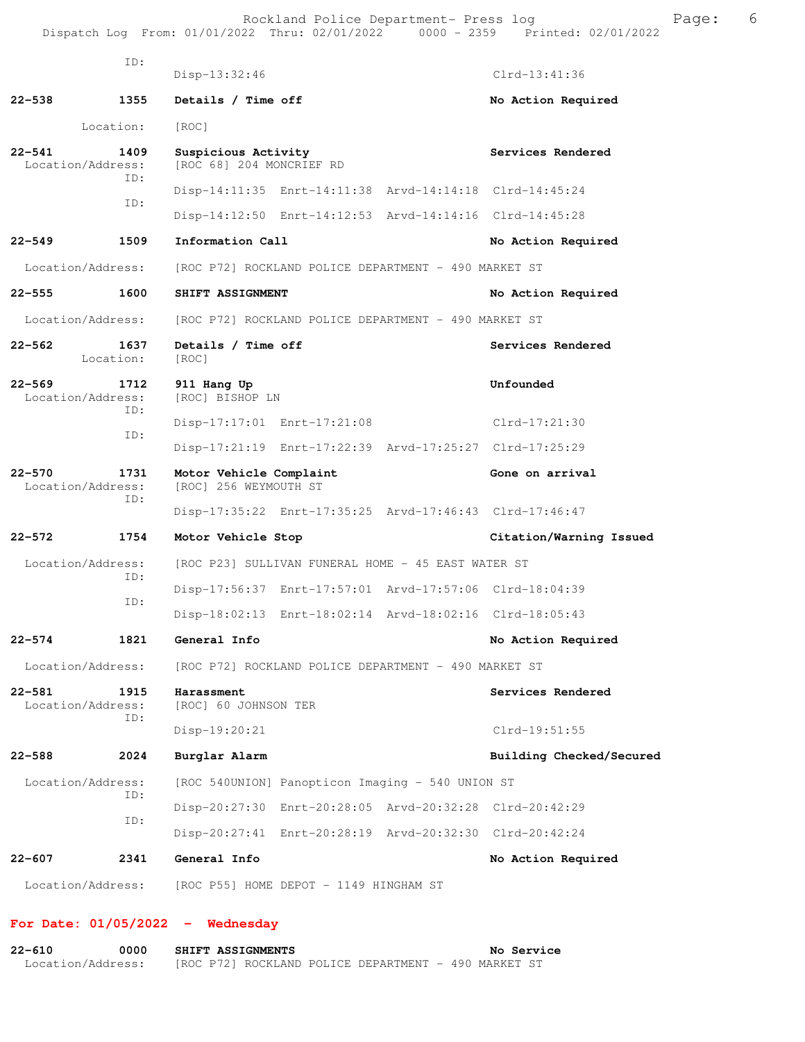ID:
Disp-13:32:46 Clrd-13:41:36

**22-538 1355 Details / Time off** **No Action Required**
Location: [ROC]

**22-541 1409 Suspicious Activity** **Services Rendered**
Location/Address: [ROC 68] 204 MONCRIEF RD
ID:
Disp-14:11:35 Enrt-14:11:38 Arvd-14:14:18 Clrd-14:45:24
ID:
Disp-14:12:50 Enrt-14:12:53 Arvd-14:14:16 Clrd-14:45:28

**22-549 1509 Information Call** **No Action Required**
Location/Address: [ROC P72] ROCKLAND POLICE DEPARTMENT - 490 MARKET ST

**22-555 1600 SHIFT ASSIGNMENT** **No Action Required**
Location/Address: [ROC P72] ROCKLAND POLICE DEPARTMENT - 490 MARKET ST

**22-562 1637 Details / Time off** **Services Rendered**
Location: [ROC]

**22-569 1712 911 Hang Up** **Unfounded**
Location/Address: [ROC] BISHOP LN
ID:
Disp-17:17:01 Enrt-17:21:08 Clrd-17:21:30
ID:
Disp-17:21:19 Enrt-17:22:39 Arvd-17:25:27 Clrd-17:25:29

**22-570 1731 Motor Vehicle Complaint** **Gone on arrival**
Location/Address: [ROC] 256 WEYMOUTH ST
ID:
Disp-17:35:22 Enrt-17:35:25 Arvd-17:46:43 Clrd-17:46:47

**22-572 1754 Motor Vehicle Stop** **Citation/Warning Issued**
Location/Address: [ROC P23] SULLIVAN FUNERAL HOME - 45 EAST WATER ST
ID:
Disp-17:56:37 Enrt-17:57:01 Arvd-17:57:06 Clrd-18:04:39
ID:
Disp-18:02:13 Enrt-18:02:14 Arvd-18:02:16 Clrd-18:05:43

**22-574 1821 General Info** **No Action Required**
Location/Address: [ROC P72] ROCKLAND POLICE DEPARTMENT - 490 MARKET ST

**22-581 1915 Harassment** **Services Rendered**
Location/Address: [ROC] 60 JOHNSON TER
ID:
Disp-19:20:21 Clrd-19:51:55

**22-588 2024 Burglar Alarm** **Building Checked/Secured**
Location/Address: [ROC 540UNION] Panopticon Imaging - 540 UNION ST
ID:
Disp-20:27:30 Enrt-20:28:05 Arvd-20:32:28 Clrd-20:42:29
ID:
Disp-20:27:41 Enrt-20:28:19 Arvd-20:32:30 Clrd-20:42:24

**22-607 2341 General Info** **No Action Required**
Location/Address: [ROC P55] HOME DEPOT - 1149 HINGHAM ST

## For Date: 01/05/2022 - Wednesday

**22-610 0000 SHIFT ASSIGNMENTS** **No Service**
Location/Address: [ROC P72] ROCKLAND POLICE DEPARTMENT - 490 MARKET ST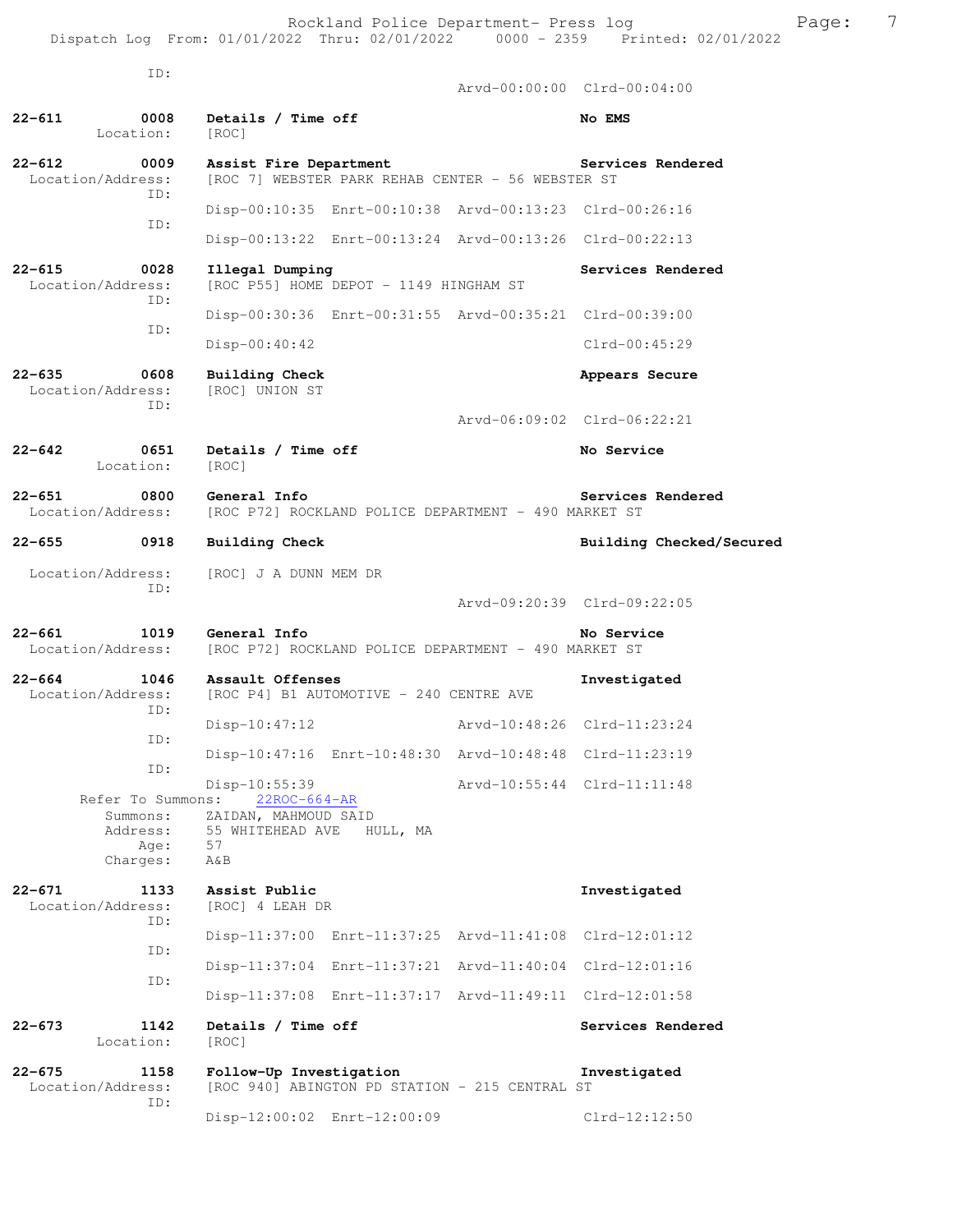```
        ID:
                                              Arvd-00:00:00  Clrd-00:04:00

22-611        0008    Details / Time off                       No EMS
         Location:    [ROC]

22-612        0009    Assist Fire Department                   Services Rendered
  Location/Address:   [ROC 7] WEBSTER PARK REHAB CENTER - 56 WEBSTER ST
               ID:
                      Disp-00:10:35  Enrt-00:10:38  Arvd-00:13:23  Clrd-00:26:16
               ID:
                      Disp-00:13:22  Enrt-00:13:24  Arvd-00:13:26  Clrd-00:22:13

22-615        0028    Illegal Dumping                          Services Rendered
  Location/Address:   [ROC P55] HOME DEPOT - 1149 HINGHAM ST
               ID:
                      Disp-00:30:36  Enrt-00:31:55  Arvd-00:35:21  Clrd-00:39:00
               ID:
                      Disp-00:40:42                                Clrd-00:45:29

22-635        0608    Building Check                           Appears Secure
  Location/Address:   [ROC] UNION ST
               ID:
                                                    Arvd-06:09:02  Clrd-06:22:21

22-642        0651    Details / Time off                       No Service
         Location:    [ROC]

22-651        0800    General Info                             Services Rendered
  Location/Address:   [ROC P72] ROCKLAND POLICE DEPARTMENT - 490 MARKET ST

22-655        0918    Building Check                           Building Checked/Secured

  Location/Address:   [ROC] J A DUNN MEM DR
               ID:
                                                    Arvd-09:20:39  Clrd-09:22:05

22-661        1019    General Info                             No Service
  Location/Address:   [ROC P72] ROCKLAND POLICE DEPARTMENT - 490 MARKET ST

22-664        1046    Assault Offenses                         Investigated
  Location/Address:   [ROC P4] B1 AUTOMOTIVE - 240 CENTRE AVE
               ID:
                      Disp-10:47:12                 Arvd-10:48:26  Clrd-11:23:24
               ID:
                      Disp-10:47:16  Enrt-10:48:30  Arvd-10:48:48  Clrd-11:23:19
               ID:
                      Disp-10:55:39                 Arvd-10:55:44  Clrd-11:11:48
      Refer To Summons:    22ROC-664-AR
           Summons:   ZAIDAN, MAHMOUD SAID
           Address:   55 WHITEHEAD AVE   HULL, MA
               Age:   57
           Charges:   A&B

22-671        1133    Assist Public                            Investigated
  Location/Address:   [ROC] 4 LEAH DR
               ID:
                      Disp-11:37:00  Enrt-11:37:25  Arvd-11:41:08  Clrd-12:01:12
               ID:
                      Disp-11:37:04  Enrt-11:37:21  Arvd-11:40:04  Clrd-12:01:16
               ID:
                      Disp-11:37:08  Enrt-11:37:17  Arvd-11:49:11  Clrd-12:01:58

22-673        1142    Details / Time off                       Services Rendered
         Location:    [ROC]

22-675        1158    Follow-Up Investigation                  Investigated
  Location/Address:   [ROC 940] ABINGTON PD STATION - 215 CENTRAL ST
               ID:
                      Disp-12:00:02  Enrt-12:00:09                 Clrd-12:12:50
```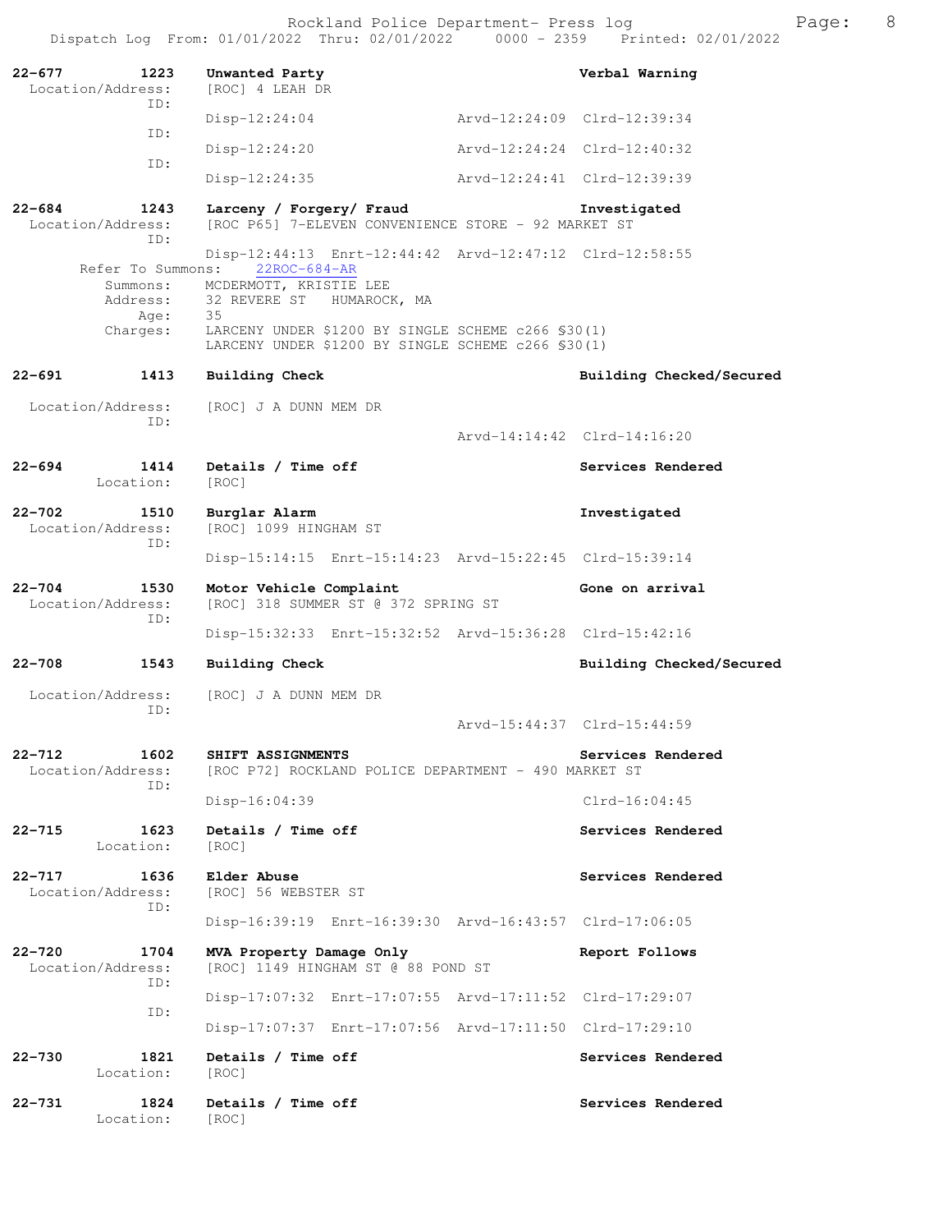**22-677 1223 Unwanted Party — Verbal Warning**

Location/Address: [ROC] 4 LEAH DR

ID:
Disp-12:24:04 Arvd-12:24:09 Clrd-12:39:34

ID:
Disp-12:24:20 Arvd-12:24:24 Clrd-12:40:32

ID:
Disp-12:24:35 Arvd-12:24:41 Clrd-12:39:39

**22-684 1243 Larceny / Forgery/ Fraud — Investigated**

Location/Address: [ROC P65] 7-ELEVEN CONVENIENCE STORE - 92 MARKET ST

ID:
Disp-12:44:13 Enrt-12:44:42 Arvd-12:47:12 Clrd-12:58:55

Refer To Summons: 22ROC-684-AR

Summons: MCDERMOTT, KRISTIE LEE
Address: 32 REVERE ST HUMAROCK, MA
Age: 35
Charges: LARCENY UNDER $1200 BY SINGLE SCHEME c266 §30(1)
LARCENY UNDER $1200 BY SINGLE SCHEME c266 §30(1)

**22-691 1413 Building Check — Building Checked/Secured**

Location/Address: [ROC] J A DUNN MEM DR

ID:
Arvd-14:14:42 Clrd-14:16:20

**22-694 1414 Details / Time off — Services Rendered**

Location: [ROC]

**22-702 1510 Burglar Alarm — Investigated**

Location/Address: [ROC] 1099 HINGHAM ST

ID:
Disp-15:14:15 Enrt-15:14:23 Arvd-15:22:45 Clrd-15:39:14

**22-704 1530 Motor Vehicle Complaint — Gone on arrival**

Location/Address: [ROC] 318 SUMMER ST @ 372 SPRING ST

ID:
Disp-15:32:33 Enrt-15:32:52 Arvd-15:36:28 Clrd-15:42:16

**22-708 1543 Building Check — Building Checked/Secured**

Location/Address: [ROC] J A DUNN MEM DR

ID:
Arvd-15:44:37 Clrd-15:44:59

**22-712 1602 SHIFT ASSIGNMENTS — Services Rendered**

Location/Address: [ROC P72] ROCKLAND POLICE DEPARTMENT - 490 MARKET ST

ID:
Disp-16:04:39 Clrd-16:04:45

**22-715 1623 Details / Time off — Services Rendered**

Location: [ROC]

**22-717 1636 Elder Abuse — Services Rendered**

Location/Address: [ROC] 56 WEBSTER ST

ID:
Disp-16:39:19 Enrt-16:39:30 Arvd-16:43:57 Clrd-17:06:05

**22-720 1704 MVA Property Damage Only — Report Follows**

Location/Address: [ROC] 1149 HINGHAM ST @ 88 POND ST

ID:
Disp-17:07:32 Enrt-17:07:55 Arvd-17:11:52 Clrd-17:29:07

ID:
Disp-17:07:37 Enrt-17:07:56 Arvd-17:11:50 Clrd-17:29:10

**22-730 1821 Details / Time off — Services Rendered**

Location: [ROC]

**22-731 1824 Details / Time off — Services Rendered**

Location: [ROC]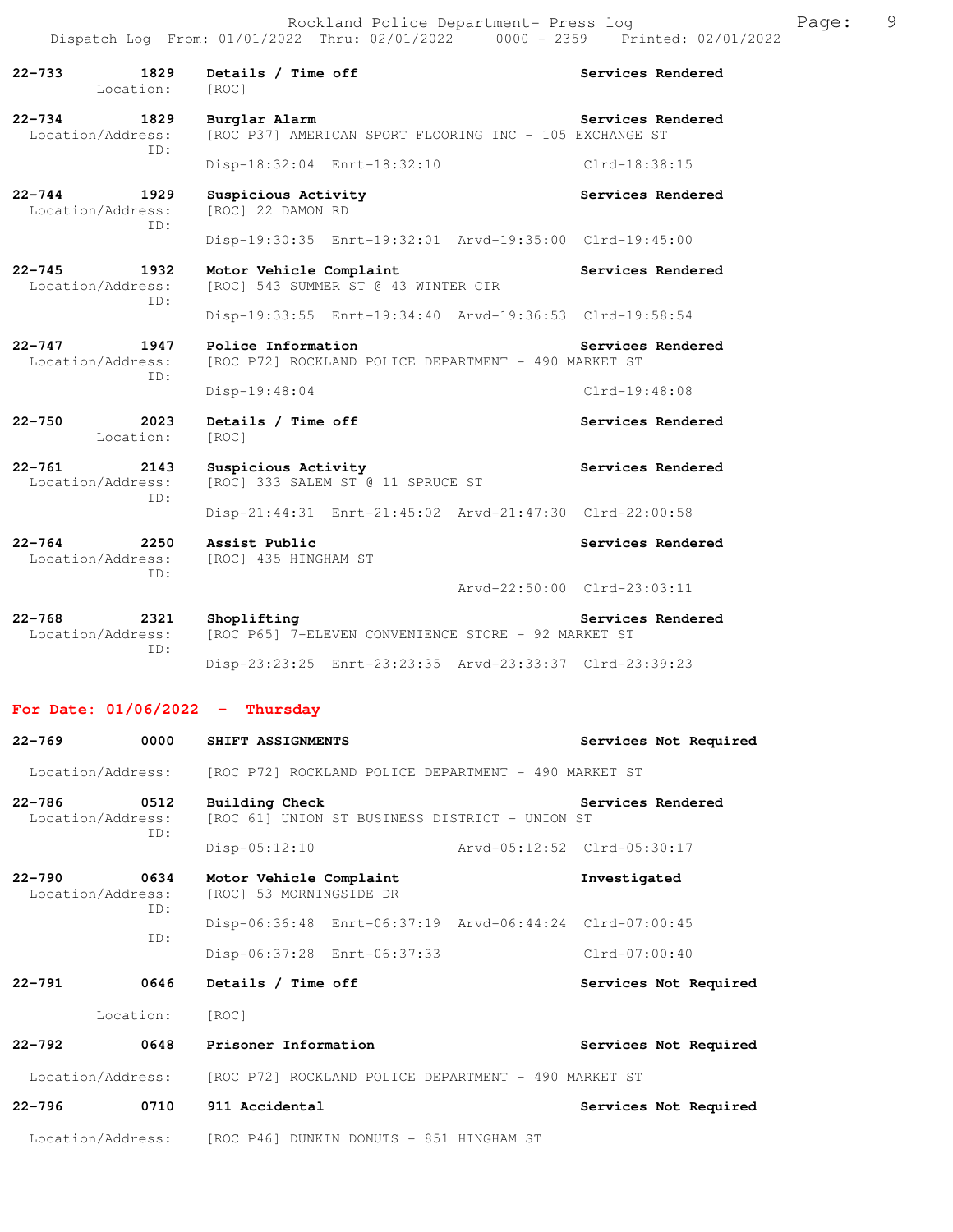**22-733** 1829 **Details / Time off** Services Rendered
Location: [ROC]

**22-734** 1829 **Burglar Alarm** Services Rendered
Location/Address: [ROC P37] AMERICAN SPORT FLOORING INC - 105 EXCHANGE ST
ID:
Disp-18:32:04 Enrt-18:32:10 Clrd-18:38:15

**22-744** 1929 **Suspicious Activity** Services Rendered
Location/Address: [ROC] 22 DAMON RD
ID:
Disp-19:30:35 Enrt-19:32:01 Arvd-19:35:00 Clrd-19:45:00

**22-745** 1932 **Motor Vehicle Complaint** Services Rendered
Location/Address: [ROC] 543 SUMMER ST @ 43 WINTER CIR
ID:
Disp-19:33:55 Enrt-19:34:40 Arvd-19:36:53 Clrd-19:58:54

**22-747** 1947 **Police Information** Services Rendered
Location/Address: [ROC P72] ROCKLAND POLICE DEPARTMENT - 490 MARKET ST
ID:
Disp-19:48:04 Clrd-19:48:08

**22-750** 2023 **Details / Time off** Services Rendered
Location: [ROC]

**22-761** 2143 **Suspicious Activity** Services Rendered
Location/Address: [ROC] 333 SALEM ST @ 11 SPRUCE ST
ID:
Disp-21:44:31 Enrt-21:45:02 Arvd-21:47:30 Clrd-22:00:58

**22-764** 2250 **Assist Public** Services Rendered
Location/Address: [ROC] 435 HINGHAM ST
ID:
Arvd-22:50:00 Clrd-23:03:11

**22-768** 2321 **Shoplifting** Services Rendered
Location/Address: [ROC P65] 7-ELEVEN CONVENIENCE STORE - 92 MARKET ST
ID:
Disp-23:23:25 Enrt-23:23:35 Arvd-23:33:37 Clrd-23:39:23

## For Date: 01/06/2022 - Thursday

**22-769** 0000 **SHIFT ASSIGNMENTS** Services Not Required
Location/Address: [ROC P72] ROCKLAND POLICE DEPARTMENT - 490 MARKET ST

**22-786** 0512 **Building Check** Services Rendered
Location/Address: [ROC 61] UNION ST BUSINESS DISTRICT - UNION ST
ID:
Disp-05:12:10 Arvd-05:12:52 Clrd-05:30:17

**22-790** 0634 **Motor Vehicle Complaint** Investigated
Location/Address: [ROC] 53 MORNINGSIDE DR
ID:
Disp-06:36:48 Enrt-06:37:19 Arvd-06:44:24 Clrd-07:00:45
ID:
Disp-06:37:28 Enrt-06:37:33 Clrd-07:00:40

**22-791** 0646 **Details / Time off** Services Not Required
Location: [ROC]

**22-792** 0648 **Prisoner Information** Services Not Required
Location/Address: [ROC P72] ROCKLAND POLICE DEPARTMENT - 490 MARKET ST

**22-796** 0710 **911 Accidental** Services Not Required
Location/Address: [ROC P46] DUNKIN DONUTS - 851 HINGHAM ST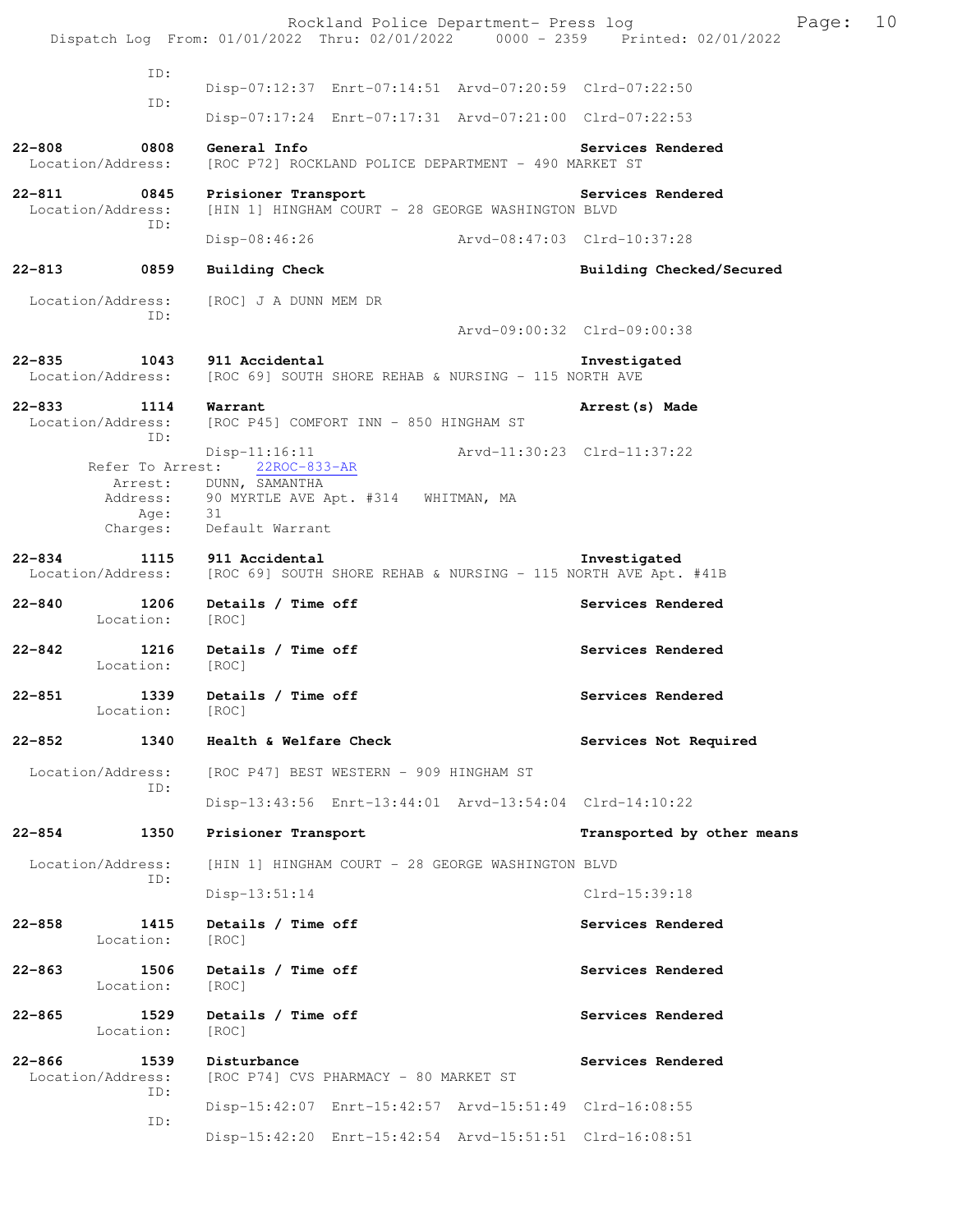ID:
Disp-07:12:37 Enrt-07:14:51 Arvd-07:20:59 Clrd-07:22:50

ID:
Disp-07:17:24 Enrt-07:17:31 Arvd-07:21:00 Clrd-07:22:53

**22-808 0808 General Info — Services Rendered**
Location/Address: [ROC P72] ROCKLAND POLICE DEPARTMENT - 490 MARKET ST

**22-811 0845 Prisioner Transport — Services Rendered**
Location/Address: [HIN 1] HINGHAM COURT - 28 GEORGE WASHINGTON BLVD
ID:
Disp-08:46:26 Arvd-08:47:03 Clrd-10:37:28

**22-813 0859 Building Check — Building Checked/Secured**
Location/Address: [ROC] J A DUNN MEM DR
ID:
Arvd-09:00:32 Clrd-09:00:38

**22-835 1043 911 Accidental — Investigated**
Location/Address: [ROC 69] SOUTH SHORE REHAB & NURSING - 115 NORTH AVE

**22-833 1114 Warrant — Arrest(s) Made**
Location/Address: [ROC P45] COMFORT INN - 850 HINGHAM ST
ID:
Disp-11:16:11 Arvd-11:30:23 Clrd-11:37:22
Refer To Arrest: 22ROC-833-AR
Arrest: DUNN, SAMANTHA
Address: 90 MYRTLE AVE Apt. #314 WHITMAN, MA
Age: 31
Charges: Default Warrant

**22-834 1115 911 Accidental — Investigated**
Location/Address: [ROC 69] SOUTH SHORE REHAB & NURSING - 115 NORTH AVE Apt. #41B

**22-840 1206 Details / Time off — Services Rendered**
Location: [ROC]

**22-842 1216 Details / Time off — Services Rendered**
Location: [ROC]

**22-851 1339 Details / Time off — Services Rendered**
Location: [ROC]

**22-852 1340 Health & Welfare Check — Services Not Required**
Location/Address: [ROC P47] BEST WESTERN - 909 HINGHAM ST
ID:
Disp-13:43:56 Enrt-13:44:01 Arvd-13:54:04 Clrd-14:10:22

**22-854 1350 Prisioner Transport — Transported by other means**
Location/Address: [HIN 1] HINGHAM COURT - 28 GEORGE WASHINGTON BLVD
ID:
Disp-13:51:14 Clrd-15:39:18

**22-858 1415 Details / Time off — Services Rendered**
Location: [ROC]

**22-863 1506 Details / Time off — Services Rendered**
Location: [ROC]

**22-865 1529 Details / Time off — Services Rendered**
Location: [ROC]

**22-866 1539 Disturbance — Services Rendered**
Location/Address: [ROC P74] CVS PHARMACY - 80 MARKET ST
ID:
Disp-15:42:07 Enrt-15:42:57 Arvd-15:51:49 Clrd-16:08:55
ID:
Disp-15:42:20 Enrt-15:42:54 Arvd-15:51:51 Clrd-16:08:51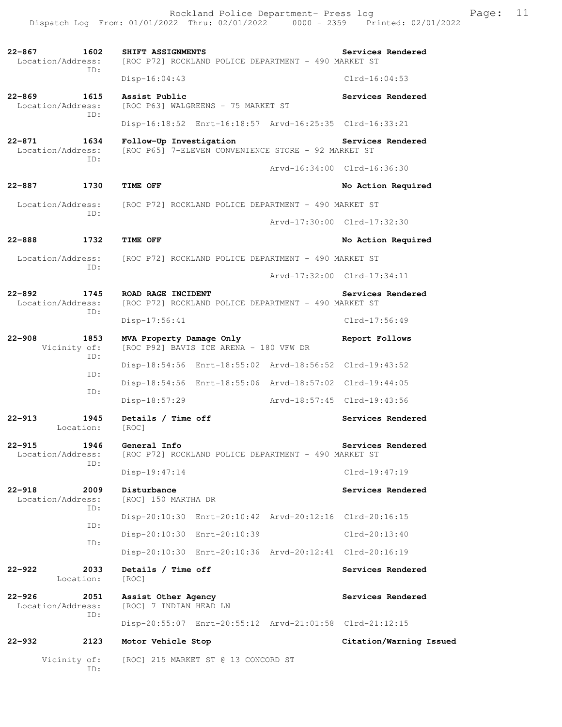**22-867 1602 SHIFT ASSIGNMENTS** — Services Rendered
Location/Address: [ROC P72] ROCKLAND POLICE DEPARTMENT - 490 MARKET ST
ID:
Disp-16:04:43 Clrd-16:04:53

**22-869 1615 Assist Public** — Services Rendered
Location/Address: [ROC P63] WALGREENS - 75 MARKET ST
ID:
Disp-16:18:52 Enrt-16:18:57 Arvd-16:25:35 Clrd-16:33:21

**22-871 1634 Follow-Up Investigation** — Services Rendered
Location/Address: [ROC P65] 7-ELEVEN CONVENIENCE STORE - 92 MARKET ST
ID:
Arvd-16:34:00 Clrd-16:36:30

**22-887 1730 TIME OFF** — No Action Required
Location/Address: [ROC P72] ROCKLAND POLICE DEPARTMENT - 490 MARKET ST
ID:
Arvd-17:30:00 Clrd-17:32:30

**22-888 1732 TIME OFF** — No Action Required
Location/Address: [ROC P72] ROCKLAND POLICE DEPARTMENT - 490 MARKET ST
ID:
Arvd-17:32:00 Clrd-17:34:11

**22-892 1745 ROAD RAGE INCIDENT** — Services Rendered
Location/Address: [ROC P72] ROCKLAND POLICE DEPARTMENT - 490 MARKET ST
ID:
Disp-17:56:41 Clrd-17:56:49

**22-908 1853 MVA Property Damage Only** — Report Follows
Vicinity of: [ROC P92] BAVIS ICE ARENA - 180 VFW DR
ID:
Disp-18:54:56 Enrt-18:55:02 Arvd-18:56:52 Clrd-19:43:52
ID:
Disp-18:54:56 Enrt-18:55:06 Arvd-18:57:02 Clrd-19:44:05
ID:
Disp-18:57:29 Arvd-18:57:45 Clrd-19:43:56

**22-913 1945 Details / Time off** — Services Rendered
Location: [ROC]

**22-915 1946 General Info** — Services Rendered
Location/Address: [ROC P72] ROCKLAND POLICE DEPARTMENT - 490 MARKET ST
ID:
Disp-19:47:14 Clrd-19:47:19

**22-918 2009 Disturbance** — Services Rendered
Location/Address: [ROC] 150 MARTHA DR
ID:
Disp-20:10:30 Enrt-20:10:42 Arvd-20:12:16 Clrd-20:16:15
ID:
Disp-20:10:30 Enrt-20:10:39 Clrd-20:13:40
ID:
Disp-20:10:30 Enrt-20:10:36 Arvd-20:12:41 Clrd-20:16:19

**22-922 2033 Details / Time off** — Services Rendered
Location: [ROC]

**22-926 2051 Assist Other Agency** — Services Rendered
Location/Address: [ROC] 7 INDIAN HEAD LN
ID:
Disp-20:55:07 Enrt-20:55:12 Arvd-21:01:58 Clrd-21:12:15

**22-932 2123 Motor Vehicle Stop** — Citation/Warning Issued
Vicinity of: [ROC] 215 MARKET ST @ 13 CONCORD ST
ID: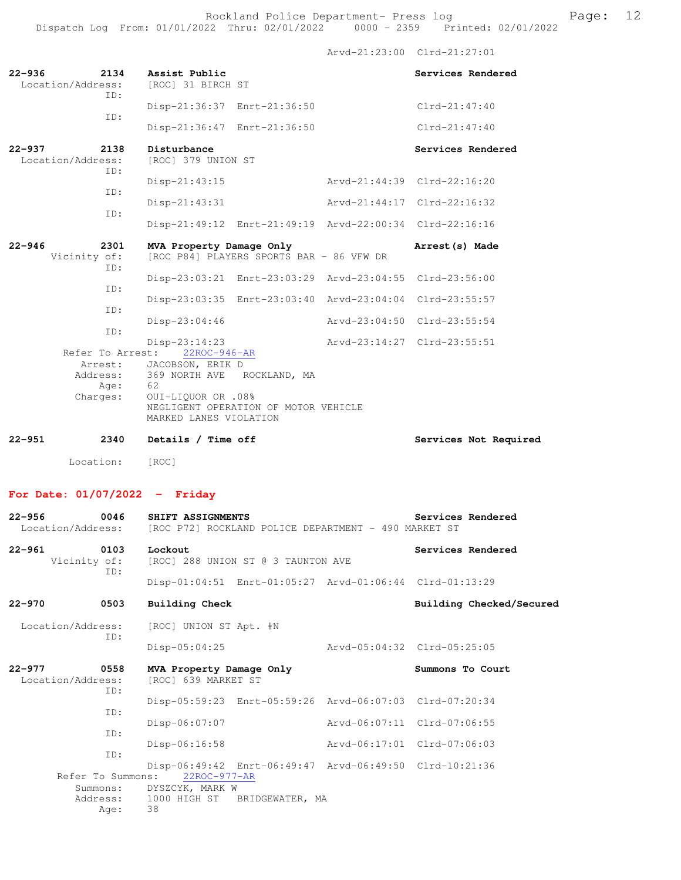Arvd-21:23:00 Clrd-21:27:01

**22-936** 2134 **Assist Public** **Services Rendered**
Location/Address: [ROC] 31 BIRCH ST
ID:
Disp-21:36:37 Enrt-21:36:50 Clrd-21:47:40
ID:
Disp-21:36:47 Enrt-21:36:50 Clrd-21:47:40

**22-937** 2138 **Disturbance** **Services Rendered**
Location/Address: [ROC] 379 UNION ST
ID:
Disp-21:43:15 Arvd-21:44:39 Clrd-22:16:20
ID:
Disp-21:43:31 Arvd-21:44:17 Clrd-22:16:32
ID:
Disp-21:49:12 Enrt-21:49:19 Arvd-22:00:34 Clrd-22:16:16

**22-946** 2301 **MVA Property Damage Only** **Arrest(s) Made**
Vicinity of: [ROC P84] PLAYERS SPORTS BAR - 86 VFW DR
ID:
Disp-23:03:21 Enrt-23:03:29 Arvd-23:04:55 Clrd-23:56:00
ID:
Disp-23:03:35 Enrt-23:03:40 Arvd-23:04:04 Clrd-23:55:57
ID:
Disp-23:04:46 Arvd-23:04:50 Clrd-23:55:54
ID:
Disp-23:14:23 Arvd-23:14:27 Clrd-23:55:51
Refer To Arrest: 22ROC-946-AR
Arrest: JACOBSON, ERIK D
Address: 369 NORTH AVE ROCKLAND, MA
Age: 62
Charges: OUI-LIQUOR OR .08%
NEGLIGENT OPERATION OF MOTOR VEHICLE
MARKED LANES VIOLATION

**22-951** 2340 **Details / Time off** **Services Not Required**
Location: [ROC]

## For Date: 01/07/2022 - Friday

**22-956** 0046 **SHIFT ASSIGNMENTS** **Services Rendered**
Location/Address: [ROC P72] ROCKLAND POLICE DEPARTMENT - 490 MARKET ST

**22-961** 0103 **Lockout** **Services Rendered**
Vicinity of: [ROC] 288 UNION ST @ 3 TAUNTON AVE
ID:
Disp-01:04:51 Enrt-01:05:27 Arvd-01:06:44 Clrd-01:13:29

**22-970** 0503 **Building Check** **Building Checked/Secured**
Location/Address: [ROC] UNION ST Apt. #N
ID:
Disp-05:04:25 Arvd-05:04:32 Clrd-05:25:05

**22-977** 0558 **MVA Property Damage Only** **Summons To Court**
Location/Address: [ROC] 639 MARKET ST
ID:
Disp-05:59:23 Enrt-05:59:26 Arvd-06:07:03 Clrd-07:20:34
ID:
Disp-06:07:07 Arvd-06:07:11 Clrd-07:06:55
ID:
Disp-06:16:58 Arvd-06:17:01 Clrd-07:06:03
ID:
Disp-06:49:42 Enrt-06:49:47 Arvd-06:49:50 Clrd-10:21:36
Refer To Summons: 22ROC-977-AR
Summons: DYSZCYK, MARK W
Address: 1000 HIGH ST BRIDGEWATER, MA
Age: 38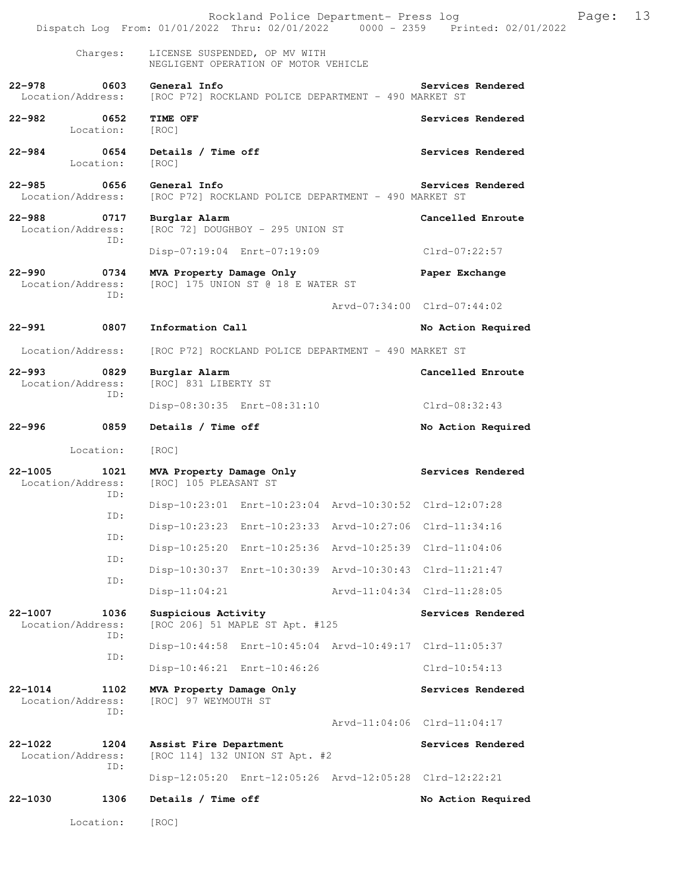Charges: LICENSE SUSPENDED, OP MV WITH
NEGLIGENT OPERATION OF MOTOR VEHICLE

**22-978 0603 General Info** — Services Rendered
Location/Address: [ROC P72] ROCKLAND POLICE DEPARTMENT - 490 MARKET ST

**22-982 0652 TIME OFF** — Services Rendered
Location: [ROC]

**22-984 0654 Details / Time off** — Services Rendered
Location: [ROC]

**22-985 0656 General Info** — Services Rendered
Location/Address: [ROC P72] ROCKLAND POLICE DEPARTMENT - 490 MARKET ST

**22-988 0717 Burglar Alarm** — Cancelled Enroute
Location/Address: [ROC 72] DOUGHBOY - 295 UNION ST
ID:
Disp-07:19:04 Enrt-07:19:09 Clrd-07:22:57

**22-990 0734 MVA Property Damage Only** — Paper Exchange
Location/Address: [ROC] 175 UNION ST @ 18 E WATER ST
ID:
Arvd-07:34:00 Clrd-07:44:02

**22-991 0807 Information Call** — No Action Required
Location/Address: [ROC P72] ROCKLAND POLICE DEPARTMENT - 490 MARKET ST

**22-993 0829 Burglar Alarm** — Cancelled Enroute
Location/Address: [ROC] 831 LIBERTY ST
ID:
Disp-08:30:35 Enrt-08:31:10 Clrd-08:32:43

**22-996 0859 Details / Time off** — No Action Required
Location: [ROC]

**22-1005 1021 MVA Property Damage Only** — Services Rendered
Location/Address: [ROC] 105 PLEASANT ST
ID:
Disp-10:23:01 Enrt-10:23:04 Arvd-10:30:52 Clrd-12:07:28
ID:
Disp-10:23:23 Enrt-10:23:33 Arvd-10:27:06 Clrd-11:34:16
ID:
Disp-10:25:20 Enrt-10:25:36 Arvd-10:25:39 Clrd-11:04:06
ID:
Disp-10:30:37 Enrt-10:30:39 Arvd-10:30:43 Clrd-11:21:47
ID:
Disp-11:04:21 Arvd-11:04:34 Clrd-11:28:05

**22-1007 1036 Suspicious Activity** — Services Rendered
Location/Address: [ROC 206] 51 MAPLE ST Apt. #125
ID:
Disp-10:44:58 Enrt-10:45:04 Arvd-10:49:17 Clrd-11:05:37
ID:
Disp-10:46:21 Enrt-10:46:26 Clrd-10:54:13

**22-1014 1102 MVA Property Damage Only** — Services Rendered
Location/Address: [ROC] 97 WEYMOUTH ST
ID:
Arvd-11:04:06 Clrd-11:04:17

**22-1022 1204 Assist Fire Department** — Services Rendered
Location/Address: [ROC 114] 132 UNION ST Apt. #2
ID:
Disp-12:05:20 Enrt-12:05:26 Arvd-12:05:28 Clrd-12:22:21

**22-1030 1306 Details / Time off** — No Action Required
Location: [ROC]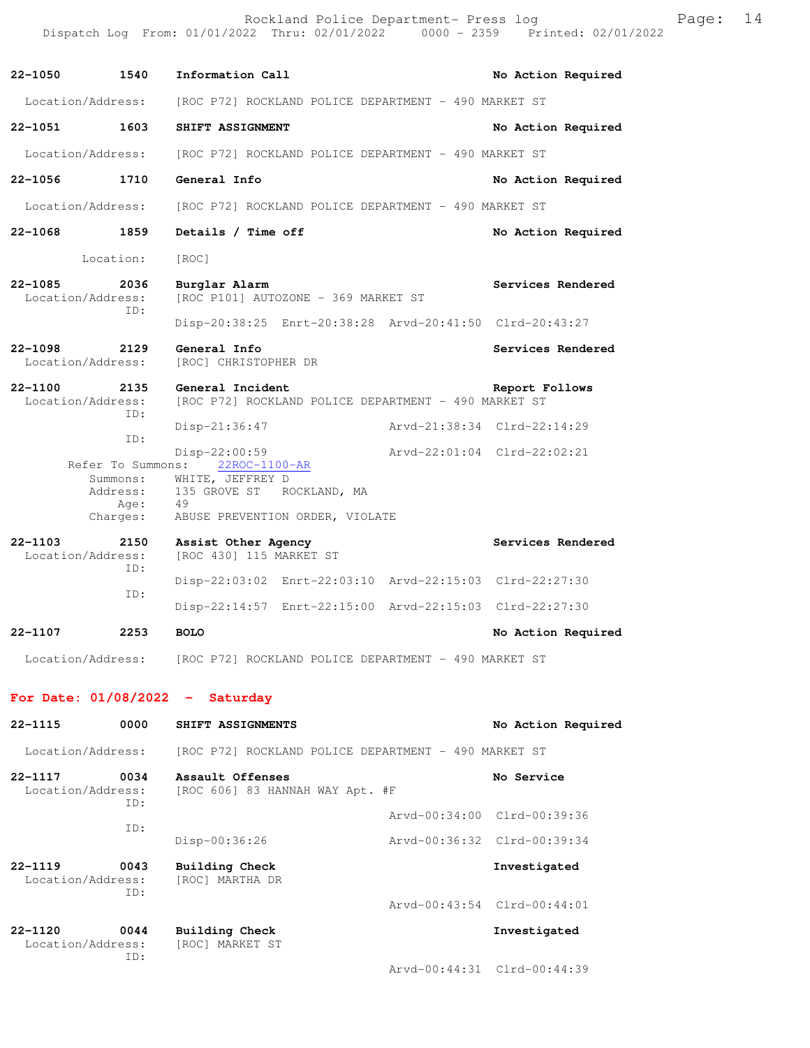| | | | |
|---|---|---|---|
| **22-1050** | **1540** | **Information Call** | **No Action Required** |
| Location/Address: | | [ROC P72] ROCKLAND POLICE DEPARTMENT - 490 MARKET ST | |
| **22-1051** | **1603** | **SHIFT ASSIGNMENT** | **No Action Required** |
| Location/Address: | | [ROC P72] ROCKLAND POLICE DEPARTMENT - 490 MARKET ST | |
| **22-1056** | **1710** | **General Info** | **No Action Required** |
| Location/Address: | | [ROC P72] ROCKLAND POLICE DEPARTMENT - 490 MARKET ST | |
| **22-1068** | **1859** | **Details / Time off** | **No Action Required** |
| Location: | | [ROC] | |

**22-1085** **2036** **Burglar Alarm** **Services Rendered**
Location/Address: [ROC P101] AUTOZONE - 369 MARKET ST
ID:
Disp-20:38:25 Enrt-20:38:28 Arvd-20:41:50 Clrd-20:43:27

**22-1098** **2129** **General Info** **Services Rendered**
Location/Address: [ROC] CHRISTOPHER DR

**22-1100** **2135** **General Incident** **Report Follows**
Location/Address: [ROC P72] ROCKLAND POLICE DEPARTMENT - 490 MARKET ST
ID:
Disp-21:36:47 Arvd-21:38:34 Clrd-22:14:29
ID:
Disp-22:00:59 Arvd-22:01:04 Clrd-22:02:21
Refer To Summons: 22ROC-1100-AR
Summons: WHITE, JEFFREY D
Address: 135 GROVE ST ROCKLAND, MA
Age: 49
Charges: ABUSE PREVENTION ORDER, VIOLATE

**22-1103** **2150** **Assist Other Agency** **Services Rendered**
Location/Address: [ROC 430] 115 MARKET ST
ID:
Disp-22:03:02 Enrt-22:03:10 Arvd-22:15:03 Clrd-22:27:30
ID:
Disp-22:14:57 Enrt-22:15:00 Arvd-22:15:03 Clrd-22:27:30

**22-1107** **2253** **BOLO** **No Action Required**
Location/Address: [ROC P72] ROCKLAND POLICE DEPARTMENT - 490 MARKET ST

## For Date: 01/08/2022 - Saturday

**22-1115** **0000** **SHIFT ASSIGNMENTS** **No Action Required**
Location/Address: [ROC P72] ROCKLAND POLICE DEPARTMENT - 490 MARKET ST

**22-1117** **0034** **Assault Offenses** **No Service**
Location/Address: [ROC 606] 83 HANNAH WAY Apt. #F
ID:
Arvd-00:34:00 Clrd-00:39:36
ID:
Disp-00:36:26 Arvd-00:36:32 Clrd-00:39:34

**22-1119** **0043** **Building Check** **Investigated**
Location/Address: [ROC] MARTHA DR
ID:
Arvd-00:43:54 Clrd-00:44:01

**22-1120** **0044** **Building Check** **Investigated**
Location/Address: [ROC] MARKET ST
ID:
Arvd-00:44:31 Clrd-00:44:39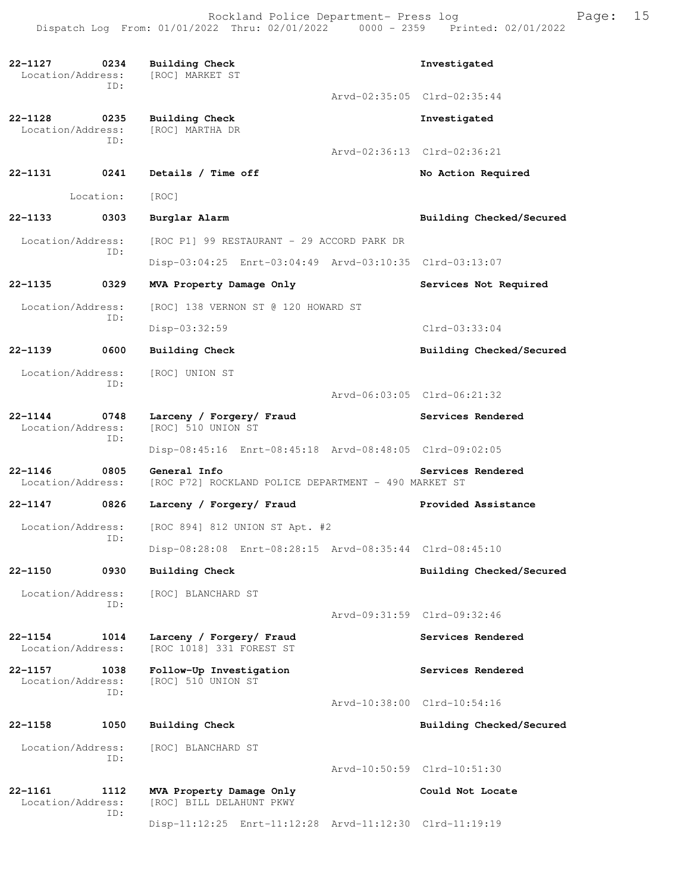| Call # | Time | Call Reason | Action |
|---|---|---|---|
| 22-1127 | 0234 | Building Check | Investigated |
| Location/Address: | | [ROC] MARKET ST | |
| ID: | | Arvd-02:35:05 Clrd-02:35:44 | |
| 22-1128 | 0235 | Building Check | Investigated |
| Location/Address: | | [ROC] MARTHA DR | |
| ID: | | Arvd-02:36:13 Clrd-02:36:21 | |
| 22-1131 | 0241 | Details / Time off | No Action Required |
| Location: | | [ROC] | |
| 22-1133 | 0303 | Burglar Alarm | Building Checked/Secured |
| Location/Address: | | [ROC P1] 99 RESTAURANT - 29 ACCORD PARK DR | |
| ID: | | Disp-03:04:25 Enrt-03:04:49 Arvd-03:10:35 Clrd-03:13:07 | |
| 22-1135 | 0329 | MVA Property Damage Only | Services Not Required |
| Location/Address: | | [ROC] 138 VERNON ST @ 120 HOWARD ST | |
| ID: | | Disp-03:32:59 Clrd-03:33:04 | |
| 22-1139 | 0600 | Building Check | Building Checked/Secured |
| Location/Address: | | [ROC] UNION ST | |
| ID: | | Arvd-06:03:05 Clrd-06:21:32 | |
| 22-1144 | 0748 | Larceny / Forgery/ Fraud | Services Rendered |
| Location/Address: | | [ROC] 510 UNION ST | |
| ID: | | Disp-08:45:16 Enrt-08:45:18 Arvd-08:48:05 Clrd-09:02:05 | |
| 22-1146 | 0805 | General Info | Services Rendered |
| Location/Address: | | [ROC P72] ROCKLAND POLICE DEPARTMENT - 490 MARKET ST | |
| 22-1147 | 0826 | Larceny / Forgery/ Fraud | Provided Assistance |
| Location/Address: | | [ROC 894] 812 UNION ST Apt. #2 | |
| ID: | | Disp-08:28:08 Enrt-08:28:15 Arvd-08:35:44 Clrd-08:45:10 | |
| 22-1150 | 0930 | Building Check | Building Checked/Secured |
| Location/Address: | | [ROC] BLANCHARD ST | |
| ID: | | Arvd-09:31:59 Clrd-09:32:46 | |
| 22-1154 | 1014 | Larceny / Forgery/ Fraud | Services Rendered |
| Location/Address: | | [ROC 1018] 331 FOREST ST | |
| 22-1157 | 1038 | Follow-Up Investigation | Services Rendered |
| Location/Address: | | [ROC] 510 UNION ST | |
| ID: | | Arvd-10:38:00 Clrd-10:54:16 | |
| 22-1158 | 1050 | Building Check | Building Checked/Secured |
| Location/Address: | | [ROC] BLANCHARD ST | |
| ID: | | Arvd-10:50:59 Clrd-10:51:30 | |
| 22-1161 | 1112 | MVA Property Damage Only | Could Not Locate |
| Location/Address: | | [ROC] BILL DELAHUNT PKWY | |
| ID: | | Disp-11:12:25 Enrt-11:12:28 Arvd-11:12:30 Clrd-11:19:19 | |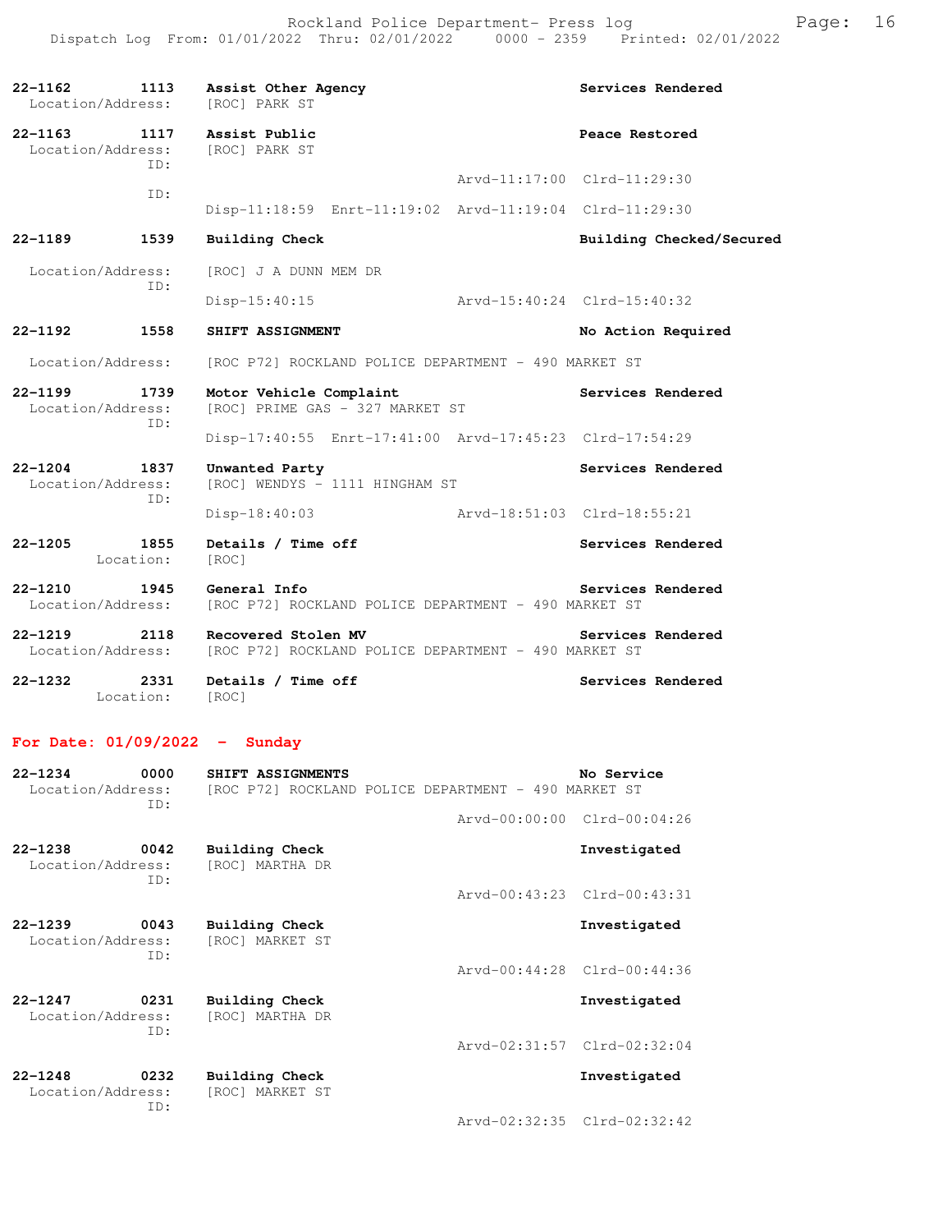| Call # | Time | Call Reason | | Action |
|---|---|---|---|---|
| 22-1162 | 1113 | Assist Other Agency | | Services Rendered |
| Location/Address: | | [ROC] PARK ST | | |
| 22-1163 | 1117 | Assist Public | | Peace Restored |
| Location/Address: | | [ROC] PARK ST | | |
| ID: | | | Arvd-11:17:00 | Clrd-11:29:30 |
| ID: | | Disp-11:18:59 Enrt-11:19:02 | Arvd-11:19:04 | Clrd-11:29:30 |
| 22-1189 | 1539 | Building Check | | Building Checked/Secured |
| Location/Address: | | [ROC] J A DUNN MEM DR | | |
| ID: | | Disp-15:40:15 | Arvd-15:40:24 | Clrd-15:40:32 |
| 22-1192 | 1558 | SHIFT ASSIGNMENT | | No Action Required |
| Location/Address: | | [ROC P72] ROCKLAND POLICE DEPARTMENT - 490 MARKET ST | | |
| 22-1199 | 1739 | Motor Vehicle Complaint | | Services Rendered |
| Location/Address: | | [ROC] PRIME GAS - 327 MARKET ST | | |
| ID: | | Disp-17:40:55 Enrt-17:41:00 | Arvd-17:45:23 | Clrd-17:54:29 |
| 22-1204 | 1837 | Unwanted Party | | Services Rendered |
| Location/Address: | | [ROC] WENDYS - 1111 HINGHAM ST | | |
| ID: | | Disp-18:40:03 | Arvd-18:51:03 | Clrd-18:55:21 |
| 22-1205 | 1855 | Details / Time off | | Services Rendered |
| Location: | | [ROC] | | |
| 22-1210 | 1945 | General Info | | Services Rendered |
| Location/Address: | | [ROC P72] ROCKLAND POLICE DEPARTMENT - 490 MARKET ST | | |
| 22-1219 | 2118 | Recovered Stolen MV | | Services Rendered |
| Location/Address: | | [ROC P72] ROCKLAND POLICE DEPARTMENT - 490 MARKET ST | | |
| 22-1232 | 2331 | Details / Time off | | Services Rendered |
| Location: | | [ROC] | | |

## For Date: 01/09/2022 - Sunday

| Call # | Time | Call Reason | | Action |
|---|---|---|---|---|
| 22-1234 | 0000 | SHIFT ASSIGNMENTS | | No Service |
| Location/Address: | | [ROC P72] ROCKLAND POLICE DEPARTMENT - 490 MARKET ST | | |
| ID: | | | Arvd-00:00:00 | Clrd-00:04:26 |
| 22-1238 | 0042 | Building Check | | Investigated |
| Location/Address: | | [ROC] MARTHA DR | | |
| ID: | | | Arvd-00:43:23 | Clrd-00:43:31 |
| 22-1239 | 0043 | Building Check | | Investigated |
| Location/Address: | | [ROC] MARKET ST | | |
| ID: | | | Arvd-00:44:28 | Clrd-00:44:36 |
| 22-1247 | 0231 | Building Check | | Investigated |
| Location/Address: | | [ROC] MARTHA DR | | |
| ID: | | | Arvd-02:31:57 | Clrd-02:32:04 |
| 22-1248 | 0232 | Building Check | | Investigated |
| Location/Address: | | [ROC] MARKET ST | | |
| ID: | | | Arvd-02:32:35 | Clrd-02:32:42 |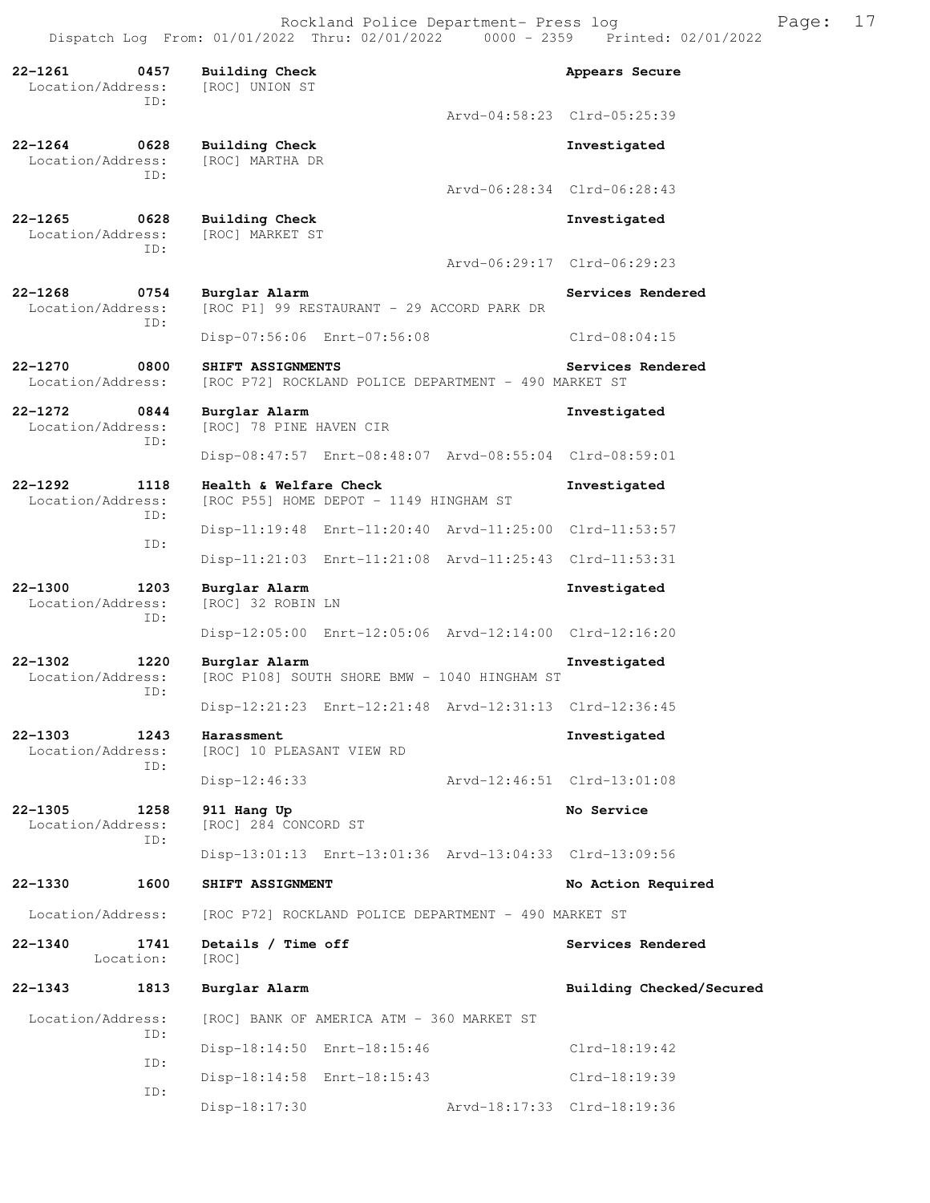22-1261 0457 **Building Check** **Appears Secure**
Location/Address: [ROC] UNION ST
ID:
Arvd-04:58:23 Clrd-05:25:39

22-1264 0628 **Building Check** **Investigated**
Location/Address: [ROC] MARTHA DR
ID:
Arvd-06:28:34 Clrd-06:28:43

22-1265 0628 **Building Check** **Investigated**
Location/Address: [ROC] MARKET ST
ID:
Arvd-06:29:17 Clrd-06:29:23

22-1268 0754 **Burglar Alarm** **Services Rendered**
Location/Address: [ROC P1] 99 RESTAURANT - 29 ACCORD PARK DR
ID:
Disp-07:56:06 Enrt-07:56:08 Clrd-08:04:15

22-1270 0800 **SHIFT ASSIGNMENTS** **Services Rendered**
Location/Address: [ROC P72] ROCKLAND POLICE DEPARTMENT - 490 MARKET ST

22-1272 0844 **Burglar Alarm** **Investigated**
Location/Address: [ROC] 78 PINE HAVEN CIR
ID:
Disp-08:47:57 Enrt-08:48:07 Arvd-08:55:04 Clrd-08:59:01

22-1292 1118 **Health & Welfare Check** **Investigated**
Location/Address: [ROC P55] HOME DEPOT - 1149 HINGHAM ST
ID:
Disp-11:19:48 Enrt-11:20:40 Arvd-11:25:00 Clrd-11:53:57
ID:
Disp-11:21:03 Enrt-11:21:08 Arvd-11:25:43 Clrd-11:53:31

22-1300 1203 **Burglar Alarm** **Investigated**
Location/Address: [ROC] 32 ROBIN LN
ID:
Disp-12:05:00 Enrt-12:05:06 Arvd-12:14:00 Clrd-12:16:20

22-1302 1220 **Burglar Alarm** **Investigated**
Location/Address: [ROC P108] SOUTH SHORE BMW - 1040 HINGHAM ST
ID:
Disp-12:21:23 Enrt-12:21:48 Arvd-12:31:13 Clrd-12:36:45

22-1303 1243 **Harassment** **Investigated**
Location/Address: [ROC] 10 PLEASANT VIEW RD
ID:
Disp-12:46:33 Arvd-12:46:51 Clrd-13:01:08

22-1305 1258 **911 Hang Up** **No Service**
Location/Address: [ROC] 284 CONCORD ST
ID:
Disp-13:01:13 Enrt-13:01:36 Arvd-13:04:33 Clrd-13:09:56

22-1330 1600 **SHIFT ASSIGNMENT** **No Action Required**
Location/Address: [ROC P72] ROCKLAND POLICE DEPARTMENT - 490 MARKET ST

22-1340 1741 **Details / Time off** **Services Rendered**
Location: [ROC]

22-1343 1813 **Burglar Alarm** **Building Checked/Secured**
Location/Address: [ROC] BANK OF AMERICA ATM - 360 MARKET ST
ID:
Disp-18:14:50 Enrt-18:15:46 Clrd-18:19:42
ID:
Disp-18:14:58 Enrt-18:15:43 Clrd-18:19:39
ID:
Disp-18:17:30 Arvd-18:17:33 Clrd-18:19:36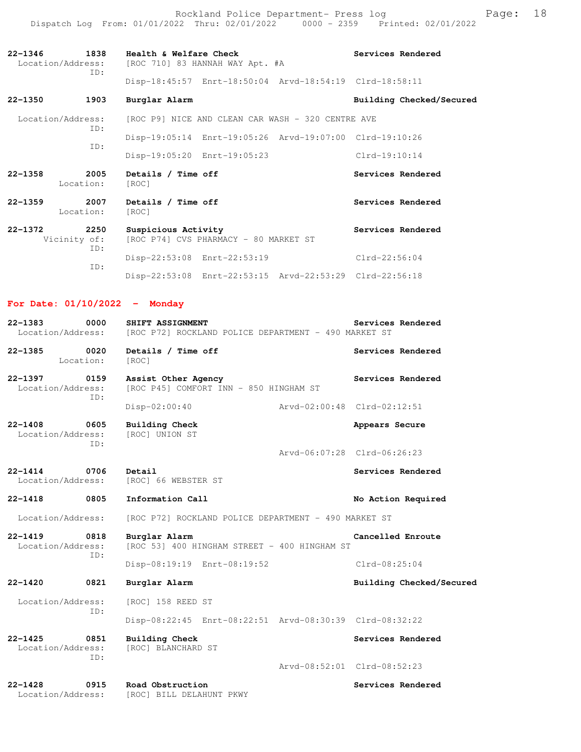22-1346 1838 Health & Welfare Check Services Rendered
Location/Address: [ROC 710] 83 HANNAH WAY Apt. #A
ID:
Disp-18:45:57 Enrt-18:50:04 Arvd-18:54:19 Clrd-18:58:11

22-1350 1903 Burglar Alarm Building Checked/Secured
Location/Address: [ROC P9] NICE AND CLEAN CAR WASH - 320 CENTRE AVE
ID:
Disp-19:05:14 Enrt-19:05:26 Arvd-19:07:00 Clrd-19:10:26
ID:
Disp-19:05:20 Enrt-19:05:23 Clrd-19:10:14

22-1358 2005 Details / Time off Services Rendered
Location: [ROC]

22-1359 2007 Details / Time off Services Rendered
Location: [ROC]

22-1372 2250 Suspicious Activity Services Rendered
Vicinity of: [ROC P74] CVS PHARMACY - 80 MARKET ST
ID:
Disp-22:53:08 Enrt-22:53:19 Clrd-22:56:04
ID:
Disp-22:53:08 Enrt-22:53:15 Arvd-22:53:29 Clrd-22:56:18

## For Date: 01/10/2022 - Monday

22-1383 0000 SHIFT ASSIGNMENT Services Rendered
Location/Address: [ROC P72] ROCKLAND POLICE DEPARTMENT - 490 MARKET ST

22-1385 0020 Details / Time off Services Rendered
Location: [ROC]

22-1397 0159 Assist Other Agency Services Rendered
Location/Address: [ROC P45] COMFORT INN - 850 HINGHAM ST
ID:
Disp-02:00:40 Arvd-02:00:48 Clrd-02:12:51

22-1408 0605 Building Check Appears Secure
Location/Address: [ROC] UNION ST
ID:
Arvd-06:07:28 Clrd-06:26:23

22-1414 0706 Detail Services Rendered
Location/Address: [ROC] 66 WEBSTER ST

22-1418 0805 Information Call No Action Required
Location/Address: [ROC P72] ROCKLAND POLICE DEPARTMENT - 490 MARKET ST

22-1419 0818 Burglar Alarm Cancelled Enroute
Location/Address: [ROC 53] 400 HINGHAM STREET - 400 HINGHAM ST
ID:
Disp-08:19:19 Enrt-08:19:52 Clrd-08:25:04

22-1420 0821 Burglar Alarm Building Checked/Secured
Location/Address: [ROC] 158 REED ST
ID:
Disp-08:22:45 Enrt-08:22:51 Arvd-08:30:39 Clrd-08:32:22

22-1425 0851 Building Check Services Rendered
Location/Address: [ROC] BLANCHARD ST
ID:
Arvd-08:52:01 Clrd-08:52:23

22-1428 0915 Road Obstruction Services Rendered
Location/Address: [ROC] BILL DELAHUNT PKWY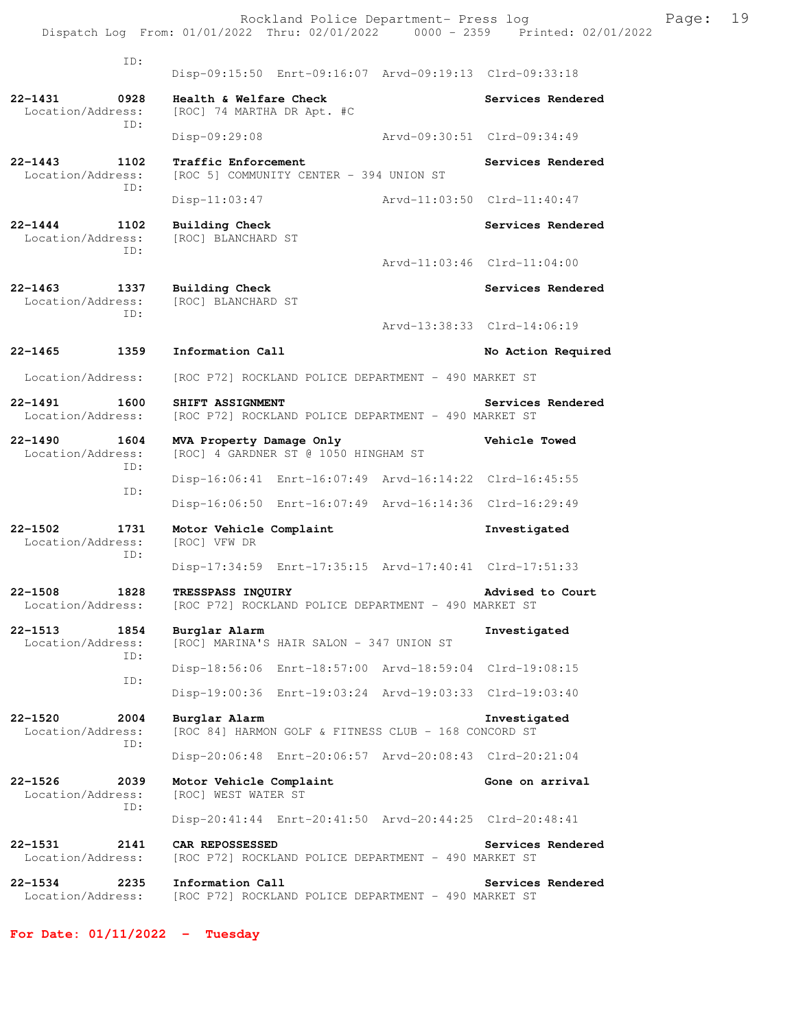ID:
Disp-09:15:50 Enrt-09:16:07 Arvd-09:19:13 Clrd-09:33:18

**22-1431 0928 Health & Welfare Check** — Services Rendered
Location/Address: [ROC] 74 MARTHA DR Apt. #C
ID:
Disp-09:29:08 Arvd-09:30:51 Clrd-09:34:49

**22-1443 1102 Traffic Enforcement** — Services Rendered
Location/Address: [ROC 5] COMMUNITY CENTER - 394 UNION ST
ID:
Disp-11:03:47 Arvd-11:03:50 Clrd-11:40:47

**22-1444 1102 Building Check** — Services Rendered
Location/Address: [ROC] BLANCHARD ST
ID:
Arvd-11:03:46 Clrd-11:04:00

**22-1463 1337 Building Check** — Services Rendered
Location/Address: [ROC] BLANCHARD ST
ID:
Arvd-13:38:33 Clrd-14:06:19

**22-1465 1359 Information Call** — No Action Required
Location/Address: [ROC P72] ROCKLAND POLICE DEPARTMENT - 490 MARKET ST

**22-1491 1600 SHIFT ASSIGNMENT** — Services Rendered
Location/Address: [ROC P72] ROCKLAND POLICE DEPARTMENT - 490 MARKET ST

**22-1490 1604 MVA Property Damage Only** — Vehicle Towed
Location/Address: [ROC] 4 GARDNER ST @ 1050 HINGHAM ST
ID:
Disp-16:06:41 Enrt-16:07:49 Arvd-16:14:22 Clrd-16:45:55
ID:
Disp-16:06:50 Enrt-16:07:49 Arvd-16:14:36 Clrd-16:29:49

**22-1502 1731 Motor Vehicle Complaint** — Investigated
Location/Address: [ROC] VFW DR
ID:
Disp-17:34:59 Enrt-17:35:15 Arvd-17:40:41 Clrd-17:51:33

**22-1508 1828 TRESSPASS INQUIRY** — Advised to Court
Location/Address: [ROC P72] ROCKLAND POLICE DEPARTMENT - 490 MARKET ST

**22-1513 1854 Burglar Alarm** — Investigated
Location/Address: [ROC] MARINA'S HAIR SALON - 347 UNION ST
ID:
Disp-18:56:06 Enrt-18:57:00 Arvd-18:59:04 Clrd-19:08:15
ID:
Disp-19:00:36 Enrt-19:03:24 Arvd-19:03:33 Clrd-19:03:40

**22-1520 2004 Burglar Alarm** — Investigated
Location/Address: [ROC 84] HARMON GOLF & FITNESS CLUB - 168 CONCORD ST
ID:
Disp-20:06:48 Enrt-20:06:57 Arvd-20:08:43 Clrd-20:21:04

**22-1526 2039 Motor Vehicle Complaint** — Gone on arrival
Location/Address: [ROC] WEST WATER ST
ID:
Disp-20:41:44 Enrt-20:41:50 Arvd-20:44:25 Clrd-20:48:41

**22-1531 2141 CAR REPOSSESSED** — Services Rendered
Location/Address: [ROC P72] ROCKLAND POLICE DEPARTMENT - 490 MARKET ST

**22-1534 2235 Information Call** — Services Rendered
Location/Address: [ROC P72] ROCKLAND POLICE DEPARTMENT - 490 MARKET ST

**For Date: 01/11/2022 - Tuesday**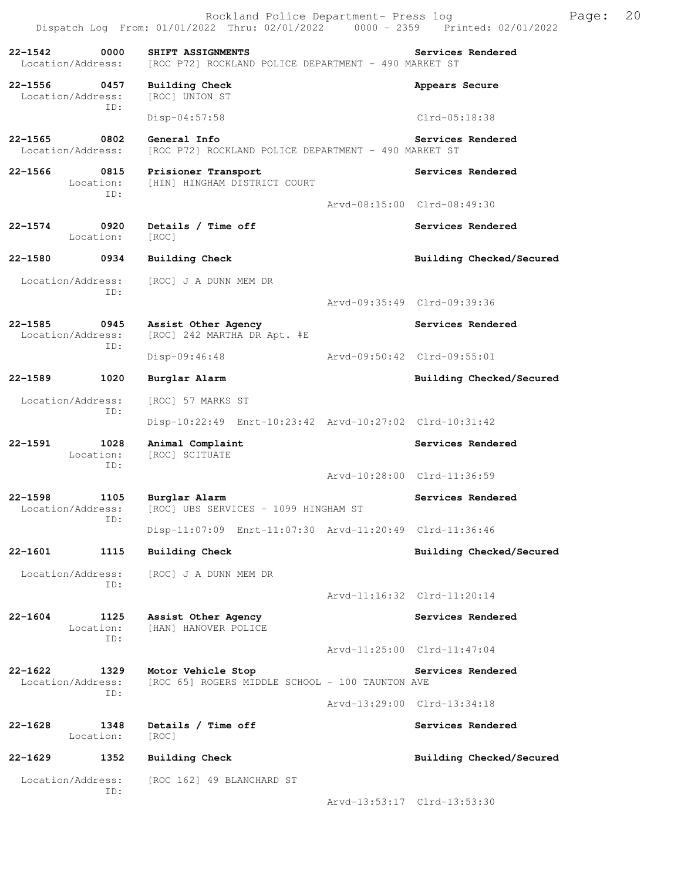**22-1542 0000 SHIFT ASSIGNMENTS** — **Services Rendered**
Location/Address: [ROC P72] ROCKLAND POLICE DEPARTMENT - 490 MARKET ST

**22-1556 0457 Building Check** — **Appears Secure**
Location/Address: [ROC] UNION ST
ID:
Disp-04:57:58 Clrd-05:18:38

**22-1565 0802 General Info** — **Services Rendered**
Location/Address: [ROC P72] ROCKLAND POLICE DEPARTMENT - 490 MARKET ST

**22-1566 0815 Prisioner Transport** — **Services Rendered**
Location: [HIN] HINGHAM DISTRICT COURT
ID:
Arvd-08:15:00 Clrd-08:49:30

**22-1574 0920 Details / Time off** — **Services Rendered**
Location: [ROC]

**22-1580 0934 Building Check** — **Building Checked/Secured**
Location/Address: [ROC] J A DUNN MEM DR
ID:
Arvd-09:35:49 Clrd-09:39:36

**22-1585 0945 Assist Other Agency** — **Services Rendered**
Location/Address: [ROC] 242 MARTHA DR Apt. #E
ID:
Disp-09:46:48 Arvd-09:50:42 Clrd-09:55:01

**22-1589 1020 Burglar Alarm** — **Building Checked/Secured**
Location/Address: [ROC] 57 MARKS ST
ID:
Disp-10:22:49 Enrt-10:23:42 Arvd-10:27:02 Clrd-10:31:42

**22-1591 1028 Animal Complaint** — **Services Rendered**
Location: [ROC] SCITUATE
ID:
Arvd-10:28:00 Clrd-11:36:59

**22-1598 1105 Burglar Alarm** — **Services Rendered**
Location/Address: [ROC] UBS SERVICES - 1099 HINGHAM ST
ID:
Disp-11:07:09 Enrt-11:07:30 Arvd-11:20:49 Clrd-11:36:46

**22-1601 1115 Building Check** — **Building Checked/Secured**
Location/Address: [ROC] J A DUNN MEM DR
ID:
Arvd-11:16:32 Clrd-11:20:14

**22-1604 1125 Assist Other Agency** — **Services Rendered**
Location: [HAN] HANOVER POLICE
ID:
Arvd-11:25:00 Clrd-11:47:04

**22-1622 1329 Motor Vehicle Stop** — **Services Rendered**
Location/Address: [ROC 65] ROGERS MIDDLE SCHOOL - 100 TAUNTON AVE
ID:
Arvd-13:29:00 Clrd-13:34:18

**22-1628 1348 Details / Time off** — **Services Rendered**
Location: [ROC]

**22-1629 1352 Building Check** — **Building Checked/Secured**
Location/Address: [ROC 162] 49 BLANCHARD ST
ID:
Arvd-13:53:17 Clrd-13:53:30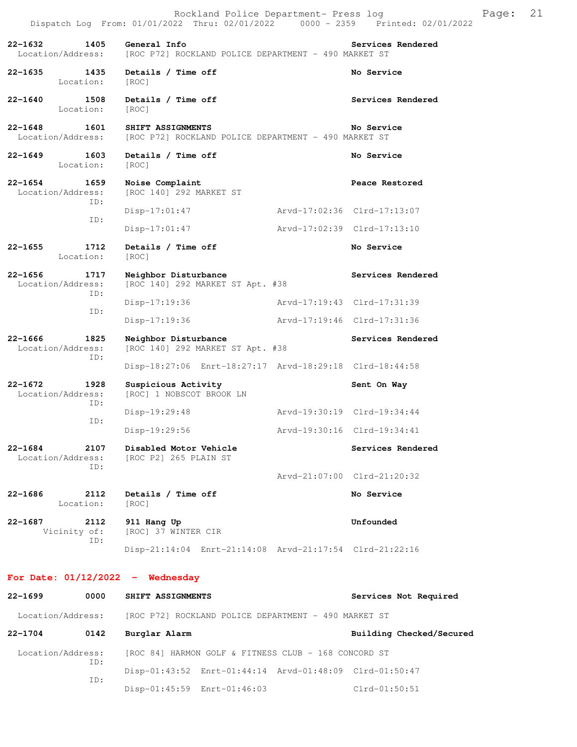22-1632 1405 **General Info** **Services Rendered**
Location/Address: [ROC P72] ROCKLAND POLICE DEPARTMENT - 490 MARKET ST

22-1635 1435 **Details / Time off** **No Service**
Location: [ROC]

22-1640 1508 **Details / Time off** **Services Rendered**
Location: [ROC]

22-1648 1601 **SHIFT ASSIGNMENTS** **No Service**
Location/Address: [ROC P72] ROCKLAND POLICE DEPARTMENT - 490 MARKET ST

22-1649 1603 **Details / Time off** **No Service**
Location: [ROC]

22-1654 1659 **Noise Complaint** **Peace Restored**
Location/Address: [ROC 140] 292 MARKET ST
ID: Disp-17:01:47 Arvd-17:02:36 Clrd-17:13:07
ID: Disp-17:01:47 Arvd-17:02:39 Clrd-17:13:10

22-1655 1712 **Details / Time off** **No Service**
Location: [ROC]

22-1656 1717 **Neighbor Disturbance** **Services Rendered**
Location/Address: [ROC 140] 292 MARKET ST Apt. #38
ID: Disp-17:19:36 Arvd-17:19:43 Clrd-17:31:39
ID: Disp-17:19:36 Arvd-17:19:46 Clrd-17:31:36

22-1666 1825 **Neighbor Disturbance** **Services Rendered**
Location/Address: [ROC 140] 292 MARKET ST Apt. #38
ID: Disp-18:27:06 Enrt-18:27:17 Arvd-18:29:18 Clrd-18:44:58

22-1672 1928 **Suspicious Activity** **Sent On Way**
Location/Address: [ROC] 1 NOBSCOT BROOK LN
ID: Disp-19:29:48 Arvd-19:30:19 Clrd-19:34:44
ID: Disp-19:29:56 Arvd-19:30:16 Clrd-19:34:41

22-1684 2107 **Disabled Motor Vehicle** **Services Rendered**
Location/Address: [ROC P2] 265 PLAIN ST
ID: Arvd-21:07:00 Clrd-21:20:32

22-1686 2112 **Details / Time off** **No Service**
Location: [ROC]

22-1687 2112 **911 Hang Up** **Unfounded**
Vicinity of: [ROC] 37 WINTER CIR
ID: Disp-21:14:04 Enrt-21:14:08 Arvd-21:17:54 Clrd-21:22:16

## For Date: 01/12/2022 - Wednesday

22-1699 0000 **SHIFT ASSIGNMENTS** **Services Not Required**
Location/Address: [ROC P72] ROCKLAND POLICE DEPARTMENT - 490 MARKET ST

22-1704 0142 **Burglar Alarm** **Building Checked/Secured**
Location/Address: [ROC 84] HARMON GOLF & FITNESS CLUB - 168 CONCORD ST
ID: Disp-01:43:52 Enrt-01:44:14 Arvd-01:48:09 Clrd-01:50:47
ID: Disp-01:45:59 Enrt-01:46:03 Clrd-01:50:51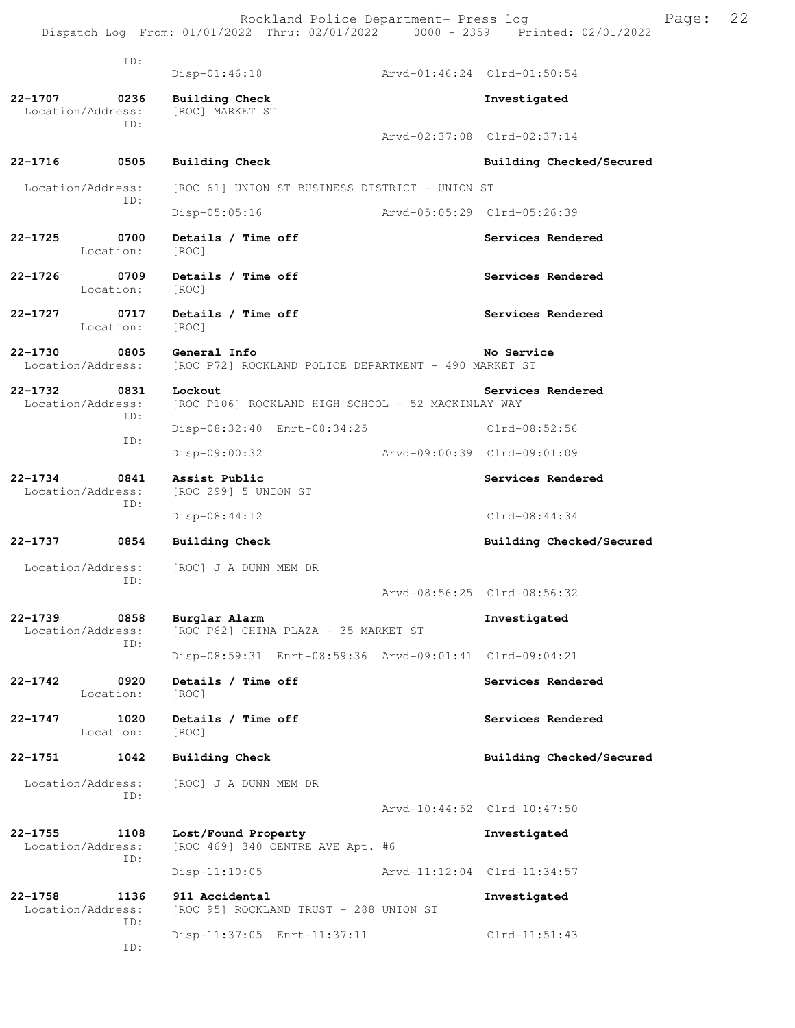ID:
Disp-01:46:18 Arvd-01:46:24 Clrd-01:50:54

**22-1707 0236 Building Check** **Investigated**
Location/Address: [ROC] MARKET ST
ID:
Arvd-02:37:08 Clrd-02:37:14

**22-1716 0505 Building Check** **Building Checked/Secured**
Location/Address: [ROC 61] UNION ST BUSINESS DISTRICT - UNION ST
ID:
Disp-05:05:16 Arvd-05:05:29 Clrd-05:26:39

**22-1725 0700 Details / Time off** **Services Rendered**
Location: [ROC]

**22-1726 0709 Details / Time off** **Services Rendered**
Location: [ROC]

**22-1727 0717 Details / Time off** **Services Rendered**
Location: [ROC]

**22-1730 0805 General Info** **No Service**
Location/Address: [ROC P72] ROCKLAND POLICE DEPARTMENT - 490 MARKET ST

**22-1732 0831 Lockout** **Services Rendered**
Location/Address: [ROC P106] ROCKLAND HIGH SCHOOL - 52 MACKINLAY WAY
ID:
Disp-08:32:40 Enrt-08:34:25 Clrd-08:52:56
ID:
Disp-09:00:32 Arvd-09:00:39 Clrd-09:01:09

**22-1734 0841 Assist Public** **Services Rendered**
Location/Address: [ROC 299] 5 UNION ST
ID:
Disp-08:44:12 Clrd-08:44:34

**22-1737 0854 Building Check** **Building Checked/Secured**
Location/Address: [ROC] J A DUNN MEM DR
ID:
Arvd-08:56:25 Clrd-08:56:32

**22-1739 0858 Burglar Alarm** **Investigated**
Location/Address: [ROC P62] CHINA PLAZA - 35 MARKET ST
ID:
Disp-08:59:31 Enrt-08:59:36 Arvd-09:01:41 Clrd-09:04:21

**22-1742 0920 Details / Time off** **Services Rendered**
Location: [ROC]

**22-1747 1020 Details / Time off** **Services Rendered**
Location: [ROC]

**22-1751 1042 Building Check** **Building Checked/Secured**
Location/Address: [ROC] J A DUNN MEM DR
ID:
Arvd-10:44:52 Clrd-10:47:50

**22-1755 1108 Lost/Found Property** **Investigated**
Location/Address: [ROC 469] 340 CENTRE AVE Apt. #6
ID:
Disp-11:10:05 Arvd-11:12:04 Clrd-11:34:57

**22-1758 1136 911 Accidental** **Investigated**
Location/Address: [ROC 95] ROCKLAND TRUST - 288 UNION ST
ID:
Disp-11:37:05 Enrt-11:37:11 Clrd-11:51:43
ID: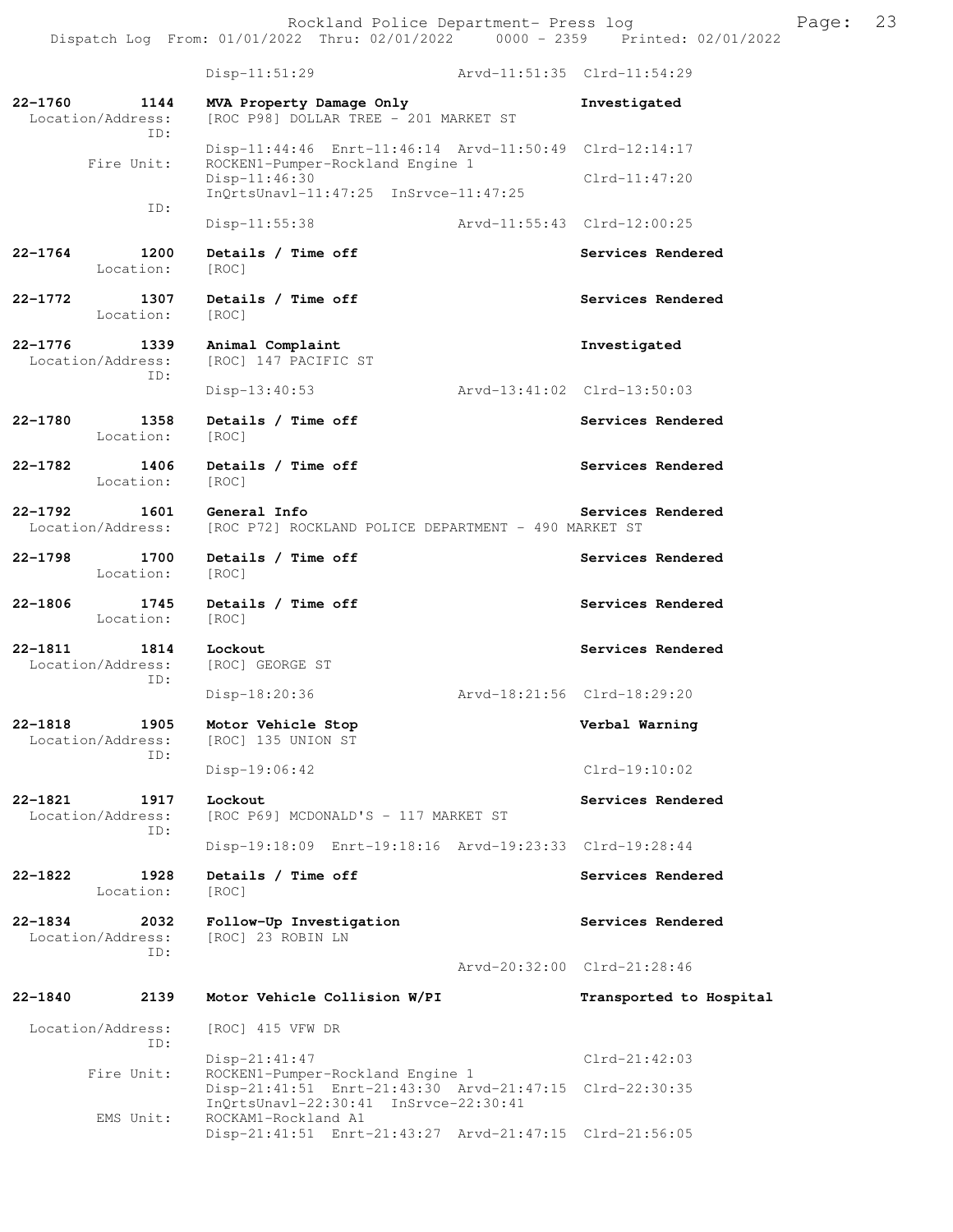Disp-11:51:29 Arvd-11:51:35 Clrd-11:54:29

**22-1760 1144 MVA Property Damage Only** **Investigated**
Location/Address: [ROC P98] DOLLAR TREE - 201 MARKET ST
ID:
Disp-11:44:46 Enrt-11:46:14 Arvd-11:50:49 Clrd-12:14:17
Fire Unit: ROCKEN1-Pumper-Rockland Engine 1
Disp-11:46:30 Clrd-11:47:20
InQrtsUnavl-11:47:25 InSrvce-11:47:25
ID:
Disp-11:55:38 Arvd-11:55:43 Clrd-12:00:25

**22-1764 1200 Details / Time off** **Services Rendered**
Location: [ROC]

**22-1772 1307 Details / Time off** **Services Rendered**
Location: [ROC]

**22-1776 1339 Animal Complaint** **Investigated**
Location/Address: [ROC] 147 PACIFIC ST
ID:
Disp-13:40:53 Arvd-13:41:02 Clrd-13:50:03

**22-1780 1358 Details / Time off** **Services Rendered**
Location: [ROC]

**22-1782 1406 Details / Time off** **Services Rendered**
Location: [ROC]

**22-1792 1601 General Info** **Services Rendered**
Location/Address: [ROC P72] ROCKLAND POLICE DEPARTMENT - 490 MARKET ST

**22-1798 1700 Details / Time off** **Services Rendered**
Location: [ROC]

**22-1806 1745 Details / Time off** **Services Rendered**
Location: [ROC]

**22-1811 1814 Lockout** **Services Rendered**
Location/Address: [ROC] GEORGE ST
ID:
Disp-18:20:36 Arvd-18:21:56 Clrd-18:29:20

**22-1818 1905 Motor Vehicle Stop** **Verbal Warning**
Location/Address: [ROC] 135 UNION ST
ID:
Disp-19:06:42 Clrd-19:10:02

**22-1821 1917 Lockout** **Services Rendered**
Location/Address: [ROC P69] MCDONALD'S - 117 MARKET ST
ID:
Disp-19:18:09 Enrt-19:18:16 Arvd-19:23:33 Clrd-19:28:44

**22-1822 1928 Details / Time off** **Services Rendered**
Location: [ROC]

**22-1834 2032 Follow-Up Investigation** **Services Rendered**
Location/Address: [ROC] 23 ROBIN LN
ID:
Arvd-20:32:00 Clrd-21:28:46

**22-1840 2139 Motor Vehicle Collision W/PI** **Transported to Hospital**
Location/Address: [ROC] 415 VFW DR
ID:
Disp-21:41:47 Clrd-21:42:03
Fire Unit: ROCKEN1-Pumper-Rockland Engine 1
Disp-21:41:51 Enrt-21:43:30 Arvd-21:47:15 Clrd-22:30:35
InQrtsUnavl-22:30:41 InSrvce-22:30:41
EMS Unit: ROCKAM1-Rockland A1
Disp-21:41:51 Enrt-21:43:27 Arvd-21:47:15 Clrd-21:56:05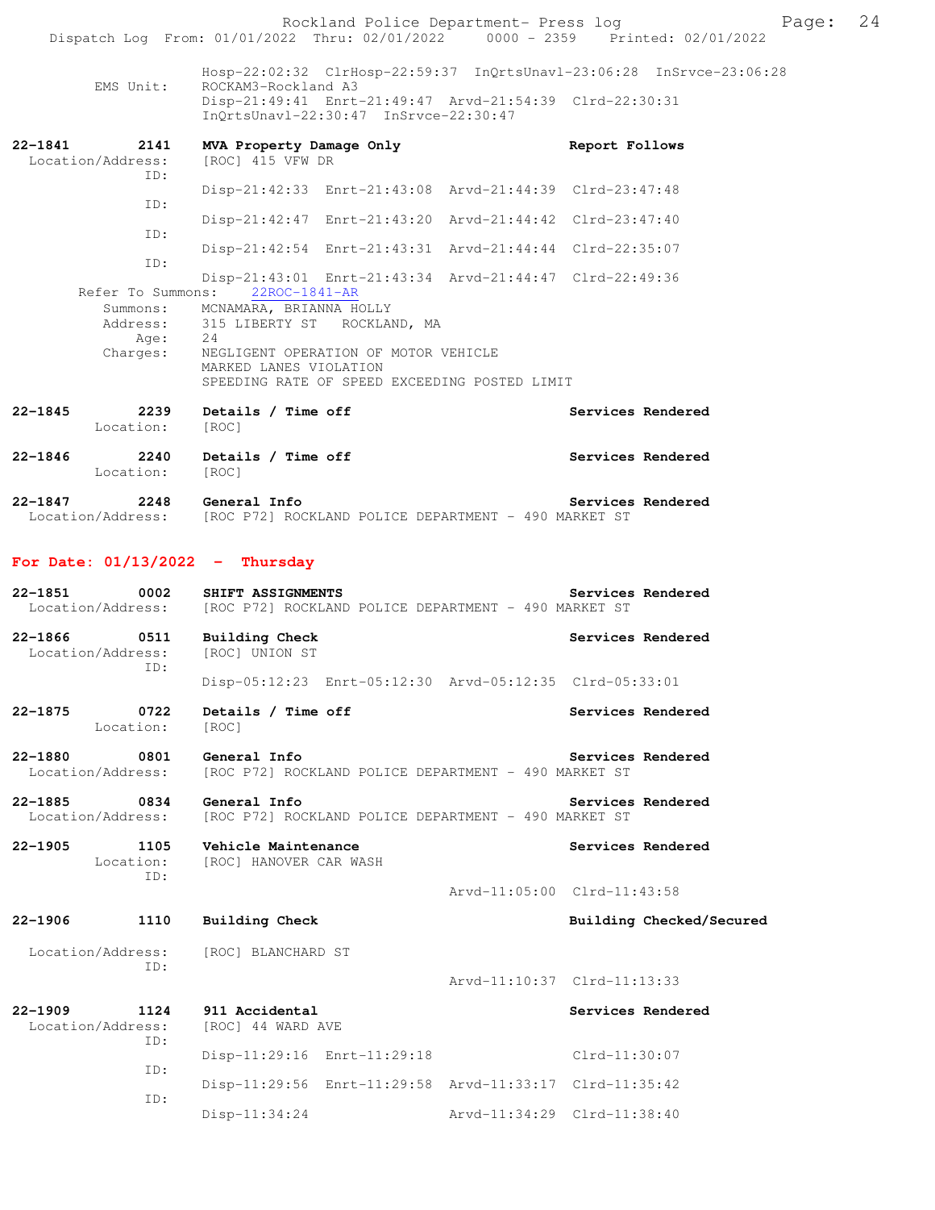Hosp-22:02:32 ClrHosp-22:59:37 InQrtsUnavl-23:06:28 InSrvce-23:06:28
EMS Unit: ROCKAM3-Rockland A3
Disp-21:49:41 Enrt-21:49:47 Arvd-21:54:39 Clrd-22:30:31
InQrtsUnavl-22:30:47 InSrvce-22:30:47

**22-1841 2141 MVA Property Damage Only** — Report Follows
Location/Address: [ROC] 415 VFW DR
ID:
Disp-21:42:33 Enrt-21:43:08 Arvd-21:44:39 Clrd-23:47:48
ID:
Disp-21:42:47 Enrt-21:43:20 Arvd-21:44:42 Clrd-23:47:40
ID:
Disp-21:42:54 Enrt-21:43:31 Arvd-21:44:44 Clrd-22:35:07
ID:
Disp-21:43:01 Enrt-21:43:34 Arvd-21:44:47 Clrd-22:49:36
Refer To Summons: 22ROC-1841-AR
Summons: MCNAMARA, BRIANNA HOLLY
Address: 315 LIBERTY ST ROCKLAND, MA
Age: 24
Charges: NEGLIGENT OPERATION OF MOTOR VEHICLE
MARKED LANES VIOLATION
SPEEDING RATE OF SPEED EXCEEDING POSTED LIMIT

**22-1845 2239 Details / Time off** — Services Rendered
Location: [ROC]

**22-1846 2240 Details / Time off** — Services Rendered
Location: [ROC]

**22-1847 2248 General Info** — Services Rendered
Location/Address: [ROC P72] ROCKLAND POLICE DEPARTMENT - 490 MARKET ST

## For Date: 01/13/2022 - Thursday

**22-1851 0002 SHIFT ASSIGNMENTS** — Services Rendered
Location/Address: [ROC P72] ROCKLAND POLICE DEPARTMENT - 490 MARKET ST

**22-1866 0511 Building Check** — Services Rendered
Location/Address: [ROC] UNION ST
ID:
Disp-05:12:23 Enrt-05:12:30 Arvd-05:12:35 Clrd-05:33:01

**22-1875 0722 Details / Time off** — Services Rendered
Location: [ROC]

**22-1880 0801 General Info** — Services Rendered
Location/Address: [ROC P72] ROCKLAND POLICE DEPARTMENT - 490 MARKET ST

**22-1885 0834 General Info** — Services Rendered
Location/Address: [ROC P72] ROCKLAND POLICE DEPARTMENT - 490 MARKET ST

**22-1905 1105 Vehicle Maintenance** — Services Rendered
Location: [ROC] HANOVER CAR WASH
ID:
Arvd-11:05:00 Clrd-11:43:58

**22-1906 1110 Building Check** — Building Checked/Secured
Location/Address: [ROC] BLANCHARD ST
ID:
Arvd-11:10:37 Clrd-11:13:33

**22-1909 1124 911 Accidental** — Services Rendered
Location/Address: [ROC] 44 WARD AVE
ID:
Disp-11:29:16 Enrt-11:29:18 Clrd-11:30:07
ID:
Disp-11:29:56 Enrt-11:29:58 Arvd-11:33:17 Clrd-11:35:42
ID:
Disp-11:34:24 Arvd-11:34:29 Clrd-11:38:40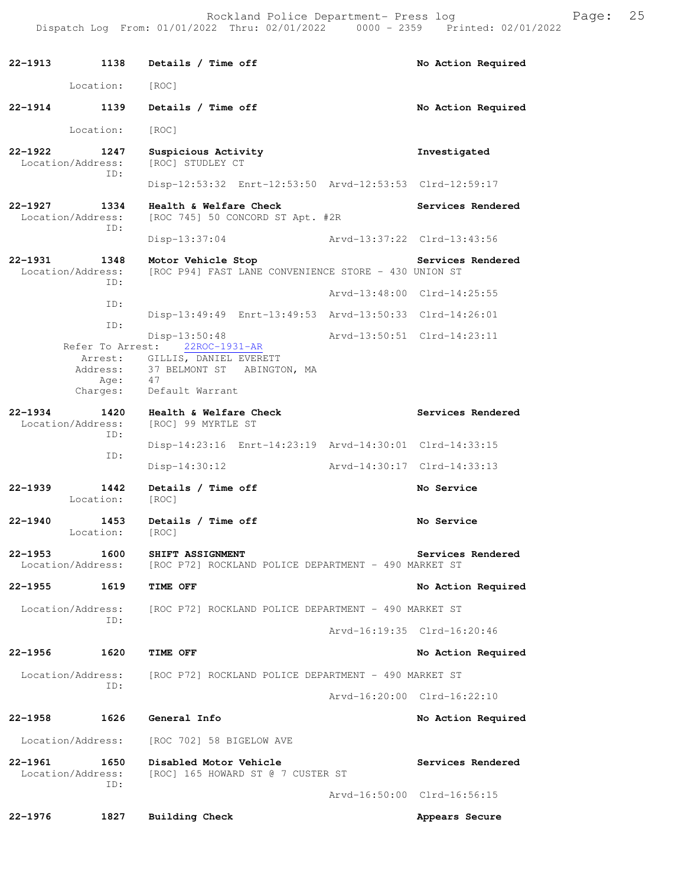22-1913 1138 **Details / Time off** No Action Required

Location: [ROC]

22-1914 1139 **Details / Time off** No Action Required

Location: [ROC]

22-1922 1247 **Suspicious Activity** Investigated
Location/Address: [ROC] STUDLEY CT
ID:
Disp-12:53:32 Enrt-12:53:50 Arvd-12:53:53 Clrd-12:59:17

22-1927 1334 **Health & Welfare Check** Services Rendered
Location/Address: [ROC 745] 50 CONCORD ST Apt. #2R
ID:
Disp-13:37:04 Arvd-13:37:22 Clrd-13:43:56

22-1931 1348 **Motor Vehicle Stop** Services Rendered
Location/Address: [ROC P94] FAST LANE CONVENIENCE STORE - 430 UNION ST
ID:
Arvd-13:48:00 Clrd-14:25:55
ID:
Disp-13:49:49 Enrt-13:49:53 Arvd-13:50:33 Clrd-14:26:01
ID:
Disp-13:50:48 Arvd-13:50:51 Clrd-14:23:11
Refer To Arrest: 22ROC-1931-AR
Arrest: GILLIS, DANIEL EVERETT
Address: 37 BELMONT ST ABINGTON, MA
Age: 47
Charges: Default Warrant

22-1934 1420 **Health & Welfare Check** Services Rendered
Location/Address: [ROC] 99 MYRTLE ST
ID:
Disp-14:23:16 Enrt-14:23:19 Arvd-14:30:01 Clrd-14:33:15
ID:
Disp-14:30:12 Arvd-14:30:17 Clrd-14:33:13

22-1939 1442 **Details / Time off** No Service
Location: [ROC]

22-1940 1453 **Details / Time off** No Service
Location: [ROC]

22-1953 1600 **SHIFT ASSIGNMENT** Services Rendered
Location/Address: [ROC P72] ROCKLAND POLICE DEPARTMENT - 490 MARKET ST

22-1955 1619 **TIME OFF** No Action Required

Location/Address: [ROC P72] ROCKLAND POLICE DEPARTMENT - 490 MARKET ST
ID:
Arvd-16:19:35 Clrd-16:20:46

22-1956 1620 **TIME OFF** No Action Required

Location/Address: [ROC P72] ROCKLAND POLICE DEPARTMENT - 490 MARKET ST
ID:
Arvd-16:20:00 Clrd-16:22:10

22-1958 1626 **General Info** No Action Required

Location/Address: [ROC 702] 58 BIGELOW AVE

22-1961 1650 **Disabled Motor Vehicle** Services Rendered
Location/Address: [ROC] 165 HOWARD ST @ 7 CUSTER ST
ID:
Arvd-16:50:00 Clrd-16:56:15

22-1976 1827 **Building Check** Appears Secure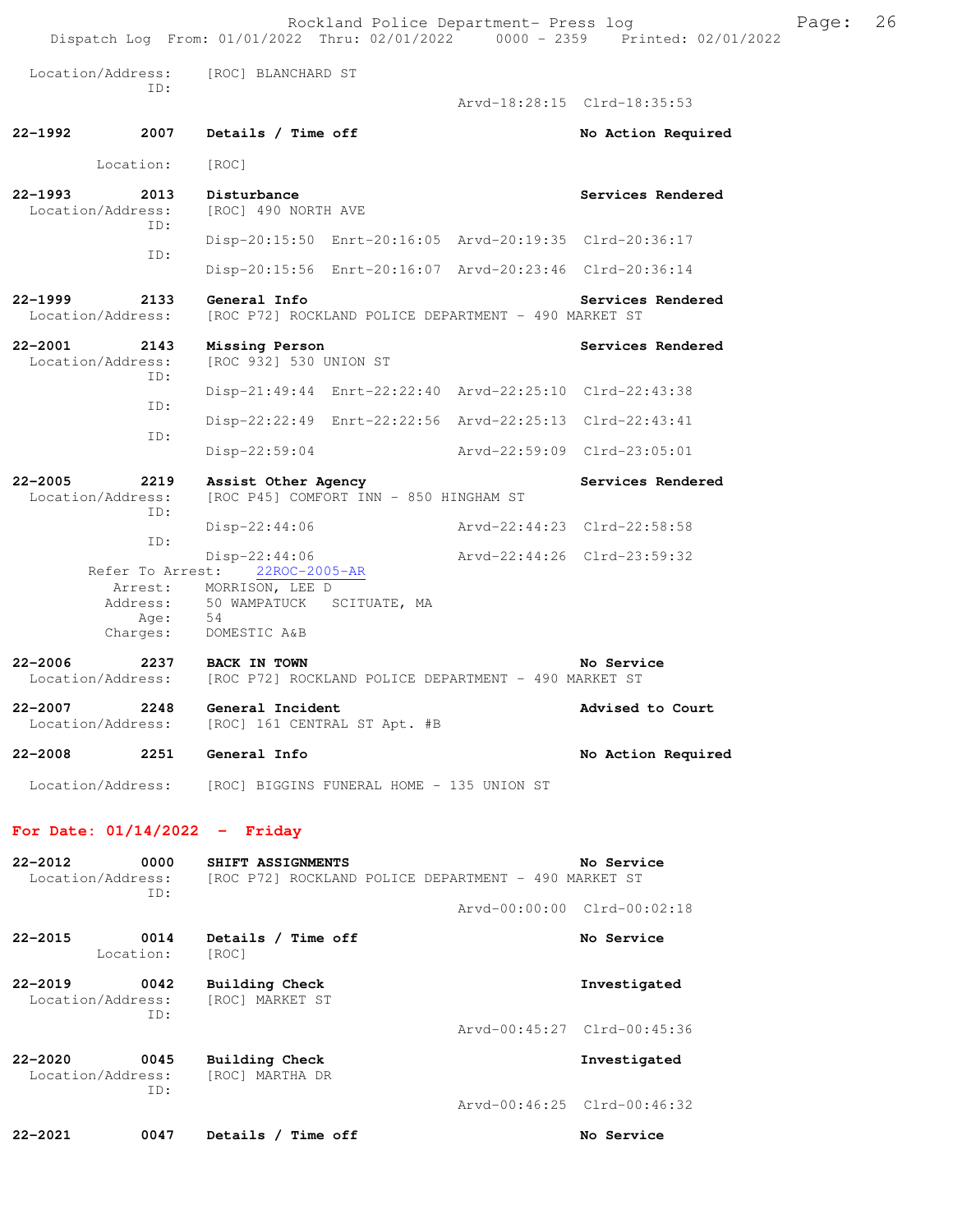Location/Address: [ROC] BLANCHARD ST
ID:
Arvd-18:28:15 Clrd-18:35:53

**22-1992 2007 Details / Time off** — No Action Required
Location: [ROC]

**22-1993 2013 Disturbance** — Services Rendered
Location/Address: [ROC] 490 NORTH AVE
ID:
Disp-20:15:50 Enrt-20:16:05 Arvd-20:19:35 Clrd-20:36:17
ID:
Disp-20:15:56 Enrt-20:16:07 Arvd-20:23:46 Clrd-20:36:14

**22-1999 2133 General Info** — Services Rendered
Location/Address: [ROC P72] ROCKLAND POLICE DEPARTMENT - 490 MARKET ST

**22-2001 2143 Missing Person** — Services Rendered
Location/Address: [ROC 932] 530 UNION ST
ID:
Disp-21:49:44 Enrt-22:22:40 Arvd-22:25:10 Clrd-22:43:38
ID:
Disp-22:22:49 Enrt-22:22:56 Arvd-22:25:13 Clrd-22:43:41
ID:
Disp-22:59:04 Arvd-22:59:09 Clrd-23:05:01

**22-2005 2219 Assist Other Agency** — Services Rendered
Location/Address: [ROC P45] COMFORT INN - 850 HINGHAM ST
ID:
Disp-22:44:06 Arvd-22:44:23 Clrd-22:58:58
ID:
Disp-22:44:06 Arvd-22:44:26 Clrd-23:59:32
Refer To Arrest: 22ROC-2005-AR
Arrest: MORRISON, LEE D
Address: 50 WAMPATUCK SCITUATE, MA
Age: 54
Charges: DOMESTIC A&B

**22-2006 2237 BACK IN TOWN** — No Service
Location/Address: [ROC P72] ROCKLAND POLICE DEPARTMENT - 490 MARKET ST

**22-2007 2248 General Incident** — Advised to Court
Location/Address: [ROC] 161 CENTRAL ST Apt. #B

**22-2008 2251 General Info** — No Action Required
Location/Address: [ROC] BIGGINS FUNERAL HOME - 135 UNION ST

## For Date: 01/14/2022 - Friday

**22-2012 0000 SHIFT ASSIGNMENTS** — No Service
Location/Address: [ROC P72] ROCKLAND POLICE DEPARTMENT - 490 MARKET ST
ID:
Arvd-00:00:00 Clrd-00:02:18

**22-2015 0014 Details / Time off** — No Service
Location: [ROC]

**22-2019 0042 Building Check** — Investigated
Location/Address: [ROC] MARKET ST
ID:
Arvd-00:45:27 Clrd-00:45:36

**22-2020 0045 Building Check** — Investigated
Location/Address: [ROC] MARTHA DR
ID:
Arvd-00:46:25 Clrd-00:46:32

**22-2021 0047 Details / Time off** — No Service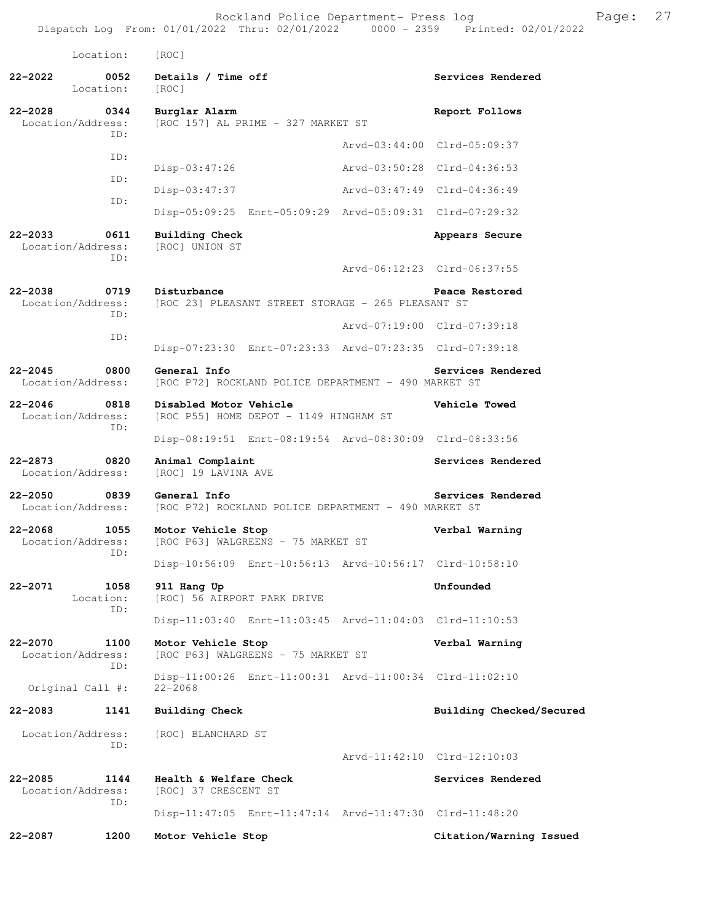Location: [ROC]

**22-2022 0052 Details / Time off** — **Services Rendered**
Location: [ROC]

**22-2028 0344 Burglar Alarm** — **Report Follows**
Location/Address: [ROC 157] AL PRIME - 327 MARKET ST
ID: Arvd-03:44:00 Clrd-05:09:37
ID: Disp-03:47:26 Arvd-03:50:28 Clrd-04:36:53
ID: Disp-03:47:37 Arvd-03:47:49 Clrd-04:36:49
ID: Disp-05:09:25 Enrt-05:09:29 Arvd-05:09:31 Clrd-07:29:32

**22-2033 0611 Building Check** — **Appears Secure**
Location/Address: [ROC] UNION ST
ID: Arvd-06:12:23 Clrd-06:37:55

**22-2038 0719 Disturbance** — **Peace Restored**
Location/Address: [ROC 23] PLEASANT STREET STORAGE - 265 PLEASANT ST
ID: Arvd-07:19:00 Clrd-07:39:18
ID: Disp-07:23:30 Enrt-07:23:33 Arvd-07:23:35 Clrd-07:39:18

**22-2045 0800 General Info** — **Services Rendered**
Location/Address: [ROC P72] ROCKLAND POLICE DEPARTMENT - 490 MARKET ST

**22-2046 0818 Disabled Motor Vehicle** — **Vehicle Towed**
Location/Address: [ROC P55] HOME DEPOT - 1149 HINGHAM ST
ID: Disp-08:19:51 Enrt-08:19:54 Arvd-08:30:09 Clrd-08:33:56

**22-2873 0820 Animal Complaint** — **Services Rendered**
Location/Address: [ROC] 19 LAVINA AVE

**22-2050 0839 General Info** — **Services Rendered**
Location/Address: [ROC P72] ROCKLAND POLICE DEPARTMENT - 490 MARKET ST

**22-2068 1055 Motor Vehicle Stop** — **Verbal Warning**
Location/Address: [ROC P63] WALGREENS - 75 MARKET ST
ID: Disp-10:56:09 Enrt-10:56:13 Arvd-10:56:17 Clrd-10:58:10

**22-2071 1058 911 Hang Up** — **Unfounded**
Location: [ROC] 56 AIRPORT PARK DRIVE
ID: Disp-11:03:40 Enrt-11:03:45 Arvd-11:04:03 Clrd-11:10:53

**22-2070 1100 Motor Vehicle Stop** — **Verbal Warning**
Location/Address: [ROC P63] WALGREENS - 75 MARKET ST
ID: Disp-11:00:26 Enrt-11:00:31 Arvd-11:00:34 Clrd-11:02:10
Original Call #: 22-2068

**22-2083 1141 Building Check** — **Building Checked/Secured**
Location/Address: [ROC] BLANCHARD ST
ID: Arvd-11:42:10 Clrd-12:10:03

**22-2085 1144 Health & Welfare Check** — **Services Rendered**
Location/Address: [ROC] 37 CRESCENT ST
ID: Disp-11:47:05 Enrt-11:47:14 Arvd-11:47:30 Clrd-11:48:20

**22-2087 1200 Motor Vehicle Stop** — **Citation/Warning Issued**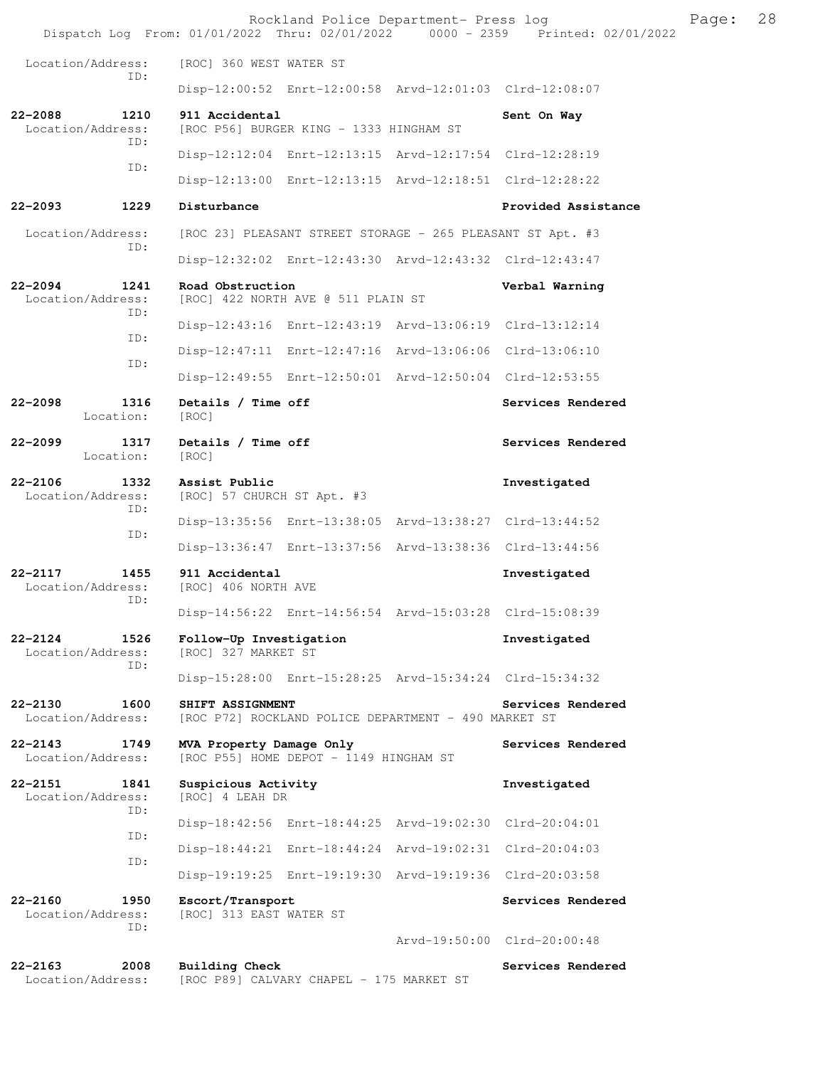Location/Address: [ROC] 360 WEST WATER ST
ID:
Disp-12:00:52 Enrt-12:00:58 Arvd-12:01:03 Clrd-12:08:07

**22-2088 1210 911 Accidental** **Sent On Way**
Location/Address: [ROC P56] BURGER KING - 1333 HINGHAM ST
ID:
Disp-12:12:04 Enrt-12:13:15 Arvd-12:17:54 Clrd-12:28:19
ID:
Disp-12:13:00 Enrt-12:13:15 Arvd-12:18:51 Clrd-12:28:22

**22-2093 1229 Disturbance** **Provided Assistance**
Location/Address: [ROC 23] PLEASANT STREET STORAGE - 265 PLEASANT ST Apt. #3
ID:
Disp-12:32:02 Enrt-12:43:30 Arvd-12:43:32 Clrd-12:43:47

**22-2094 1241 Road Obstruction** **Verbal Warning**
Location/Address: [ROC] 422 NORTH AVE @ 511 PLAIN ST
ID:
Disp-12:43:16 Enrt-12:43:19 Arvd-13:06:19 Clrd-13:12:14
ID:
Disp-12:47:11 Enrt-12:47:16 Arvd-13:06:06 Clrd-13:06:10
ID:
Disp-12:49:55 Enrt-12:50:01 Arvd-12:50:04 Clrd-12:53:55

**22-2098 1316 Details / Time off** **Services Rendered**
Location: [ROC]

**22-2099 1317 Details / Time off** **Services Rendered**
Location: [ROC]

**22-2106 1332 Assist Public** **Investigated**
Location/Address: [ROC] 57 CHURCH ST Apt. #3
ID:
Disp-13:35:56 Enrt-13:38:05 Arvd-13:38:27 Clrd-13:44:52
ID:
Disp-13:36:47 Enrt-13:37:56 Arvd-13:38:36 Clrd-13:44:56

**22-2117 1455 911 Accidental** **Investigated**
Location/Address: [ROC] 406 NORTH AVE
ID:
Disp-14:56:22 Enrt-14:56:54 Arvd-15:03:28 Clrd-15:08:39

**22-2124 1526 Follow-Up Investigation** **Investigated**
Location/Address: [ROC] 327 MARKET ST
ID:
Disp-15:28:00 Enrt-15:28:25 Arvd-15:34:24 Clrd-15:34:32

**22-2130 1600 SHIFT ASSIGNMENT** **Services Rendered**
Location/Address: [ROC P72] ROCKLAND POLICE DEPARTMENT - 490 MARKET ST

**22-2143 1749 MVA Property Damage Only** **Services Rendered**
Location/Address: [ROC P55] HOME DEPOT - 1149 HINGHAM ST

**22-2151 1841 Suspicious Activity** **Investigated**
Location/Address: [ROC] 4 LEAH DR
ID:
Disp-18:42:56 Enrt-18:44:25 Arvd-19:02:30 Clrd-20:04:01
ID:
Disp-18:44:21 Enrt-18:44:24 Arvd-19:02:31 Clrd-20:04:03
ID:
Disp-19:19:25 Enrt-19:19:30 Arvd-19:19:36 Clrd-20:03:58

**22-2160 1950 Escort/Transport** **Services Rendered**
Location/Address: [ROC] 313 EAST WATER ST
ID:
Arvd-19:50:00 Clrd-20:00:48

**22-2163 2008 Building Check** **Services Rendered**
Location/Address: [ROC P89] CALVARY CHAPEL - 175 MARKET ST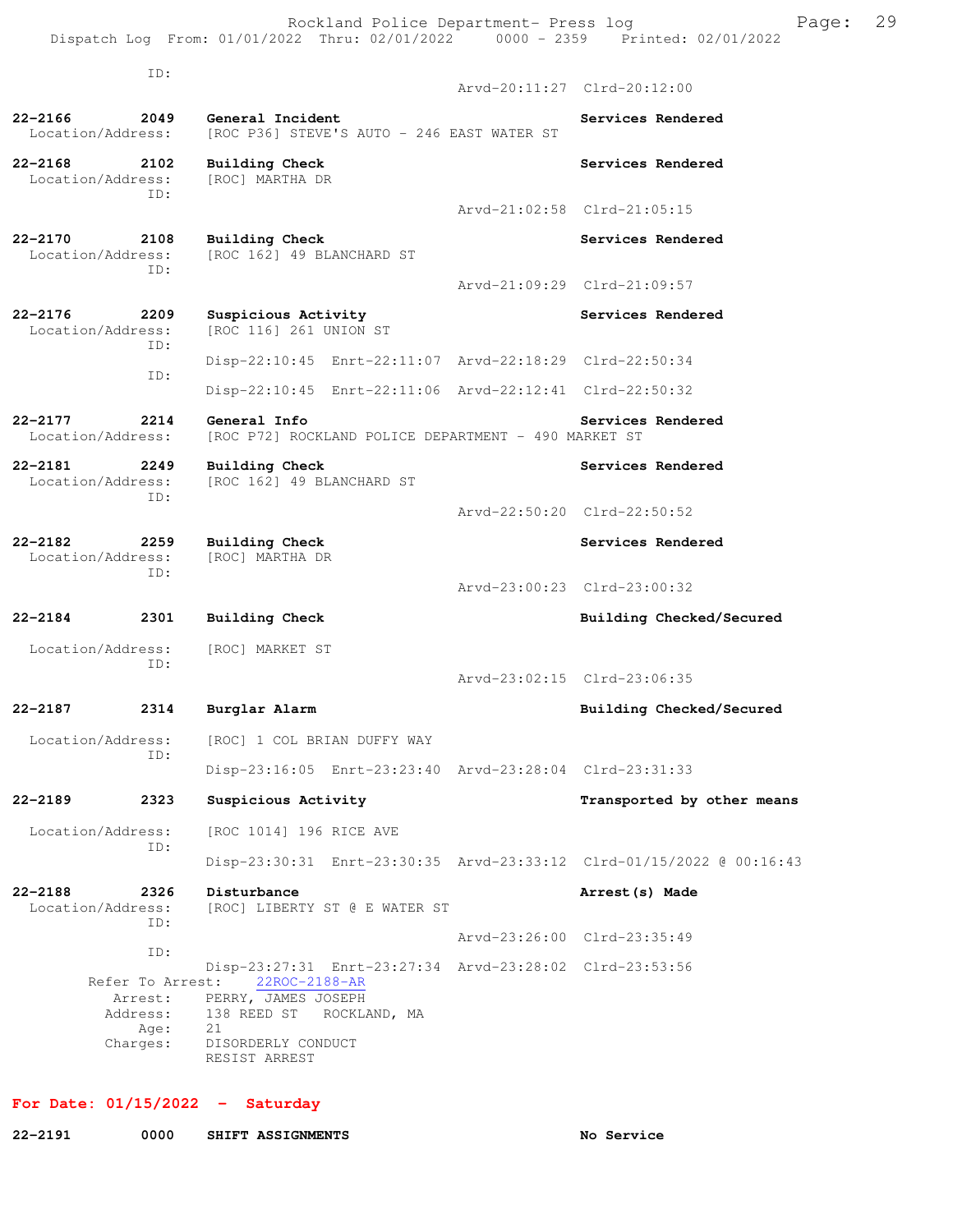ID:
Arvd-20:11:27 Clrd-20:12:00

**22-2166 2049 General Incident** **Services Rendered**
Location/Address: [ROC P36] STEVE'S AUTO - 246 EAST WATER ST

**22-2168 2102 Building Check** **Services Rendered**
Location/Address: [ROC] MARTHA DR
ID:
Arvd-21:02:58 Clrd-21:05:15

**22-2170 2108 Building Check** **Services Rendered**
Location/Address: [ROC 162] 49 BLANCHARD ST
ID:
Arvd-21:09:29 Clrd-21:09:57

**22-2176 2209 Suspicious Activity** **Services Rendered**
Location/Address: [ROC 116] 261 UNION ST
ID:
Disp-22:10:45 Enrt-22:11:07 Arvd-22:18:29 Clrd-22:50:34
ID:
Disp-22:10:45 Enrt-22:11:06 Arvd-22:12:41 Clrd-22:50:32

**22-2177 2214 General Info** **Services Rendered**
Location/Address: [ROC P72] ROCKLAND POLICE DEPARTMENT - 490 MARKET ST

**22-2181 2249 Building Check** **Services Rendered**
Location/Address: [ROC 162] 49 BLANCHARD ST
ID:
Arvd-22:50:20 Clrd-22:50:52

**22-2182 2259 Building Check** **Services Rendered**
Location/Address: [ROC] MARTHA DR
ID:
Arvd-23:00:23 Clrd-23:00:32

**22-2184 2301 Building Check** **Building Checked/Secured**
Location/Address: [ROC] MARKET ST
ID:
Arvd-23:02:15 Clrd-23:06:35

**22-2187 2314 Burglar Alarm** **Building Checked/Secured**
Location/Address: [ROC] 1 COL BRIAN DUFFY WAY
ID:
Disp-23:16:05 Enrt-23:23:40 Arvd-23:28:04 Clrd-23:31:33

**22-2189 2323 Suspicious Activity** **Transported by other means**
Location/Address: [ROC 1014] 196 RICE AVE
ID:
Disp-23:30:31 Enrt-23:30:35 Arvd-23:33:12 Clrd-01/15/2022 @ 00:16:43

**22-2188 2326 Disturbance** **Arrest(s) Made**
Location/Address: [ROC] LIBERTY ST @ E WATER ST
ID:
Arvd-23:26:00 Clrd-23:35:49
ID:
Disp-23:27:31 Enrt-23:27:34 Arvd-23:28:02 Clrd-23:53:56
Refer To Arrest: 22ROC-2188-AR
Arrest: PERRY, JAMES JOSEPH
Address: 138 REED ST ROCKLAND, MA
Age: 21
Charges: DISORDERLY CONDUCT
RESIST ARREST

## For Date: 01/15/2022 - Saturday

**22-2191 0000 SHIFT ASSIGNMENTS** **No Service**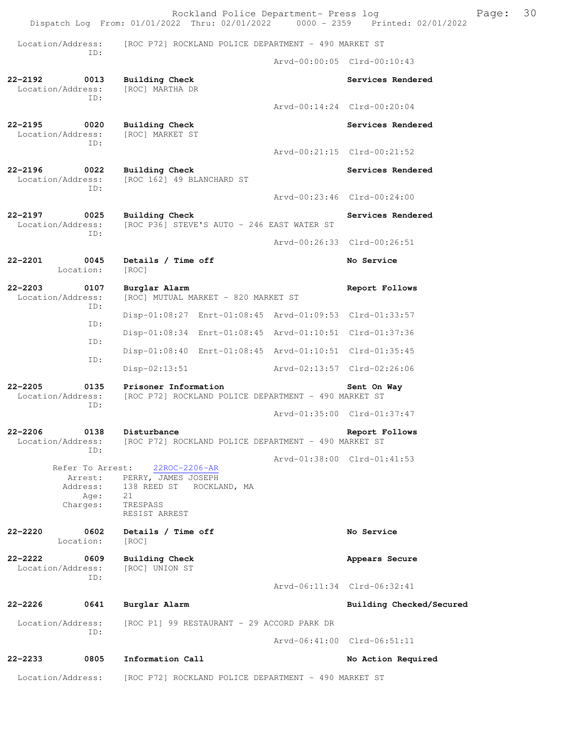Location/Address: [ROC P72] ROCKLAND POLICE DEPARTMENT - 490 MARKET ST
ID:
Arvd-00:00:05 Clrd-00:10:43

**22-2192 0013 Building Check** — Services Rendered
Location/Address: [ROC] MARTHA DR
ID:
Arvd-00:14:24 Clrd-00:20:04

**22-2195 0020 Building Check** — Services Rendered
Location/Address: [ROC] MARKET ST
ID:
Arvd-00:21:15 Clrd-00:21:52

**22-2196 0022 Building Check** — Services Rendered
Location/Address: [ROC 162] 49 BLANCHARD ST
ID:
Arvd-00:23:46 Clrd-00:24:00

**22-2197 0025 Building Check** — Services Rendered
Location/Address: [ROC P36] STEVE'S AUTO - 246 EAST WATER ST
ID:
Arvd-00:26:33 Clrd-00:26:51

**22-2201 0045 Details / Time off** — No Service
Location: [ROC]

**22-2203 0107 Burglar Alarm** — Report Follows
Location/Address: [ROC] MUTUAL MARKET - 820 MARKET ST
ID:
Disp-01:08:27 Enrt-01:08:45 Arvd-01:09:53 Clrd-01:33:57
ID:
Disp-01:08:34 Enrt-01:08:45 Arvd-01:10:51 Clrd-01:37:36
ID:
Disp-01:08:40 Enrt-01:08:45 Arvd-01:10:51 Clrd-01:35:45
ID:
Disp-02:13:51 Arvd-02:13:57 Clrd-02:26:06

**22-2205 0135 Prisoner Information** — Sent On Way
Location/Address: [ROC P72] ROCKLAND POLICE DEPARTMENT - 490 MARKET ST
ID:
Arvd-01:35:00 Clrd-01:37:47

**22-2206 0138 Disturbance** — Report Follows
Location/Address: [ROC P72] ROCKLAND POLICE DEPARTMENT - 490 MARKET ST
ID:
Arvd-01:38:00 Clrd-01:41:53
Refer To Arrest: 22ROC-2206-AR
Arrest: PERRY, JAMES JOSEPH
Address: 138 REED ST ROCKLAND, MA
Age: 21
Charges: TRESPASS
RESIST ARREST

**22-2220 0602 Details / Time off** — No Service
Location: [ROC]

**22-2222 0609 Building Check** — Appears Secure
Location/Address: [ROC] UNION ST
ID:
Arvd-06:11:34 Clrd-06:32:41

**22-2226 0641 Burglar Alarm** — Building Checked/Secured
Location/Address: [ROC P1] 99 RESTAURANT - 29 ACCORD PARK DR
ID:
Arvd-06:41:00 Clrd-06:51:11

**22-2233 0805 Information Call** — No Action Required
Location/Address: [ROC P72] ROCKLAND POLICE DEPARTMENT - 490 MARKET ST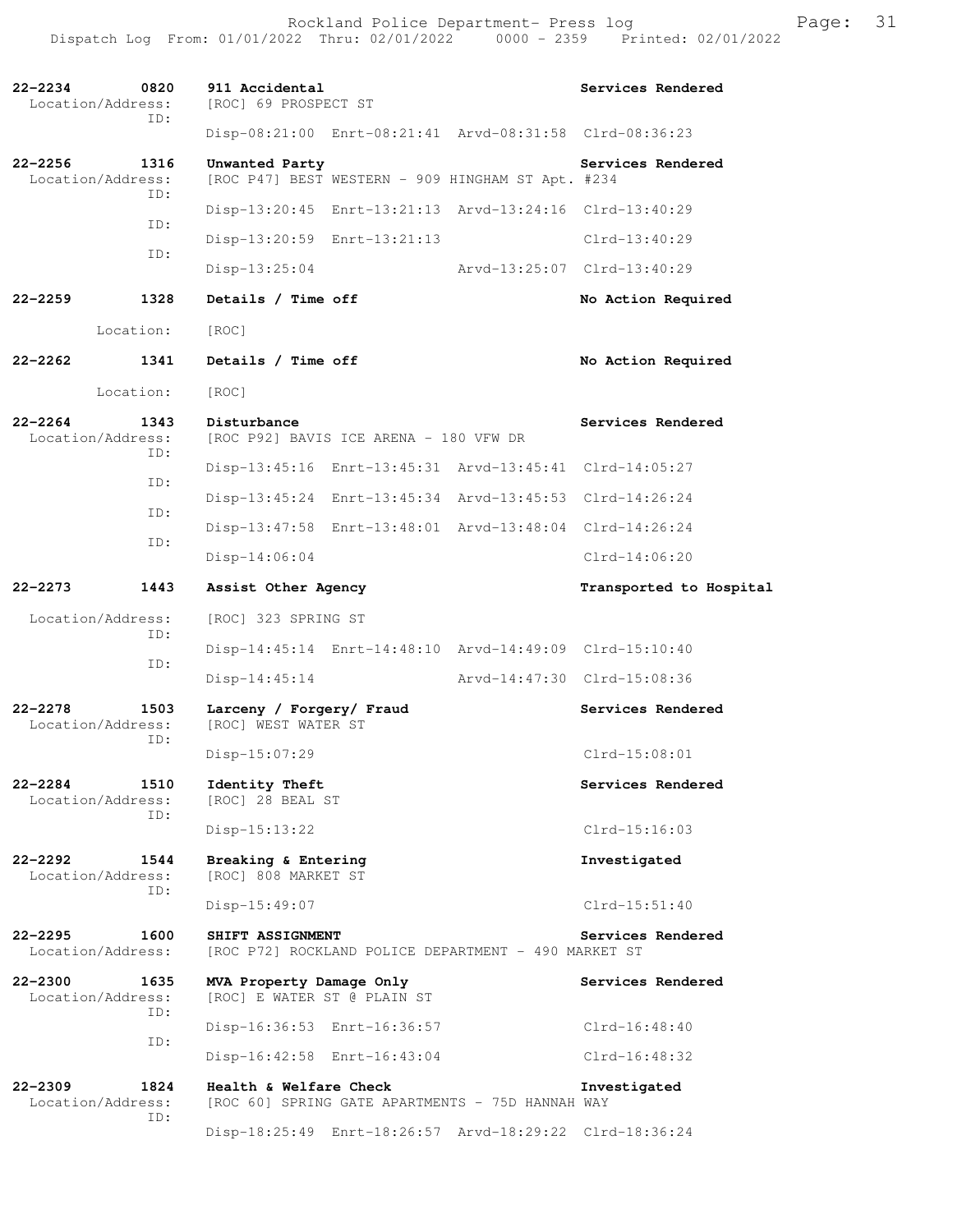22-2234 0820 911 Accidental Services Rendered
Location/Address: [ROC] 69 PROSPECT ST
ID:
Disp-08:21:00 Enrt-08:21:41 Arvd-08:31:58 Clrd-08:36:23

22-2256 1316 Unwanted Party Services Rendered
Location/Address: [ROC P47] BEST WESTERN - 909 HINGHAM ST Apt. #234
ID:
Disp-13:20:45 Enrt-13:21:13 Arvd-13:24:16 Clrd-13:40:29
ID:
Disp-13:20:59 Enrt-13:21:13 Clrd-13:40:29
ID:
Disp-13:25:04 Arvd-13:25:07 Clrd-13:40:29

22-2259 1328 Details / Time off No Action Required
Location: [ROC]

22-2262 1341 Details / Time off No Action Required
Location: [ROC]

22-2264 1343 Disturbance Services Rendered
Location/Address: [ROC P92] BAVIS ICE ARENA - 180 VFW DR
ID:
Disp-13:45:16 Enrt-13:45:31 Arvd-13:45:41 Clrd-14:05:27
ID:
Disp-13:45:24 Enrt-13:45:34 Arvd-13:45:53 Clrd-14:26:24
ID:
Disp-13:47:58 Enrt-13:48:01 Arvd-13:48:04 Clrd-14:26:24
ID:
Disp-14:06:04 Clrd-14:06:20

22-2273 1443 Assist Other Agency Transported to Hospital
Location/Address: [ROC] 323 SPRING ST
ID:
Disp-14:45:14 Enrt-14:48:10 Arvd-14:49:09 Clrd-15:10:40
ID:
Disp-14:45:14 Arvd-14:47:30 Clrd-15:08:36

22-2278 1503 Larceny / Forgery/ Fraud Services Rendered
Location/Address: [ROC] WEST WATER ST
ID:
Disp-15:07:29 Clrd-15:08:01

22-2284 1510 Identity Theft Services Rendered
Location/Address: [ROC] 28 BEAL ST
ID:
Disp-15:13:22 Clrd-15:16:03

22-2292 1544 Breaking & Entering Investigated
Location/Address: [ROC] 808 MARKET ST
ID:
Disp-15:49:07 Clrd-15:51:40

22-2295 1600 SHIFT ASSIGNMENT Services Rendered
Location/Address: [ROC P72] ROCKLAND POLICE DEPARTMENT - 490 MARKET ST

22-2300 1635 MVA Property Damage Only Services Rendered
Location/Address: [ROC] E WATER ST @ PLAIN ST
ID:
Disp-16:36:53 Enrt-16:36:57 Clrd-16:48:40
ID:
Disp-16:42:58 Enrt-16:43:04 Clrd-16:48:32

22-2309 1824 Health & Welfare Check Investigated
Location/Address: [ROC 60] SPRING GATE APARTMENTS - 75D HANNAH WAY
ID:
Disp-18:25:49 Enrt-18:26:57 Arvd-18:29:22 Clrd-18:36:24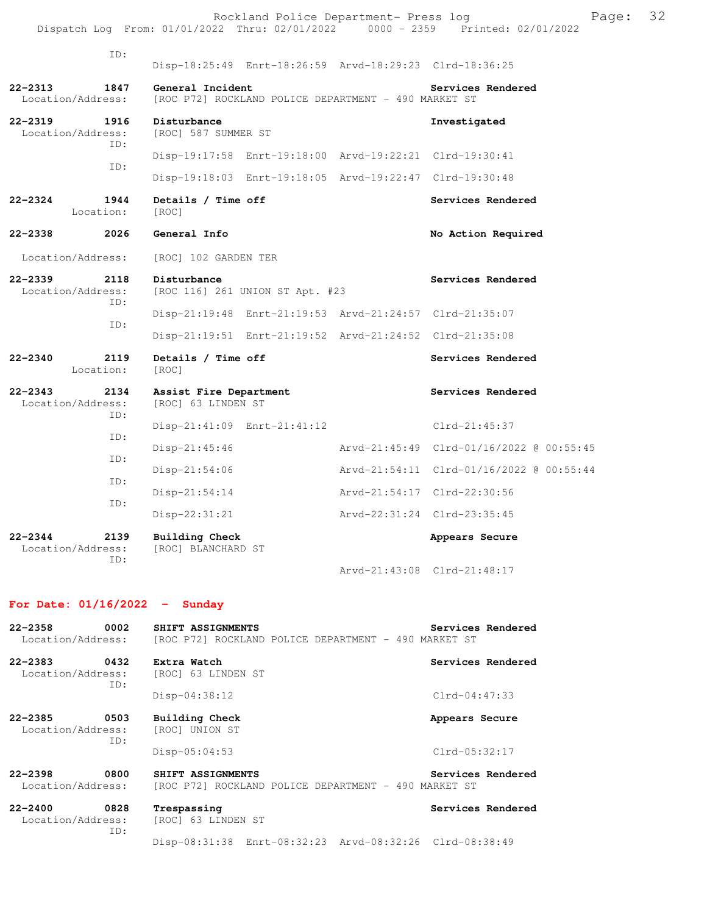ID:
Disp-18:25:49 Enrt-18:26:59 Arvd-18:29:23 Clrd-18:36:25

**22-2313 1847 General Incident** **Services Rendered**
Location/Address: [ROC P72] ROCKLAND POLICE DEPARTMENT - 490 MARKET ST

**22-2319 1916 Disturbance** **Investigated**
Location/Address: [ROC] 587 SUMMER ST
ID:
Disp-19:17:58 Enrt-19:18:00 Arvd-19:22:21 Clrd-19:30:41
ID:
Disp-19:18:03 Enrt-19:18:05 Arvd-19:22:47 Clrd-19:30:48

**22-2324 1944 Details / Time off** **Services Rendered**
Location: [ROC]

**22-2338 2026 General Info** **No Action Required**
Location/Address: [ROC] 102 GARDEN TER

**22-2339 2118 Disturbance** **Services Rendered**
Location/Address: [ROC 116] 261 UNION ST Apt. #23
ID:
Disp-21:19:48 Enrt-21:19:53 Arvd-21:24:57 Clrd-21:35:07
ID:
Disp-21:19:51 Enrt-21:19:52 Arvd-21:24:52 Clrd-21:35:08

**22-2340 2119 Details / Time off** **Services Rendered**
Location: [ROC]

**22-2343 2134 Assist Fire Department** **Services Rendered**
Location/Address: [ROC] 63 LINDEN ST
ID:
Disp-21:41:09 Enrt-21:41:12 Clrd-21:45:37
ID:
Disp-21:45:46 Arvd-21:45:49 Clrd-01/16/2022 @ 00:55:45
ID:
Disp-21:54:06 Arvd-21:54:11 Clrd-01/16/2022 @ 00:55:44
ID:
Disp-21:54:14 Arvd-21:54:17 Clrd-22:30:56
ID:
Disp-22:31:21 Arvd-22:31:24 Clrd-23:35:45

**22-2344 2139 Building Check** **Appears Secure**
Location/Address: [ROC] BLANCHARD ST
ID:
Arvd-21:43:08 Clrd-21:48:17

## For Date: 01/16/2022 - Sunday

**22-2358 0002 SHIFT ASSIGNMENTS** **Services Rendered**
Location/Address: [ROC P72] ROCKLAND POLICE DEPARTMENT - 490 MARKET ST

**22-2383 0432 Extra Watch** **Services Rendered**
Location/Address: [ROC] 63 LINDEN ST
ID:
Disp-04:38:12 Clrd-04:47:33

**22-2385 0503 Building Check** **Appears Secure**
Location/Address: [ROC] UNION ST
ID:
Disp-05:04:53 Clrd-05:32:17

**22-2398 0800 SHIFT ASSIGNMENTS** **Services Rendered**
Location/Address: [ROC P72] ROCKLAND POLICE DEPARTMENT - 490 MARKET ST

**22-2400 0828 Trespassing** **Services Rendered**
Location/Address: [ROC] 63 LINDEN ST
ID:
Disp-08:31:38 Enrt-08:32:23 Arvd-08:32:26 Clrd-08:38:49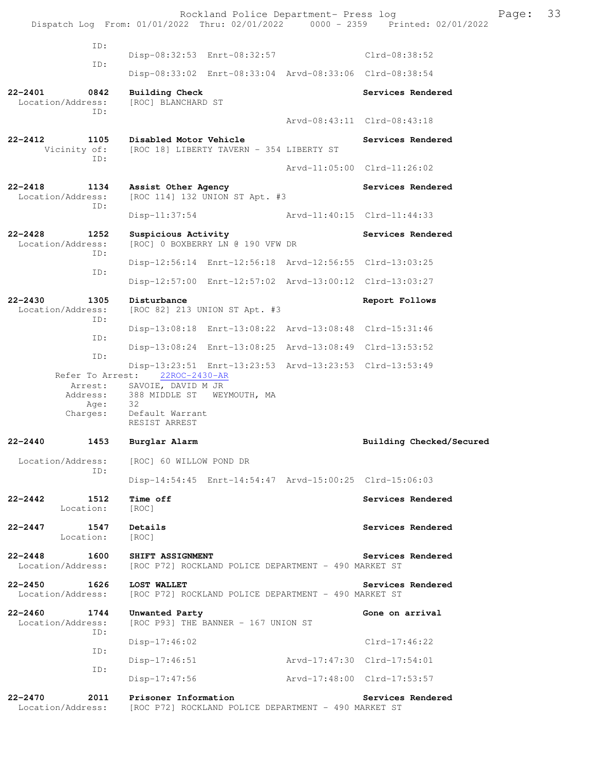```
ID:
                Disp-08:32:53  Enrt-08:32:57                 Clrd-08:38:52
            ID:
                Disp-08:33:02  Enrt-08:33:04  Arvd-08:33:06  Clrd-08:38:54

22-2401        0842    Building Check                              Services Rendered
  Location/Address:    [ROC] BLANCHARD ST
            ID:
                                              Arvd-08:43:11  Clrd-08:43:18

22-2412        1105    Disabled Motor Vehicle                      Services Rendered
      Vicinity of:     [ROC 18] LIBERTY TAVERN - 354 LIBERTY ST
            ID:
                                              Arvd-11:05:00  Clrd-11:26:02

22-2418        1134    Assist Other Agency                         Services Rendered
  Location/Address:    [ROC 114] 132 UNION ST Apt. #3
            ID:
                Disp-11:37:54                 Arvd-11:40:15  Clrd-11:44:33

22-2428        1252    Suspicious Activity                         Services Rendered
  Location/Address:    [ROC] 0 BOXBERRY LN @ 190 VFW DR
            ID:
                Disp-12:56:14  Enrt-12:56:18  Arvd-12:56:55  Clrd-13:03:25
            ID:
                Disp-12:57:00  Enrt-12:57:02  Arvd-13:00:12  Clrd-13:03:27

22-2430        1305    Disturbance                                 Report Follows
  Location/Address:    [ROC 82] 213 UNION ST Apt. #3
            ID:
                Disp-13:08:18  Enrt-13:08:22  Arvd-13:08:48  Clrd-15:31:46
            ID:
                Disp-13:08:24  Enrt-13:08:25  Arvd-13:08:49  Clrd-13:53:52
            ID:
                Disp-13:23:51  Enrt-13:23:53  Arvd-13:23:53  Clrd-13:53:49
       Refer To Arrest:    22ROC-2430-AR
           Arrest:     SAVOIE, DAVID M JR
          Address:     388 MIDDLE ST   WEYMOUTH, MA
              Age:     32
          Charges:     Default Warrant
                       RESIST ARREST

22-2440        1453    Burglar Alarm                               Building Checked/Secured

  Location/Address:    [ROC] 60 WILLOW POND DR
            ID:
                Disp-14:54:45  Enrt-14:54:47  Arvd-15:00:25  Clrd-15:06:03

22-2442        1512    Time off                                    Services Rendered
        Location:      [ROC]

22-2447        1547    Details                                     Services Rendered
        Location:      [ROC]

22-2448        1600    SHIFT ASSIGNMENT                            Services Rendered
  Location/Address:    [ROC P72] ROCKLAND POLICE DEPARTMENT - 490 MARKET ST

22-2450        1626    LOST WALLET                                 Services Rendered
  Location/Address:    [ROC P72] ROCKLAND POLICE DEPARTMENT - 490 MARKET ST

22-2460        1744    Unwanted Party                              Gone on arrival
  Location/Address:    [ROC P93] THE BANNER - 167 UNION ST
            ID:
                Disp-17:46:02                                Clrd-17:46:22
            ID:
                Disp-17:46:51                 Arvd-17:47:30  Clrd-17:54:01
            ID:
                Disp-17:47:56                 Arvd-17:48:00  Clrd-17:53:57

22-2470        2011    Prisoner Information                        Services Rendered
  Location/Address:    [ROC P72] ROCKLAND POLICE DEPARTMENT - 490 MARKET ST
```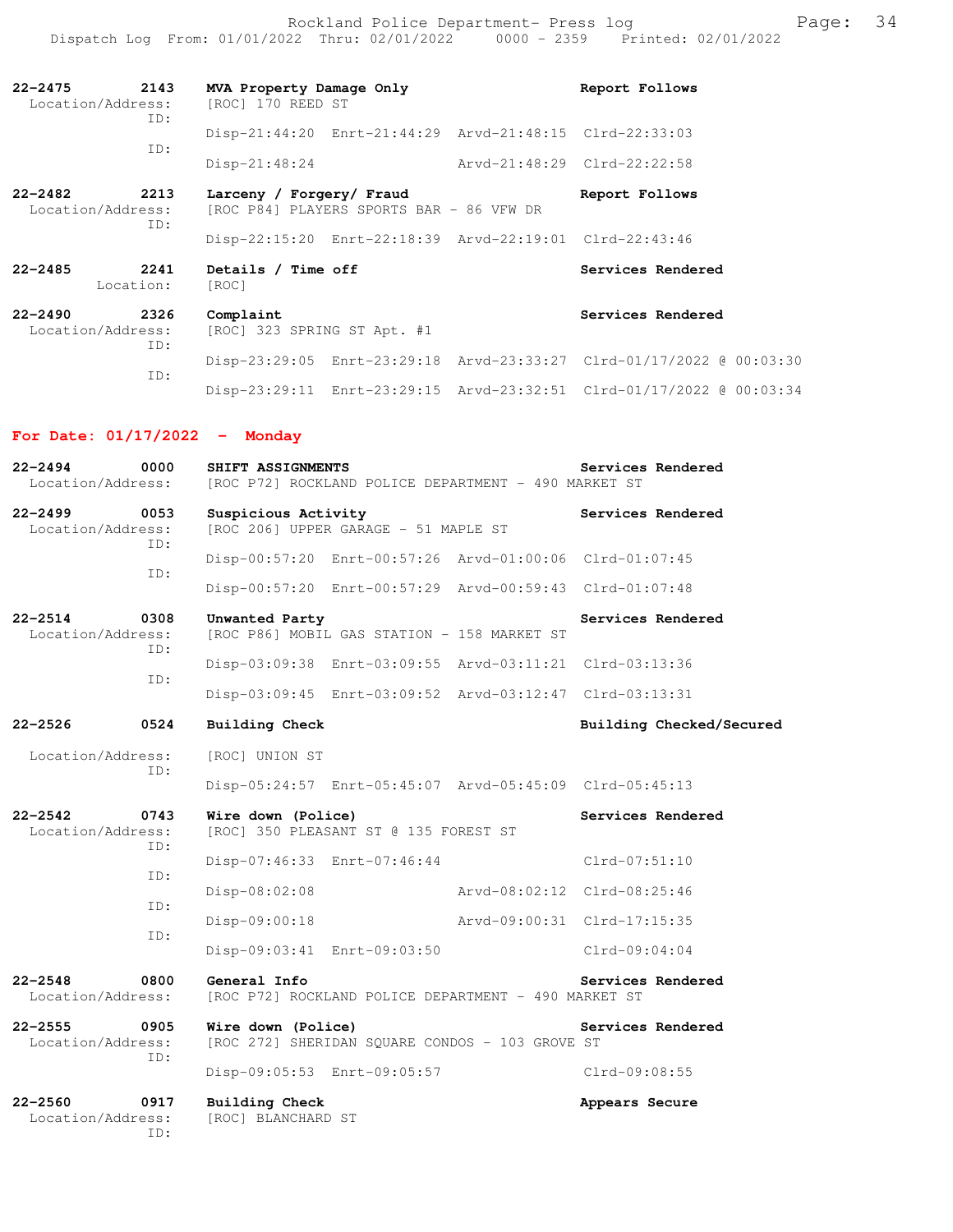**22-2475 2143 MVA Property Damage Only — Report Follows**
Location/Address: [ROC] 170 REED ST
ID:
Disp-21:44:20 Enrt-21:44:29 Arvd-21:48:15 Clrd-22:33:03
ID:
Disp-21:48:24 Arvd-21:48:29 Clrd-22:22:58

**22-2482 2213 Larceny / Forgery/ Fraud — Report Follows**
Location/Address: [ROC P84] PLAYERS SPORTS BAR - 86 VFW DR
ID:
Disp-22:15:20 Enrt-22:18:39 Arvd-22:19:01 Clrd-22:43:46

**22-2485 2241 Details / Time off — Services Rendered**
Location: [ROC]

**22-2490 2326 Complaint — Services Rendered**
Location/Address: [ROC] 323 SPRING ST Apt. #1
ID:
Disp-23:29:05 Enrt-23:29:18 Arvd-23:33:27 Clrd-01/17/2022 @ 00:03:30
ID:
Disp-23:29:11 Enrt-23:29:15 Arvd-23:32:51 Clrd-01/17/2022 @ 00:03:34

## For Date: 01/17/2022 - Monday

**22-2494 0000 SHIFT ASSIGNMENTS — Services Rendered**
Location/Address: [ROC P72] ROCKLAND POLICE DEPARTMENT - 490 MARKET ST

**22-2499 0053 Suspicious Activity — Services Rendered**
Location/Address: [ROC 206] UPPER GARAGE - 51 MAPLE ST
ID:
Disp-00:57:20 Enrt-00:57:26 Arvd-01:00:06 Clrd-01:07:45
ID:
Disp-00:57:20 Enrt-00:57:29 Arvd-00:59:43 Clrd-01:07:48

**22-2514 0308 Unwanted Party — Services Rendered**
Location/Address: [ROC P86] MOBIL GAS STATION - 158 MARKET ST
ID:
Disp-03:09:38 Enrt-03:09:55 Arvd-03:11:21 Clrd-03:13:36
ID:
Disp-03:09:45 Enrt-03:09:52 Arvd-03:12:47 Clrd-03:13:31

**22-2526 0524 Building Check — Building Checked/Secured**
Location/Address: [ROC] UNION ST
ID:
Disp-05:24:57 Enrt-05:45:07 Arvd-05:45:09 Clrd-05:45:13

**22-2542 0743 Wire down (Police) — Services Rendered**
Location/Address: [ROC] 350 PLEASANT ST @ 135 FOREST ST
ID:
Disp-07:46:33 Enrt-07:46:44 Clrd-07:51:10
ID:
Disp-08:02:08 Arvd-08:02:12 Clrd-08:25:46
ID:
Disp-09:00:18 Arvd-09:00:31 Clrd-17:15:35
ID:
Disp-09:03:41 Enrt-09:03:50 Clrd-09:04:04

**22-2548 0800 General Info — Services Rendered**
Location/Address: [ROC P72] ROCKLAND POLICE DEPARTMENT - 490 MARKET ST

**22-2555 0905 Wire down (Police) — Services Rendered**
Location/Address: [ROC 272] SHERIDAN SQUARE CONDOS - 103 GROVE ST
ID:
Disp-09:05:53 Enrt-09:05:57 Clrd-09:08:55

**22-2560 0917 Building Check — Appears Secure**
Location/Address: [ROC] BLANCHARD ST
ID: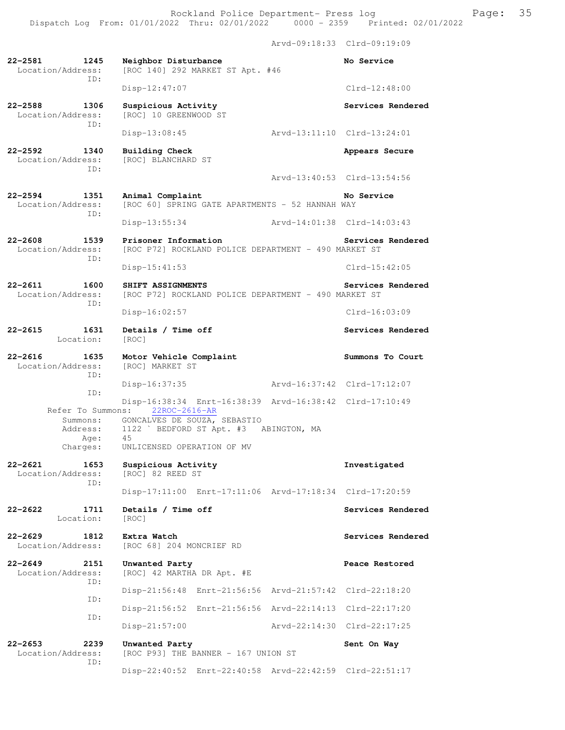Arvd-09:18:33 Clrd-09:19:09

**22-2581 1245 Neighbor Disturbance** — No Service
Location/Address: [ROC 140] 292 MARKET ST Apt. #46
ID:
Disp-12:47:07 Clrd-12:48:00

**22-2588 1306 Suspicious Activity** — Services Rendered
Location/Address: [ROC] 10 GREENWOOD ST
ID:
Disp-13:08:45 Arvd-13:11:10 Clrd-13:24:01

**22-2592 1340 Building Check** — Appears Secure
Location/Address: [ROC] BLANCHARD ST
ID:
Arvd-13:40:53 Clrd-13:54:56

**22-2594 1351 Animal Complaint** — No Service
Location/Address: [ROC 60] SPRING GATE APARTMENTS - 52 HANNAH WAY
ID:
Disp-13:55:34 Arvd-14:01:38 Clrd-14:03:43

**22-2608 1539 Prisoner Information** — Services Rendered
Location/Address: [ROC P72] ROCKLAND POLICE DEPARTMENT - 490 MARKET ST
ID:
Disp-15:41:53 Clrd-15:42:05

**22-2611 1600 SHIFT ASSIGNMENTS** — Services Rendered
Location/Address: [ROC P72] ROCKLAND POLICE DEPARTMENT - 490 MARKET ST
ID:
Disp-16:02:57 Clrd-16:03:09

**22-2615 1631 Details / Time off** — Services Rendered
Location: [ROC]

**22-2616 1635 Motor Vehicle Complaint** — Summons To Court
Location/Address: [ROC] MARKET ST
ID:
Disp-16:37:35 Arvd-16:37:42 Clrd-17:12:07
ID:
Disp-16:38:34 Enrt-16:38:39 Arvd-16:38:42 Clrd-17:10:49
Refer To Summons: 22ROC-2616-AR
Summons: GONCALVES DE SOUZA, SEBASTIO
Address: 1122 ` BEDFORD ST Apt. #3 ABINGTON, MA
Age: 45
Charges: UNLICENSED OPERATION OF MV

**22-2621 1653 Suspicious Activity** — Investigated
Location/Address: [ROC] 82 REED ST
ID:
Disp-17:11:00 Enrt-17:11:06 Arvd-17:18:34 Clrd-17:20:59

**22-2622 1711 Details / Time off** — Services Rendered
Location: [ROC]

**22-2629 1812 Extra Watch** — Services Rendered
Location/Address: [ROC 68] 204 MONCRIEF RD

**22-2649 2151 Unwanted Party** — Peace Restored
Location/Address: [ROC] 42 MARTHA DR Apt. #E
ID:
Disp-21:56:48 Enrt-21:56:56 Arvd-21:57:42 Clrd-22:18:20
ID:
Disp-21:56:52 Enrt-21:56:56 Arvd-22:14:13 Clrd-22:17:20
ID:
Disp-21:57:00 Arvd-22:14:30 Clrd-22:17:25

**22-2653 2239 Unwanted Party** — Sent On Way
Location/Address: [ROC P93] THE BANNER - 167 UNION ST
ID:
Disp-22:40:52 Enrt-22:40:58 Arvd-22:42:59 Clrd-22:51:17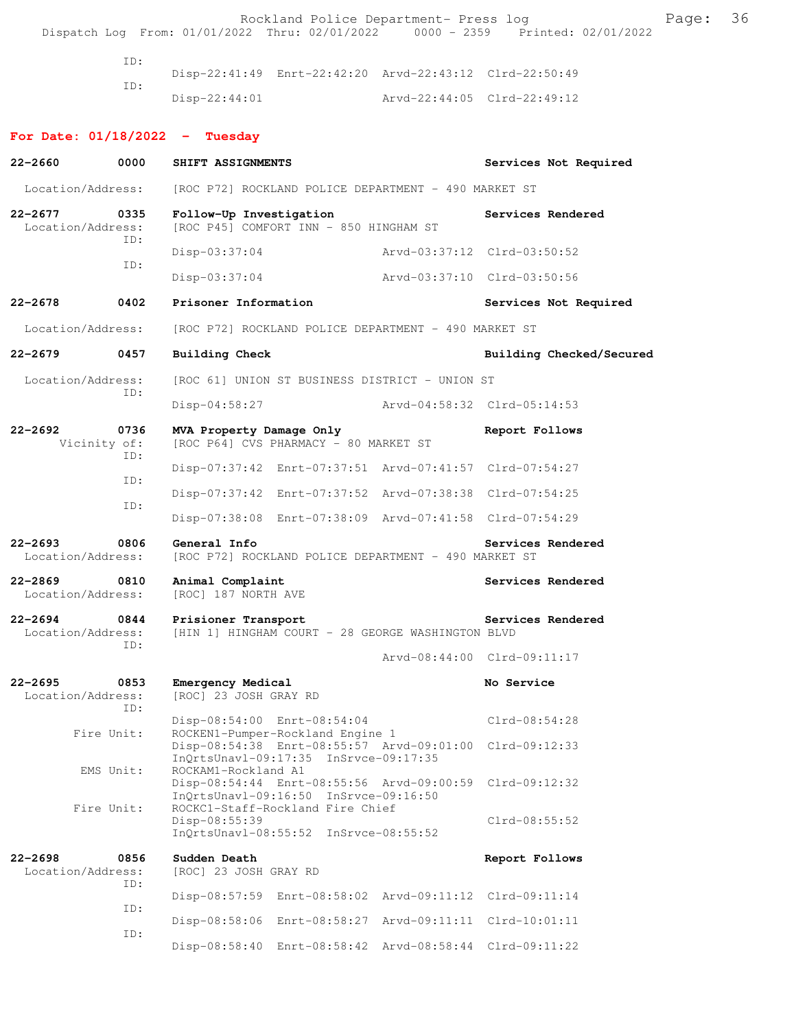| | |
|---|---|
| ID: | Disp-22:41:49 Enrt-22:42:20 Arvd-22:43:12 Clrd-22:50:49 |
| ID: | Disp-22:44:01 Arvd-22:44:05 Clrd-22:49:12 |

## For Date: 01/18/2022 - Tuesday

**22-2660 0000 SHIFT ASSIGNMENTS** — Services Not Required
Location/Address: [ROC P72] ROCKLAND POLICE DEPARTMENT - 490 MARKET ST

**22-2677 0335 Follow-Up Investigation** — Services Rendered
Location/Address: [ROC P45] COMFORT INN - 850 HINGHAM ST
ID: Disp-03:37:04 Arvd-03:37:12 Clrd-03:50:52
ID: Disp-03:37:04 Arvd-03:37:10 Clrd-03:50:56

**22-2678 0402 Prisoner Information** — Services Not Required
Location/Address: [ROC P72] ROCKLAND POLICE DEPARTMENT - 490 MARKET ST

**22-2679 0457 Building Check** — Building Checked/Secured
Location/Address: [ROC 61] UNION ST BUSINESS DISTRICT - UNION ST
ID: Disp-04:58:27 Arvd-04:58:32 Clrd-05:14:53

**22-2692 0736 MVA Property Damage Only** — Report Follows
Vicinity of: [ROC P64] CVS PHARMACY - 80 MARKET ST
ID: Disp-07:37:42 Enrt-07:37:51 Arvd-07:41:57 Clrd-07:54:27
ID: Disp-07:37:42 Enrt-07:37:52 Arvd-07:38:38 Clrd-07:54:25
ID: Disp-07:38:08 Enrt-07:38:09 Arvd-07:41:58 Clrd-07:54:29

**22-2693 0806 General Info** — Services Rendered
Location/Address: [ROC P72] ROCKLAND POLICE DEPARTMENT - 490 MARKET ST

**22-2869 0810 Animal Complaint** — Services Rendered
Location/Address: [ROC] 187 NORTH AVE

**22-2694 0844 Prisioner Transport** — Services Rendered
Location/Address: [HIN 1] HINGHAM COURT - 28 GEORGE WASHINGTON BLVD
ID: Arvd-08:44:00 Clrd-09:11:17

**22-2695 0853 Emergency Medical** — No Service
Location/Address: [ROC] 23 JOSH GRAY RD
ID: Disp-08:54:00 Enrt-08:54:04 Clrd-08:54:28
Fire Unit: ROCKEN1-Pumper-Rockland Engine 1
Disp-08:54:38 Enrt-08:55:57 Arvd-09:01:00 Clrd-09:12:33
InQrtsUnavl-09:17:35 InSrvce-09:17:35
EMS Unit: ROCKAM1-Rockland A1
Disp-08:54:44 Enrt-08:55:56 Arvd-09:00:59 Clrd-09:12:32
InQrtsUnavl-09:16:50 InSrvce-09:16:50
Fire Unit: ROCKC1-Staff-Rockland Fire Chief
Disp-08:55:39 Clrd-08:55:52
InQrtsUnavl-08:55:52 InSrvce-08:55:52

**22-2698 0856 Sudden Death** — Report Follows
Location/Address: [ROC] 23 JOSH GRAY RD
ID: Disp-08:57:59 Enrt-08:58:02 Arvd-09:11:12 Clrd-09:11:14
ID: Disp-08:58:06 Enrt-08:58:27 Arvd-09:11:11 Clrd-10:01:11
ID: Disp-08:58:40 Enrt-08:58:42 Arvd-08:58:44 Clrd-09:11:22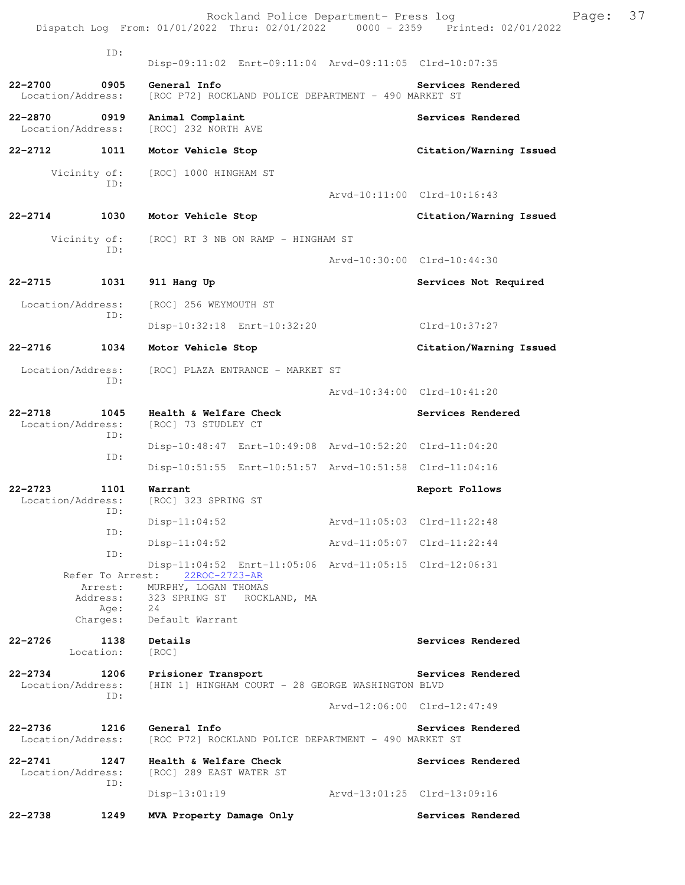```
            ID:
                    Disp-09:11:02  Enrt-09:11:04  Arvd-09:11:05  Clrd-10:07:35

22-2700       0905   General Info                                 Services Rendered
  Location/Address:  [ROC P72] ROCKLAND POLICE DEPARTMENT - 490 MARKET ST

22-2870       0919   Animal Complaint                             Services Rendered
  Location/Address:  [ROC] 232 NORTH AVE

22-2712       1011   Motor Vehicle Stop                           Citation/Warning Issued

       Vicinity of:  [ROC] 1000 HINGHAM ST
               ID:
                                              Arvd-10:11:00  Clrd-10:16:43

22-2714       1030   Motor Vehicle Stop                           Citation/Warning Issued

       Vicinity of:  [ROC] RT 3 NB ON RAMP - HINGHAM ST
               ID:
                                              Arvd-10:30:00  Clrd-10:44:30

22-2715       1031   911 Hang Up                                  Services Not Required

  Location/Address:  [ROC] 256 WEYMOUTH ST
               ID:
                    Disp-10:32:18  Enrt-10:32:20                 Clrd-10:37:27

22-2716       1034   Motor Vehicle Stop                           Citation/Warning Issued

  Location/Address:  [ROC] PLAZA ENTRANCE - MARKET ST
               ID:
                                              Arvd-10:34:00  Clrd-10:41:20

22-2718       1045   Health & Welfare Check                       Services Rendered
  Location/Address:  [ROC] 73 STUDLEY CT
               ID:
                    Disp-10:48:47  Enrt-10:49:08  Arvd-10:52:20  Clrd-11:04:20
               ID:
                    Disp-10:51:55  Enrt-10:51:57  Arvd-10:51:58  Clrd-11:04:16

22-2723       1101   Warrant                                      Report Follows
  Location/Address:  [ROC] 323 SPRING ST
               ID:
                    Disp-11:04:52                 Arvd-11:05:03  Clrd-11:22:48
               ID:
                    Disp-11:04:52                 Arvd-11:05:07  Clrd-11:22:44
               ID:
                    Disp-11:04:52  Enrt-11:05:06  Arvd-11:05:15  Clrd-12:06:31
       Refer To Arrest:    22ROC-2723-AR
           Arrest:   MURPHY, LOGAN THOMAS
          Address:   323 SPRING ST   ROCKLAND, MA
              Age:   24
          Charges:   Default Warrant

22-2726       1138   Details                                      Services Rendered
         Location:   [ROC]

22-2734       1206   Prisioner Transport                          Services Rendered
  Location/Address:  [HIN 1] HINGHAM COURT - 28 GEORGE WASHINGTON BLVD
               ID:
                                              Arvd-12:06:00  Clrd-12:47:49

22-2736       1216   General Info                                 Services Rendered
  Location/Address:  [ROC P72] ROCKLAND POLICE DEPARTMENT - 490 MARKET ST

22-2741       1247   Health & Welfare Check                       Services Rendered
  Location/Address:  [ROC] 289 EAST WATER ST
               ID:
                    Disp-13:01:19                 Arvd-13:01:25  Clrd-13:09:16

22-2738       1249   MVA Property Damage Only                     Services Rendered
```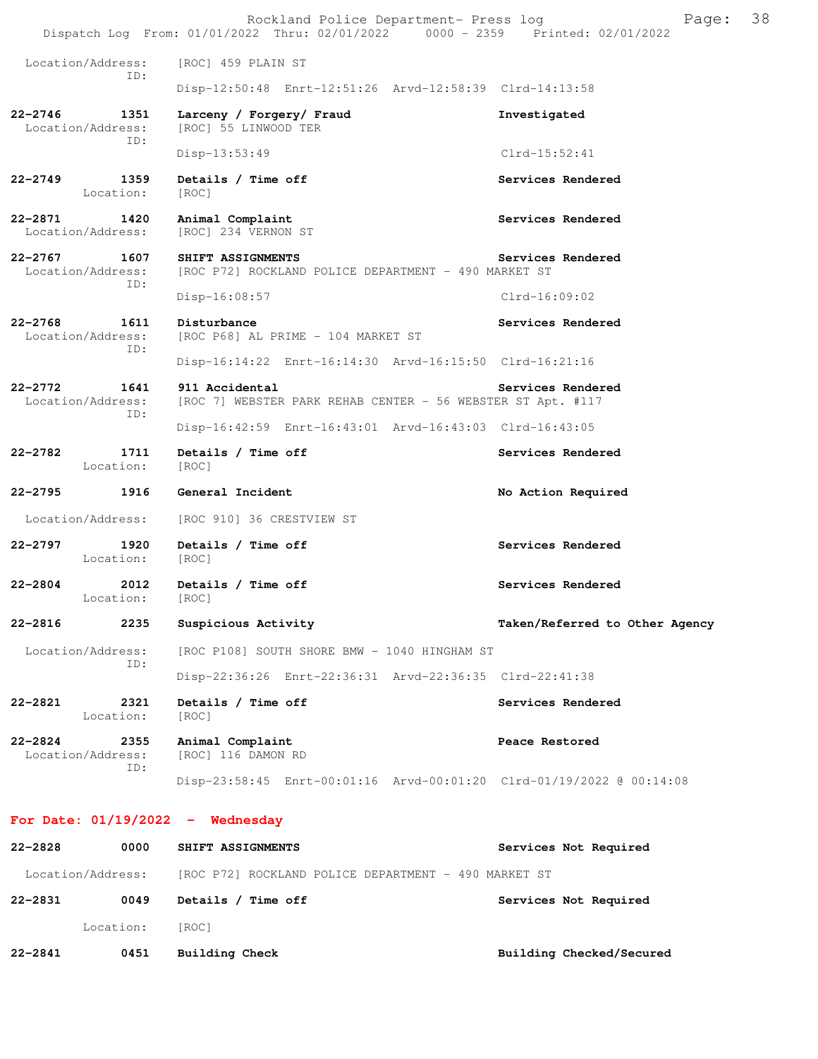Location/Address: [ROC] 459 PLAIN ST
ID:
Disp-12:50:48 Enrt-12:51:26 Arvd-12:58:39 Clrd-14:13:58

**22-2746 1351 Larceny / Forgery/ Fraud** **Investigated**
Location/Address: [ROC] 55 LINWOOD TER
ID:
Disp-13:53:49 Clrd-15:52:41

**22-2749 1359 Details / Time off** **Services Rendered**
Location: [ROC]

**22-2871 1420 Animal Complaint** **Services Rendered**
Location/Address: [ROC] 234 VERNON ST

**22-2767 1607 SHIFT ASSIGNMENTS** **Services Rendered**
Location/Address: [ROC P72] ROCKLAND POLICE DEPARTMENT - 490 MARKET ST
ID:
Disp-16:08:57 Clrd-16:09:02

**22-2768 1611 Disturbance** **Services Rendered**
Location/Address: [ROC P68] AL PRIME - 104 MARKET ST
ID:
Disp-16:14:22 Enrt-16:14:30 Arvd-16:15:50 Clrd-16:21:16

**22-2772 1641 911 Accidental** **Services Rendered**
Location/Address: [ROC 7] WEBSTER PARK REHAB CENTER - 56 WEBSTER ST Apt. #117
ID:
Disp-16:42:59 Enrt-16:43:01 Arvd-16:43:03 Clrd-16:43:05

**22-2782 1711 Details / Time off** **Services Rendered**
Location: [ROC]

**22-2795 1916 General Incident** **No Action Required**
Location/Address: [ROC 910] 36 CRESTVIEW ST

**22-2797 1920 Details / Time off** **Services Rendered**
Location: [ROC]

**22-2804 2012 Details / Time off** **Services Rendered**
Location: [ROC]

**22-2816 2235 Suspicious Activity** **Taken/Referred to Other Agency**
Location/Address: [ROC P108] SOUTH SHORE BMW - 1040 HINGHAM ST
ID:
Disp-22:36:26 Enrt-22:36:31 Arvd-22:36:35 Clrd-22:41:38

**22-2821 2321 Details / Time off** **Services Rendered**
Location: [ROC]

**22-2824 2355 Animal Complaint** **Peace Restored**
Location/Address: [ROC] 116 DAMON RD
ID:
Disp-23:58:45 Enrt-00:01:16 Arvd-00:01:20 Clrd-01/19/2022 @ 00:14:08

## For Date: 01/19/2022 - Wednesday

**22-2828 0000 SHIFT ASSIGNMENTS** **Services Not Required**
Location/Address: [ROC P72] ROCKLAND POLICE DEPARTMENT - 490 MARKET ST

**22-2831 0049 Details / Time off** **Services Not Required**
Location: [ROC]

**22-2841 0451 Building Check** **Building Checked/Secured**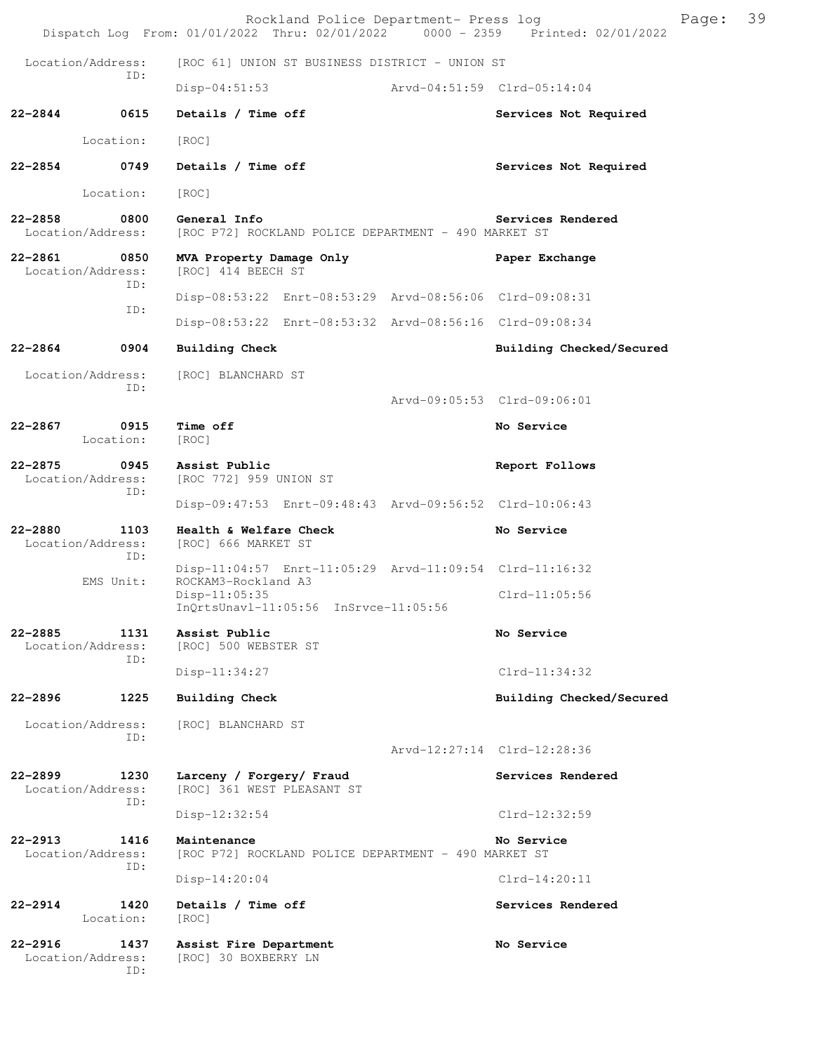Location/Address: [ROC 61] UNION ST BUSINESS DISTRICT - UNION ST
ID:
Disp-04:51:53 Arvd-04:51:59 Clrd-05:14:04

**22-2844 0615 Details / Time off** **Services Not Required**
Location: [ROC]

**22-2854 0749 Details / Time off** **Services Not Required**
Location: [ROC]

**22-2858 0800 General Info** **Services Rendered**
Location/Address: [ROC P72] ROCKLAND POLICE DEPARTMENT - 490 MARKET ST

**22-2861 0850 MVA Property Damage Only** **Paper Exchange**
Location/Address: [ROC] 414 BEECH ST
ID:
Disp-08:53:22 Enrt-08:53:29 Arvd-08:56:06 Clrd-09:08:31
ID:
Disp-08:53:22 Enrt-08:53:32 Arvd-08:56:16 Clrd-09:08:34

**22-2864 0904 Building Check** **Building Checked/Secured**
Location/Address: [ROC] BLANCHARD ST
ID:
Arvd-09:05:53 Clrd-09:06:01

**22-2867 0915 Time off** **No Service**
Location: [ROC]

**22-2875 0945 Assist Public** **Report Follows**
Location/Address: [ROC 772] 959 UNION ST
ID:
Disp-09:47:53 Enrt-09:48:43 Arvd-09:56:52 Clrd-10:06:43

**22-2880 1103 Health & Welfare Check** **No Service**
Location/Address: [ROC] 666 MARKET ST
ID:
Disp-11:04:57 Enrt-11:05:29 Arvd-11:09:54 Clrd-11:16:32
EMS Unit: ROCKAM3-Rockland A3
Disp-11:05:35 Clrd-11:05:56
InQrtsUnavl-11:05:56 InSrvce-11:05:56

**22-2885 1131 Assist Public** **No Service**
Location/Address: [ROC] 500 WEBSTER ST
ID:
Disp-11:34:27 Clrd-11:34:32

**22-2896 1225 Building Check** **Building Checked/Secured**
Location/Address: [ROC] BLANCHARD ST
ID:
Arvd-12:27:14 Clrd-12:28:36

**22-2899 1230 Larceny / Forgery/ Fraud** **Services Rendered**
Location/Address: [ROC] 361 WEST PLEASANT ST
ID:
Disp-12:32:54 Clrd-12:32:59

**22-2913 1416 Maintenance** **No Service**
Location/Address: [ROC P72] ROCKLAND POLICE DEPARTMENT - 490 MARKET ST
ID:
Disp-14:20:04 Clrd-14:20:11

**22-2914 1420 Details / Time off** **Services Rendered**
Location: [ROC]

**22-2916 1437 Assist Fire Department** **No Service**
Location/Address: [ROC] 30 BOXBERRY LN
ID: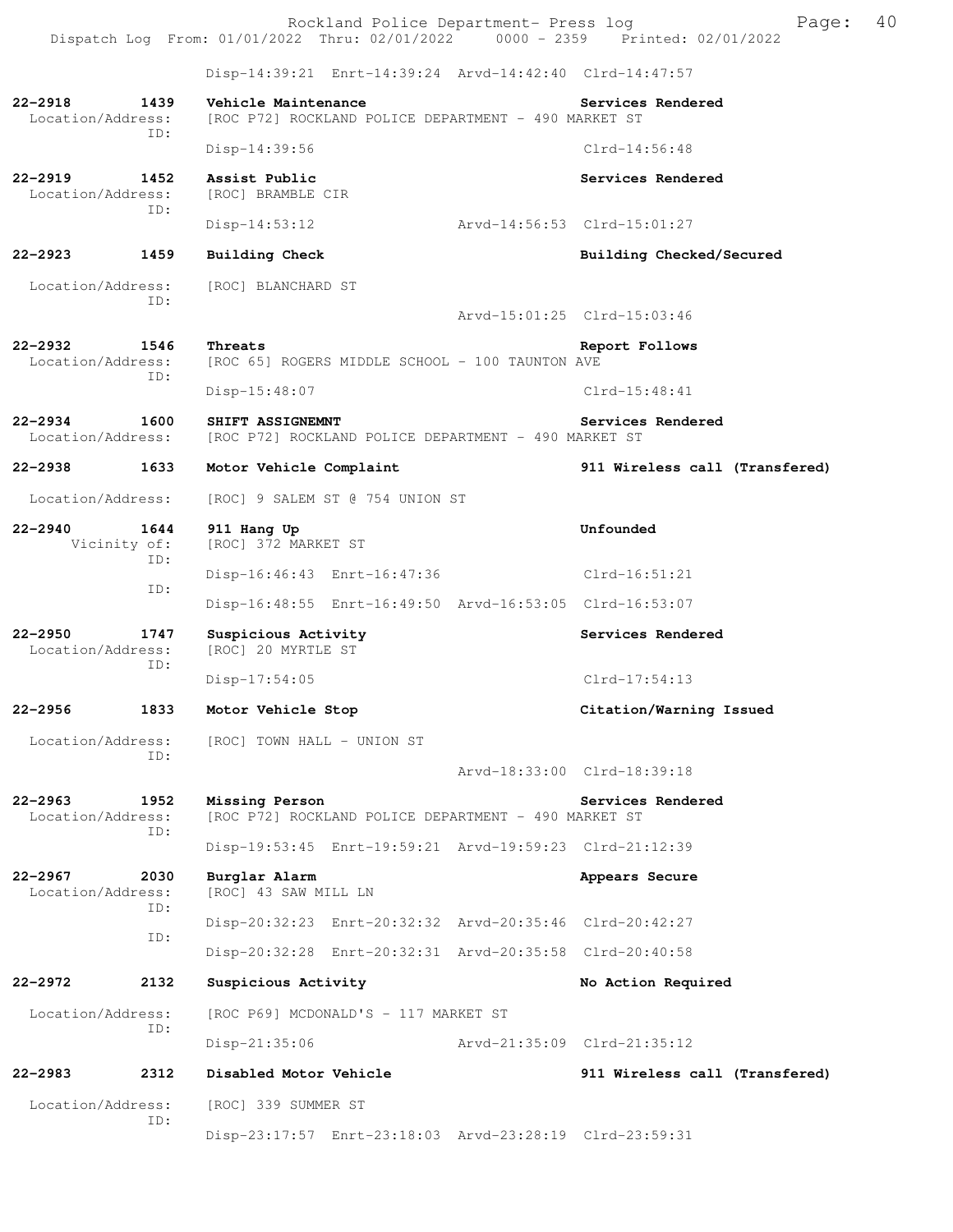Disp-14:39:21 Enrt-14:39:24 Arvd-14:42:40 Clrd-14:47:57

**22-2918 1439 Vehicle Maintenance** — **Services Rendered**
Location/Address: [ROC P72] ROCKLAND POLICE DEPARTMENT - 490 MARKET ST
ID:
Disp-14:39:56 Clrd-14:56:48

**22-2919 1452 Assist Public** — **Services Rendered**
Location/Address: [ROC] BRAMBLE CIR
ID:
Disp-14:53:12 Arvd-14:56:53 Clrd-15:01:27

**22-2923 1459 Building Check** — **Building Checked/Secured**
Location/Address: [ROC] BLANCHARD ST
ID:
Arvd-15:01:25 Clrd-15:03:46

**22-2932 1546 Threats** — **Report Follows**
Location/Address: [ROC 65] ROGERS MIDDLE SCHOOL - 100 TAUNTON AVE
ID:
Disp-15:48:07 Clrd-15:48:41

**22-2934 1600 SHIFT ASSIGNEMNT** — **Services Rendered**
Location/Address: [ROC P72] ROCKLAND POLICE DEPARTMENT - 490 MARKET ST

**22-2938 1633 Motor Vehicle Complaint** — **911 Wireless call (Transfered)**
Location/Address: [ROC] 9 SALEM ST @ 754 UNION ST

**22-2940 1644 911 Hang Up** — **Unfounded**
Vicinity of: [ROC] 372 MARKET ST
ID:
Disp-16:46:43 Enrt-16:47:36 Clrd-16:51:21
ID:
Disp-16:48:55 Enrt-16:49:50 Arvd-16:53:05 Clrd-16:53:07

**22-2950 1747 Suspicious Activity** — **Services Rendered**
Location/Address: [ROC] 20 MYRTLE ST
ID:
Disp-17:54:05 Clrd-17:54:13

**22-2956 1833 Motor Vehicle Stop** — **Citation/Warning Issued**
Location/Address: [ROC] TOWN HALL - UNION ST
ID:
Arvd-18:33:00 Clrd-18:39:18

**22-2963 1952 Missing Person** — **Services Rendered**
Location/Address: [ROC P72] ROCKLAND POLICE DEPARTMENT - 490 MARKET ST
ID:
Disp-19:53:45 Enrt-19:59:21 Arvd-19:59:23 Clrd-21:12:39

**22-2967 2030 Burglar Alarm** — **Appears Secure**
Location/Address: [ROC] 43 SAW MILL LN
ID:
Disp-20:32:23 Enrt-20:32:32 Arvd-20:35:46 Clrd-20:42:27
ID:
Disp-20:32:28 Enrt-20:32:31 Arvd-20:35:58 Clrd-20:40:58

**22-2972 2132 Suspicious Activity** — **No Action Required**
Location/Address: [ROC P69] MCDONALD'S - 117 MARKET ST
ID:
Disp-21:35:06 Arvd-21:35:09 Clrd-21:35:12

**22-2983 2312 Disabled Motor Vehicle** — **911 Wireless call (Transfered)**
Location/Address: [ROC] 339 SUMMER ST
ID:
Disp-23:17:57 Enrt-23:18:03 Arvd-23:28:19 Clrd-23:59:31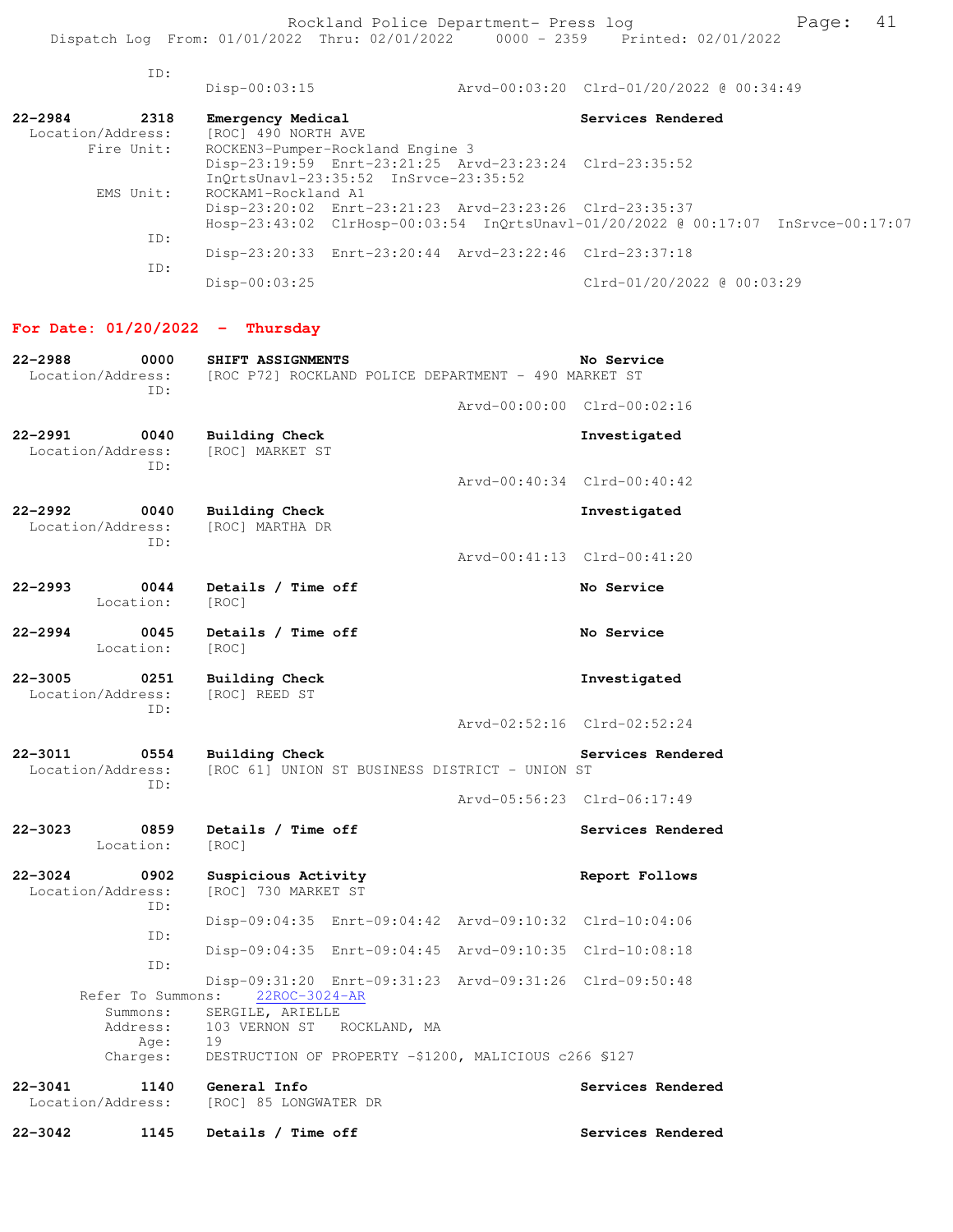ID:
Disp-00:03:15 Arvd-00:03:20 Clrd-01/20/2022 @ 00:34:49

**22-2984 2318 Emergency Medical** **Services Rendered**
Location/Address: [ROC] 490 NORTH AVE
Fire Unit: ROCKEN3-Pumper-Rockland Engine 3
Disp-23:19:59 Enrt-23:21:25 Arvd-23:23:24 Clrd-23:35:52
InQrtsUnavl-23:35:52 InSrvce-23:35:52
EMS Unit: ROCKAM1-Rockland A1
Disp-23:20:02 Enrt-23:21:23 Arvd-23:23:26 Clrd-23:35:37
Hosp-23:43:02 ClrHosp-00:03:54 InQrtsUnavl-01/20/2022 @ 00:17:07 InSrvce-00:17:07
ID:
Disp-23:20:33 Enrt-23:20:44 Arvd-23:22:46 Clrd-23:37:18
ID:
Disp-00:03:25 Clrd-01/20/2022 @ 00:03:29

## For Date: 01/20/2022 - Thursday

**22-2988 0000 SHIFT ASSIGNMENTS** **No Service**
Location/Address: [ROC P72] ROCKLAND POLICE DEPARTMENT - 490 MARKET ST
ID:
Arvd-00:00:00 Clrd-00:02:16

**22-2991 0040 Building Check** **Investigated**
Location/Address: [ROC] MARKET ST
ID:
Arvd-00:40:34 Clrd-00:40:42

**22-2992 0040 Building Check** **Investigated**
Location/Address: [ROC] MARTHA DR
ID:
Arvd-00:41:13 Clrd-00:41:20

**22-2993 0044 Details / Time off** **No Service**
Location: [ROC]

**22-2994 0045 Details / Time off** **No Service**
Location: [ROC]

**22-3005 0251 Building Check** **Investigated**
Location/Address: [ROC] REED ST
ID:
Arvd-02:52:16 Clrd-02:52:24

**22-3011 0554 Building Check** **Services Rendered**
Location/Address: [ROC 61] UNION ST BUSINESS DISTRICT - UNION ST
ID:
Arvd-05:56:23 Clrd-06:17:49

**22-3023 0859 Details / Time off** **Services Rendered**
Location: [ROC]

**22-3024 0902 Suspicious Activity** **Report Follows**
Location/Address: [ROC] 730 MARKET ST
ID:
Disp-09:04:35 Enrt-09:04:42 Arvd-09:10:32 Clrd-10:04:06
ID:
Disp-09:04:35 Enrt-09:04:45 Arvd-09:10:35 Clrd-10:08:18
ID:
Disp-09:31:20 Enrt-09:31:23 Arvd-09:31:26 Clrd-09:50:48
Refer To Summons: 22ROC-3024-AR
Summons: SERGILE, ARIELLE
Address: 103 VERNON ST ROCKLAND, MA
Age: 19
Charges: DESTRUCTION OF PROPERTY -$1200, MALICIOUS c266 §127

**22-3041 1140 General Info** **Services Rendered**
Location/Address: [ROC] 85 LONGWATER DR

**22-3042 1145 Details / Time off** **Services Rendered**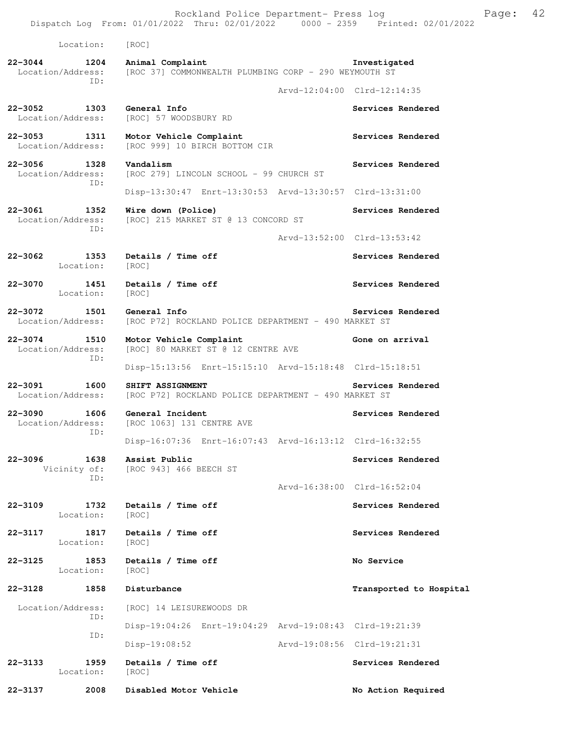Location: [ROC]

**22-3044 1204 Animal Complaint** — **Investigated**
Location/Address: [ROC 37] COMMONWEALTH PLUMBING CORP - 290 WEYMOUTH ST
ID:
Arvd-12:04:00 Clrd-12:14:35

**22-3052 1303 General Info** — **Services Rendered**
Location/Address: [ROC] 57 WOODSBURY RD

**22-3053 1311 Motor Vehicle Complaint** — **Services Rendered**
Location/Address: [ROC 999] 10 BIRCH BOTTOM CIR

**22-3056 1328 Vandalism** — **Services Rendered**
Location/Address: [ROC 279] LINCOLN SCHOOL - 99 CHURCH ST
ID:
Disp-13:30:47 Enrt-13:30:53 Arvd-13:30:57 Clrd-13:31:00

**22-3061 1352 Wire down (Police)** — **Services Rendered**
Location/Address: [ROC] 215 MARKET ST @ 13 CONCORD ST
ID:
Arvd-13:52:00 Clrd-13:53:42

**22-3062 1353 Details / Time off** — **Services Rendered**
Location: [ROC]

**22-3070 1451 Details / Time off** — **Services Rendered**
Location: [ROC]

**22-3072 1501 General Info** — **Services Rendered**
Location/Address: [ROC P72] ROCKLAND POLICE DEPARTMENT - 490 MARKET ST

**22-3074 1510 Motor Vehicle Complaint** — **Gone on arrival**
Location/Address: [ROC] 80 MARKET ST @ 12 CENTRE AVE
ID:
Disp-15:13:56 Enrt-15:15:10 Arvd-15:18:48 Clrd-15:18:51

**22-3091 1600 SHIFT ASSIGNMENT** — **Services Rendered**
Location/Address: [ROC P72] ROCKLAND POLICE DEPARTMENT - 490 MARKET ST

**22-3090 1606 General Incident** — **Services Rendered**
Location/Address: [ROC 1063] 131 CENTRE AVE
ID:
Disp-16:07:36 Enrt-16:07:43 Arvd-16:13:12 Clrd-16:32:55

**22-3096 1638 Assist Public** — **Services Rendered**
Vicinity of: [ROC 943] 466 BEECH ST
ID:
Arvd-16:38:00 Clrd-16:52:04

**22-3109 1732 Details / Time off** — **Services Rendered**
Location: [ROC]

**22-3117 1817 Details / Time off** — **Services Rendered**
Location: [ROC]

**22-3125 1853 Details / Time off** — **No Service**
Location: [ROC]

**22-3128 1858 Disturbance** — **Transported to Hospital**
Location/Address: [ROC] 14 LEISUREWOODS DR
ID:
Disp-19:04:26 Enrt-19:04:29 Arvd-19:08:43 Clrd-19:21:39
ID:
Disp-19:08:52 Arvd-19:08:56 Clrd-19:21:31

**22-3133 1959 Details / Time off** — **Services Rendered**
Location: [ROC]

**22-3137 2008 Disabled Motor Vehicle** — **No Action Required**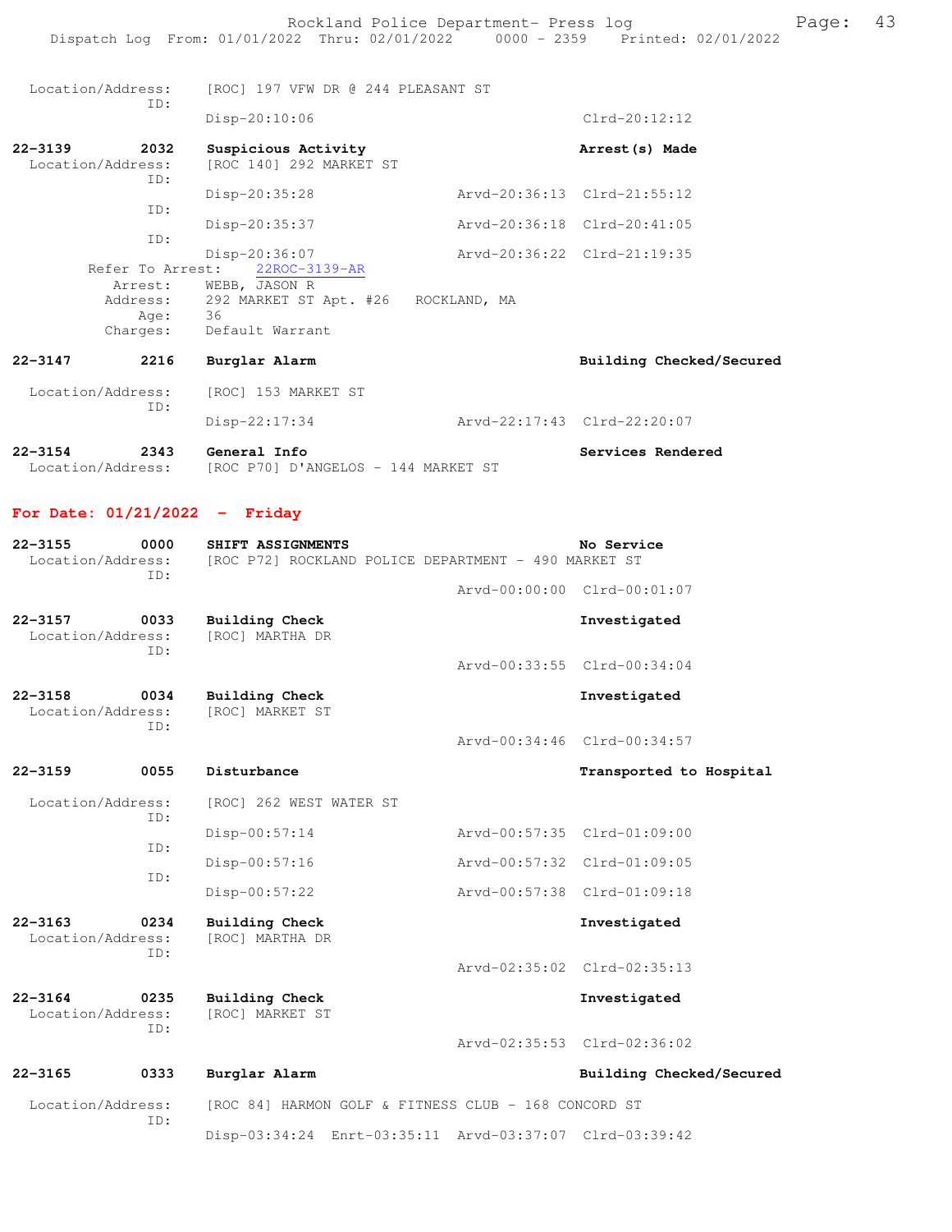Location/Address: [ROC] 197 VFW DR @ 244 PLEASANT ST
ID:
Disp-20:10:06 Clrd-20:12:12

**22-3139 2032 Suspicious Activity** **Arrest(s) Made**
Location/Address: [ROC 140] 292 MARKET ST
ID:
Disp-20:35:28 Arvd-20:36:13 Clrd-21:55:12
ID:
Disp-20:35:37 Arvd-20:36:18 Clrd-20:41:05
ID:
Disp-20:36:07 Arvd-20:36:22 Clrd-21:19:35
Refer To Arrest: 22ROC-3139-AR
Arrest: WEBB, JASON R
Address: 292 MARKET ST Apt. #26 ROCKLAND, MA
Age: 36
Charges: Default Warrant

**22-3147 2216 Burglar Alarm** **Building Checked/Secured**
Location/Address: [ROC] 153 MARKET ST
ID:
Disp-22:17:34 Arvd-22:17:43 Clrd-22:20:07

**22-3154 2343 General Info** **Services Rendered**
Location/Address: [ROC P70] D'ANGELOS - 144 MARKET ST

## For Date: 01/21/2022 - Friday

**22-3155 0000 SHIFT ASSIGNMENTS** **No Service**
Location/Address: [ROC P72] ROCKLAND POLICE DEPARTMENT - 490 MARKET ST
ID:
Arvd-00:00:00 Clrd-00:01:07

**22-3157 0033 Building Check** **Investigated**
Location/Address: [ROC] MARTHA DR
ID:
Arvd-00:33:55 Clrd-00:34:04

**22-3158 0034 Building Check** **Investigated**
Location/Address: [ROC] MARKET ST
ID:
Arvd-00:34:46 Clrd-00:34:57

**22-3159 0055 Disturbance** **Transported to Hospital**
Location/Address: [ROC] 262 WEST WATER ST
ID:
Disp-00:57:14 Arvd-00:57:35 Clrd-01:09:00
ID:
Disp-00:57:16 Arvd-00:57:32 Clrd-01:09:05
ID:
Disp-00:57:22 Arvd-00:57:38 Clrd-01:09:18

**22-3163 0234 Building Check** **Investigated**
Location/Address: [ROC] MARTHA DR
ID:
Arvd-02:35:02 Clrd-02:35:13

**22-3164 0235 Building Check** **Investigated**
Location/Address: [ROC] MARKET ST
ID:
Arvd-02:35:53 Clrd-02:36:02

**22-3165 0333 Burglar Alarm** **Building Checked/Secured**
Location/Address: [ROC 84] HARMON GOLF & FITNESS CLUB - 168 CONCORD ST
ID:
Disp-03:34:24 Enrt-03:35:11 Arvd-03:37:07 Clrd-03:39:42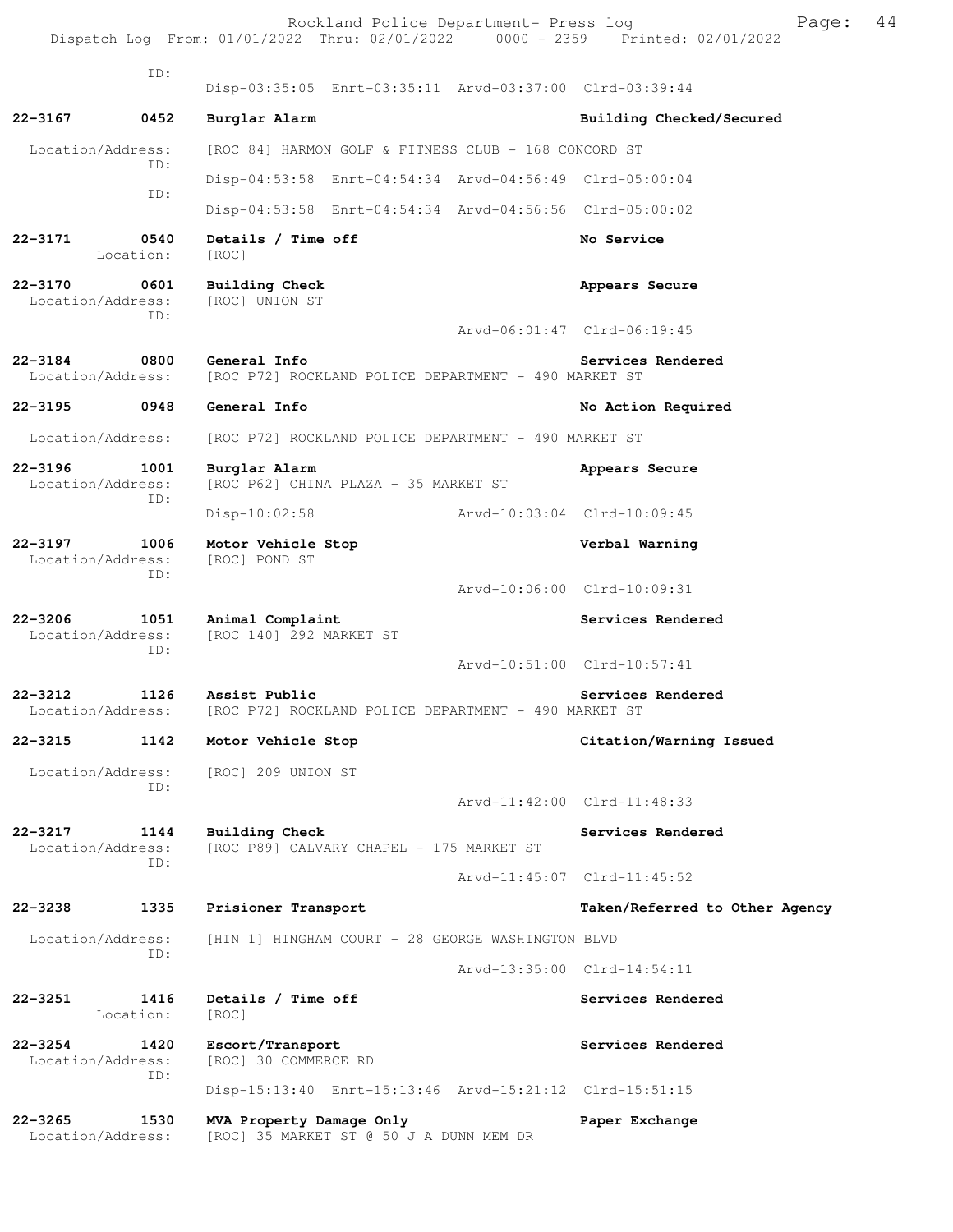ID:
Disp-03:35:05 Enrt-03:35:11 Arvd-03:37:00 Clrd-03:39:44

**22-3167 0452 Burglar Alarm** — **Building Checked/Secured**
Location/Address: [ROC 84] HARMON GOLF & FITNESS CLUB - 168 CONCORD ST
ID:
Disp-04:53:58 Enrt-04:54:34 Arvd-04:56:49 Clrd-05:00:04
ID:
Disp-04:53:58 Enrt-04:54:34 Arvd-04:56:56 Clrd-05:00:02

**22-3171 0540 Details / Time off** — **No Service**
Location: [ROC]

**22-3170 0601 Building Check** — **Appears Secure**
Location/Address: [ROC] UNION ST
ID:
Arvd-06:01:47 Clrd-06:19:45

**22-3184 0800 General Info** — **Services Rendered**
Location/Address: [ROC P72] ROCKLAND POLICE DEPARTMENT - 490 MARKET ST

**22-3195 0948 General Info** — **No Action Required**
Location/Address: [ROC P72] ROCKLAND POLICE DEPARTMENT - 490 MARKET ST

**22-3196 1001 Burglar Alarm** — **Appears Secure**
Location/Address: [ROC P62] CHINA PLAZA - 35 MARKET ST
ID:
Disp-10:02:58 Arvd-10:03:04 Clrd-10:09:45

**22-3197 1006 Motor Vehicle Stop** — **Verbal Warning**
Location/Address: [ROC] POND ST
ID:
Arvd-10:06:00 Clrd-10:09:31

**22-3206 1051 Animal Complaint** — **Services Rendered**
Location/Address: [ROC 140] 292 MARKET ST
ID:
Arvd-10:51:00 Clrd-10:57:41

**22-3212 1126 Assist Public** — **Services Rendered**
Location/Address: [ROC P72] ROCKLAND POLICE DEPARTMENT - 490 MARKET ST

**22-3215 1142 Motor Vehicle Stop** — **Citation/Warning Issued**
Location/Address: [ROC] 209 UNION ST
ID:
Arvd-11:42:00 Clrd-11:48:33

**22-3217 1144 Building Check** — **Services Rendered**
Location/Address: [ROC P89] CALVARY CHAPEL - 175 MARKET ST
ID:
Arvd-11:45:07 Clrd-11:45:52

**22-3238 1335 Prisioner Transport** — **Taken/Referred to Other Agency**
Location/Address: [HIN 1] HINGHAM COURT - 28 GEORGE WASHINGTON BLVD
ID:
Arvd-13:35:00 Clrd-14:54:11

**22-3251 1416 Details / Time off** — **Services Rendered**
Location: [ROC]

**22-3254 1420 Escort/Transport** — **Services Rendered**
Location/Address: [ROC] 30 COMMERCE RD
ID:
Disp-15:13:40 Enrt-15:13:46 Arvd-15:21:12 Clrd-15:51:15

**22-3265 1530 MVA Property Damage Only** — **Paper Exchange**
Location/Address: [ROC] 35 MARKET ST @ 50 J A DUNN MEM DR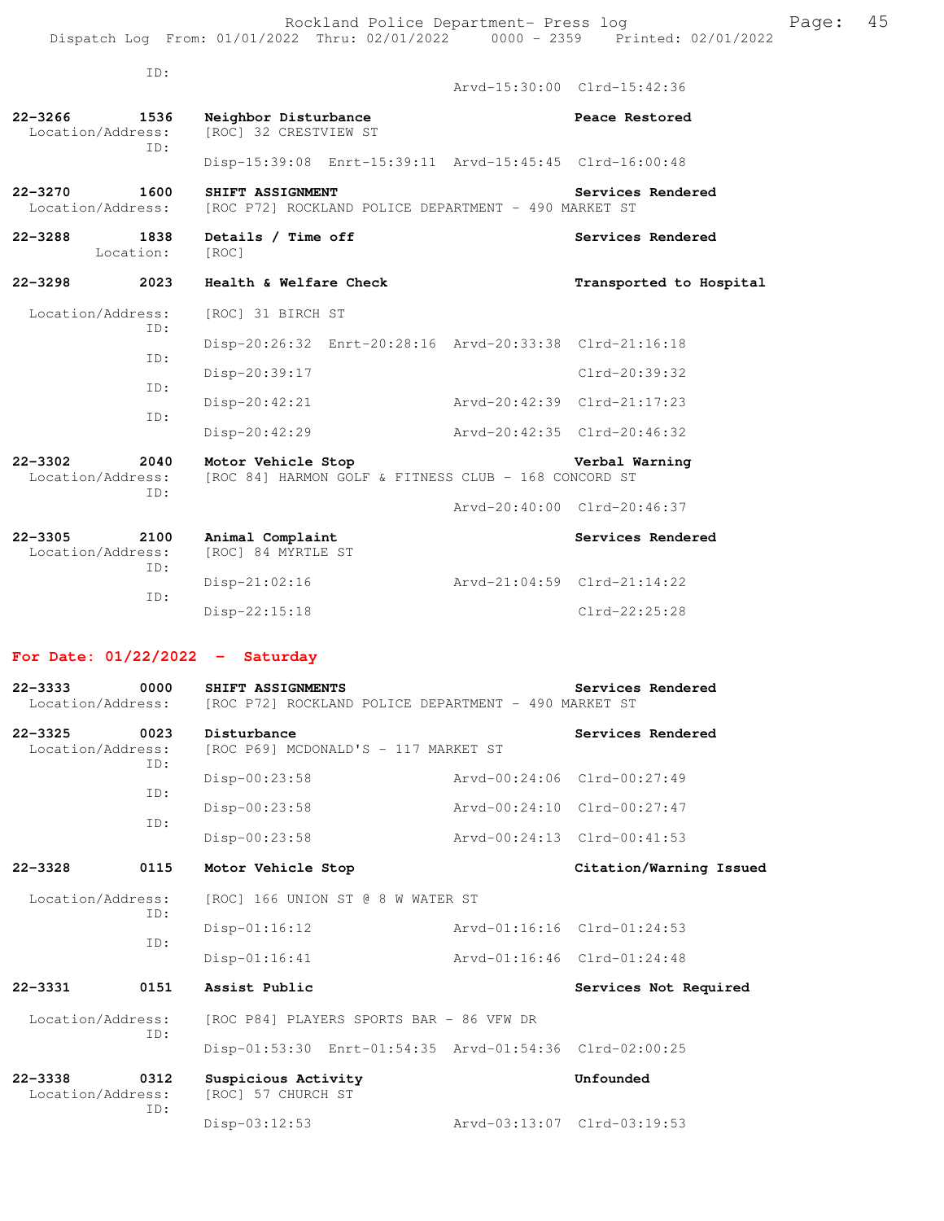ID:

Arvd-15:30:00 Clrd-15:42:36

**22-3266 1536 Neighbor Disturbance** — **Peace Restored**
Location/Address: [ROC] 32 CRESTVIEW ST
ID:
Disp-15:39:08 Enrt-15:39:11 Arvd-15:45:45 Clrd-16:00:48

**22-3270 1600 SHIFT ASSIGNMENT** — **Services Rendered**
Location/Address: [ROC P72] ROCKLAND POLICE DEPARTMENT - 490 MARKET ST

**22-3288 1838 Details / Time off** — **Services Rendered**
Location: [ROC]

**22-3298 2023 Health & Welfare Check** — **Transported to Hospital**
Location/Address: [ROC] 31 BIRCH ST
ID:
Disp-20:26:32 Enrt-20:28:16 Arvd-20:33:38 Clrd-21:16:18
ID:
Disp-20:39:17 Clrd-20:39:32
ID:
Disp-20:42:21 Arvd-20:42:39 Clrd-21:17:23
ID:
Disp-20:42:29 Arvd-20:42:35 Clrd-20:46:32

**22-3302 2040 Motor Vehicle Stop** — **Verbal Warning**
Location/Address: [ROC 84] HARMON GOLF & FITNESS CLUB - 168 CONCORD ST
ID:
Arvd-20:40:00 Clrd-20:46:37

**22-3305 2100 Animal Complaint** — **Services Rendered**
Location/Address: [ROC] 84 MYRTLE ST
ID:
Disp-21:02:16 Arvd-21:04:59 Clrd-21:14:22
ID:
Disp-22:15:18 Clrd-22:25:28

## For Date: 01/22/2022 - Saturday

**22-3333 0000 SHIFT ASSIGNMENTS** — **Services Rendered**
Location/Address: [ROC P72] ROCKLAND POLICE DEPARTMENT - 490 MARKET ST

**22-3325 0023 Disturbance** — **Services Rendered**
Location/Address: [ROC P69] MCDONALD'S - 117 MARKET ST
ID:
Disp-00:23:58 Arvd-00:24:06 Clrd-00:27:49
ID:
Disp-00:23:58 Arvd-00:24:10 Clrd-00:27:47
ID:
Disp-00:23:58 Arvd-00:24:13 Clrd-00:41:53

**22-3328 0115 Motor Vehicle Stop** — **Citation/Warning Issued**
Location/Address: [ROC] 166 UNION ST @ 8 W WATER ST
ID:
Disp-01:16:12 Arvd-01:16:16 Clrd-01:24:53
ID:
Disp-01:16:41 Arvd-01:16:46 Clrd-01:24:48

**22-3331 0151 Assist Public** — **Services Not Required**
Location/Address: [ROC P84] PLAYERS SPORTS BAR - 86 VFW DR
ID:
Disp-01:53:30 Enrt-01:54:35 Arvd-01:54:36 Clrd-02:00:25

**22-3338 0312 Suspicious Activity** — **Unfounded**
Location/Address: [ROC] 57 CHURCH ST
ID:
Disp-03:12:53 Arvd-03:13:07 Clrd-03:19:53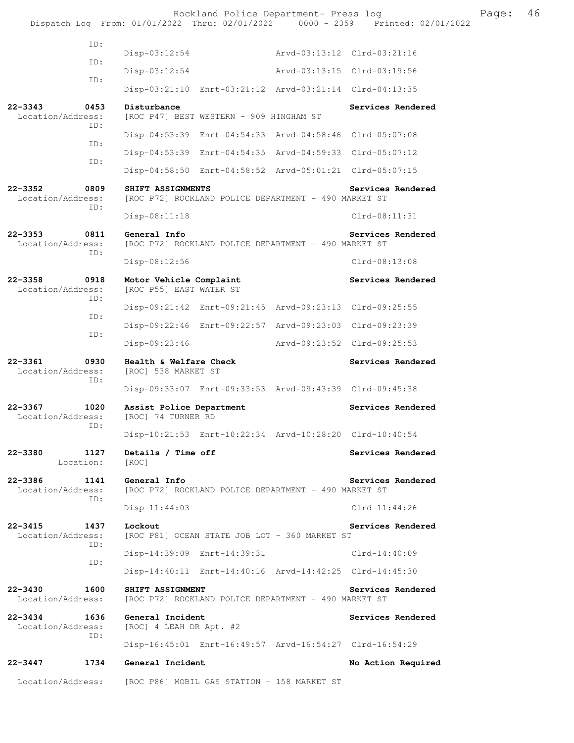ID:
Disp-03:12:54 Arvd-03:13:12 Clrd-03:21:16

ID:
Disp-03:12:54 Arvd-03:13:15 Clrd-03:19:56

ID:
Disp-03:21:10 Enrt-03:21:12 Arvd-03:21:14 Clrd-04:13:35

**22-3343 0453 Disturbance** **Services Rendered**
Location/Address: [ROC P47] BEST WESTERN - 909 HINGHAM ST
ID:
Disp-04:53:39 Enrt-04:54:33 Arvd-04:58:46 Clrd-05:07:08
ID:
Disp-04:53:39 Enrt-04:54:35 Arvd-04:59:33 Clrd-05:07:12
ID:
Disp-04:58:50 Enrt-04:58:52 Arvd-05:01:21 Clrd-05:07:15

**22-3352 0809 SHIFT ASSIGNMENTS** **Services Rendered**
Location/Address: [ROC P72] ROCKLAND POLICE DEPARTMENT - 490 MARKET ST
ID:
Disp-08:11:18 Clrd-08:11:31

**22-3353 0811 General Info** **Services Rendered**
Location/Address: [ROC P72] ROCKLAND POLICE DEPARTMENT - 490 MARKET ST
ID:
Disp-08:12:56 Clrd-08:13:08

**22-3358 0918 Motor Vehicle Complaint** **Services Rendered**
Location/Address: [ROC P55] EAST WATER ST
ID:
Disp-09:21:42 Enrt-09:21:45 Arvd-09:23:13 Clrd-09:25:55
ID:
Disp-09:22:46 Enrt-09:22:57 Arvd-09:23:03 Clrd-09:23:39
ID:
Disp-09:23:46 Arvd-09:23:52 Clrd-09:25:53

**22-3361 0930 Health & Welfare Check** **Services Rendered**
Location/Address: [ROC] 538 MARKET ST
ID:
Disp-09:33:07 Enrt-09:33:53 Arvd-09:43:39 Clrd-09:45:38

**22-3367 1020 Assist Police Department** **Services Rendered**
Location/Address: [ROC] 74 TURNER RD
ID:
Disp-10:21:53 Enrt-10:22:34 Arvd-10:28:20 Clrd-10:40:54

**22-3380 1127 Details / Time off** **Services Rendered**
Location: [ROC]

**22-3386 1141 General Info** **Services Rendered**
Location/Address: [ROC P72] ROCKLAND POLICE DEPARTMENT - 490 MARKET ST
ID:
Disp-11:44:03 Clrd-11:44:26

**22-3415 1437 Lockout** **Services Rendered**
Location/Address: [ROC P81] OCEAN STATE JOB LOT - 360 MARKET ST
ID:
Disp-14:39:09 Enrt-14:39:31 Clrd-14:40:09
ID:
Disp-14:40:11 Enrt-14:40:16 Arvd-14:42:25 Clrd-14:45:30

**22-3430 1600 SHIFT ASSIGNMENT** **Services Rendered**
Location/Address: [ROC P72] ROCKLAND POLICE DEPARTMENT - 490 MARKET ST

**22-3434 1636 General Incident** **Services Rendered**
Location/Address: [ROC] 4 LEAH DR Apt. #2
ID:
Disp-16:45:01 Enrt-16:49:57 Arvd-16:54:27 Clrd-16:54:29

**22-3447 1734 General Incident** **No Action Required**
Location/Address: [ROC P86] MOBIL GAS STATION - 158 MARKET ST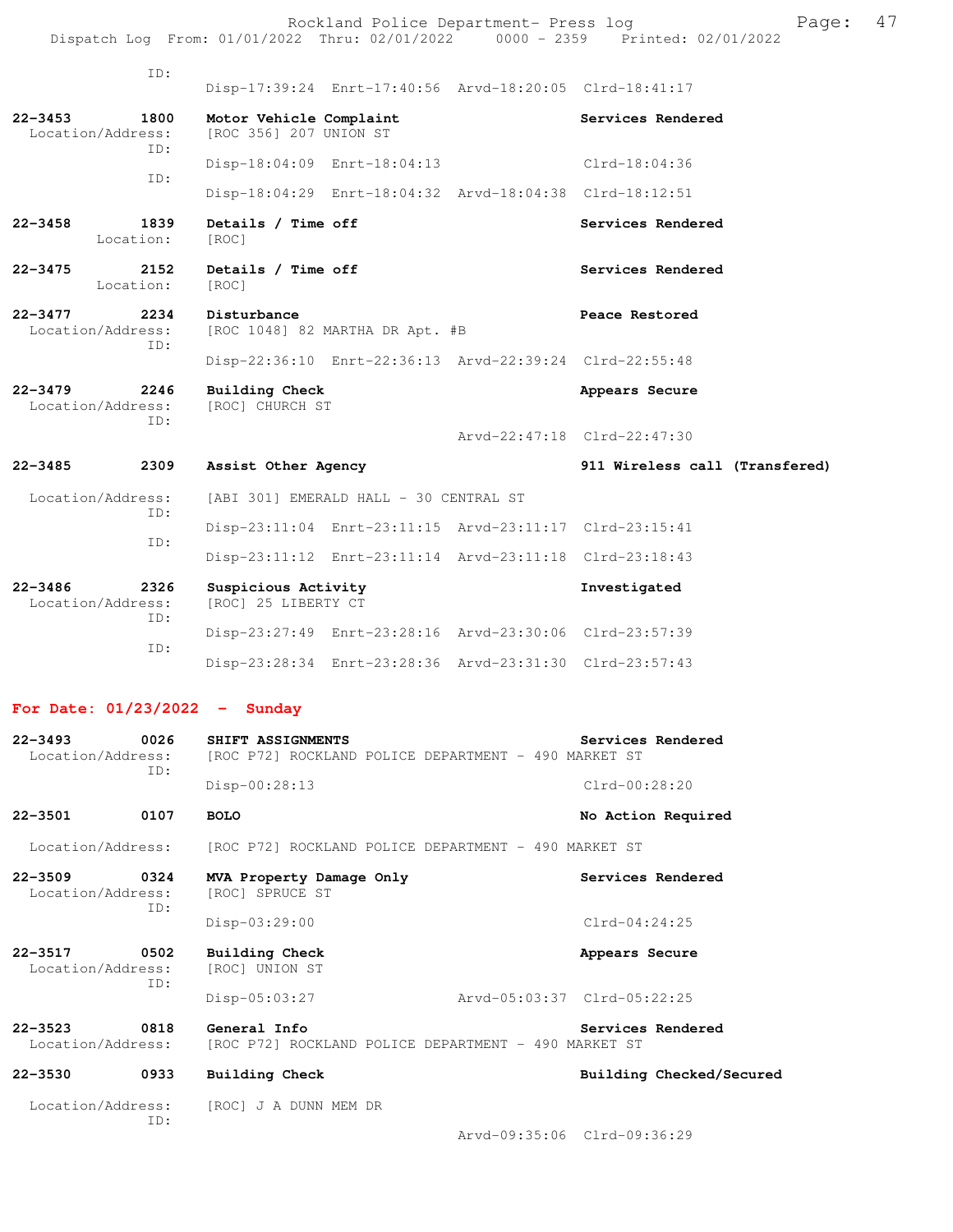ID:
Disp-17:39:24 Enrt-17:40:56 Arvd-18:20:05 Clrd-18:41:17

**22-3453 1800 Motor Vehicle Complaint** — **Services Rendered**
Location/Address: [ROC 356] 207 UNION ST
ID:
Disp-18:04:09 Enrt-18:04:13 Clrd-18:04:36
ID:
Disp-18:04:29 Enrt-18:04:32 Arvd-18:04:38 Clrd-18:12:51

**22-3458 1839 Details / Time off** — **Services Rendered**
Location: [ROC]

**22-3475 2152 Details / Time off** — **Services Rendered**
Location: [ROC]

**22-3477 2234 Disturbance** — **Peace Restored**
Location/Address: [ROC 1048] 82 MARTHA DR Apt. #B
ID:
Disp-22:36:10 Enrt-22:36:13 Arvd-22:39:24 Clrd-22:55:48

**22-3479 2246 Building Check** — **Appears Secure**
Location/Address: [ROC] CHURCH ST
ID:
Arvd-22:47:18 Clrd-22:47:30

**22-3485 2309 Assist Other Agency** — **911 Wireless call (Transfered)**
Location/Address: [ABI 301] EMERALD HALL - 30 CENTRAL ST
ID:
Disp-23:11:04 Enrt-23:11:15 Arvd-23:11:17 Clrd-23:15:41
ID:
Disp-23:11:12 Enrt-23:11:14 Arvd-23:11:18 Clrd-23:18:43

**22-3486 2326 Suspicious Activity** — **Investigated**
Location/Address: [ROC] 25 LIBERTY CT
ID:
Disp-23:27:49 Enrt-23:28:16 Arvd-23:30:06 Clrd-23:57:39
ID:
Disp-23:28:34 Enrt-23:28:36 Arvd-23:31:30 Clrd-23:57:43

## For Date: 01/23/2022 - Sunday

**22-3493 0026 SHIFT ASSIGNMENTS** — **Services Rendered**
Location/Address: [ROC P72] ROCKLAND POLICE DEPARTMENT - 490 MARKET ST
ID:
Disp-00:28:13 Clrd-00:28:20

**22-3501 0107 BOLO** — **No Action Required**
Location/Address: [ROC P72] ROCKLAND POLICE DEPARTMENT - 490 MARKET ST

**22-3509 0324 MVA Property Damage Only** — **Services Rendered**
Location/Address: [ROC] SPRUCE ST
ID:
Disp-03:29:00 Clrd-04:24:25

**22-3517 0502 Building Check** — **Appears Secure**
Location/Address: [ROC] UNION ST
ID:
Disp-05:03:27 Arvd-05:03:37 Clrd-05:22:25

**22-3523 0818 General Info** — **Services Rendered**
Location/Address: [ROC P72] ROCKLAND POLICE DEPARTMENT - 490 MARKET ST

**22-3530 0933 Building Check** — **Building Checked/Secured**
Location/Address: [ROC] J A DUNN MEM DR
ID:
Arvd-09:35:06 Clrd-09:36:29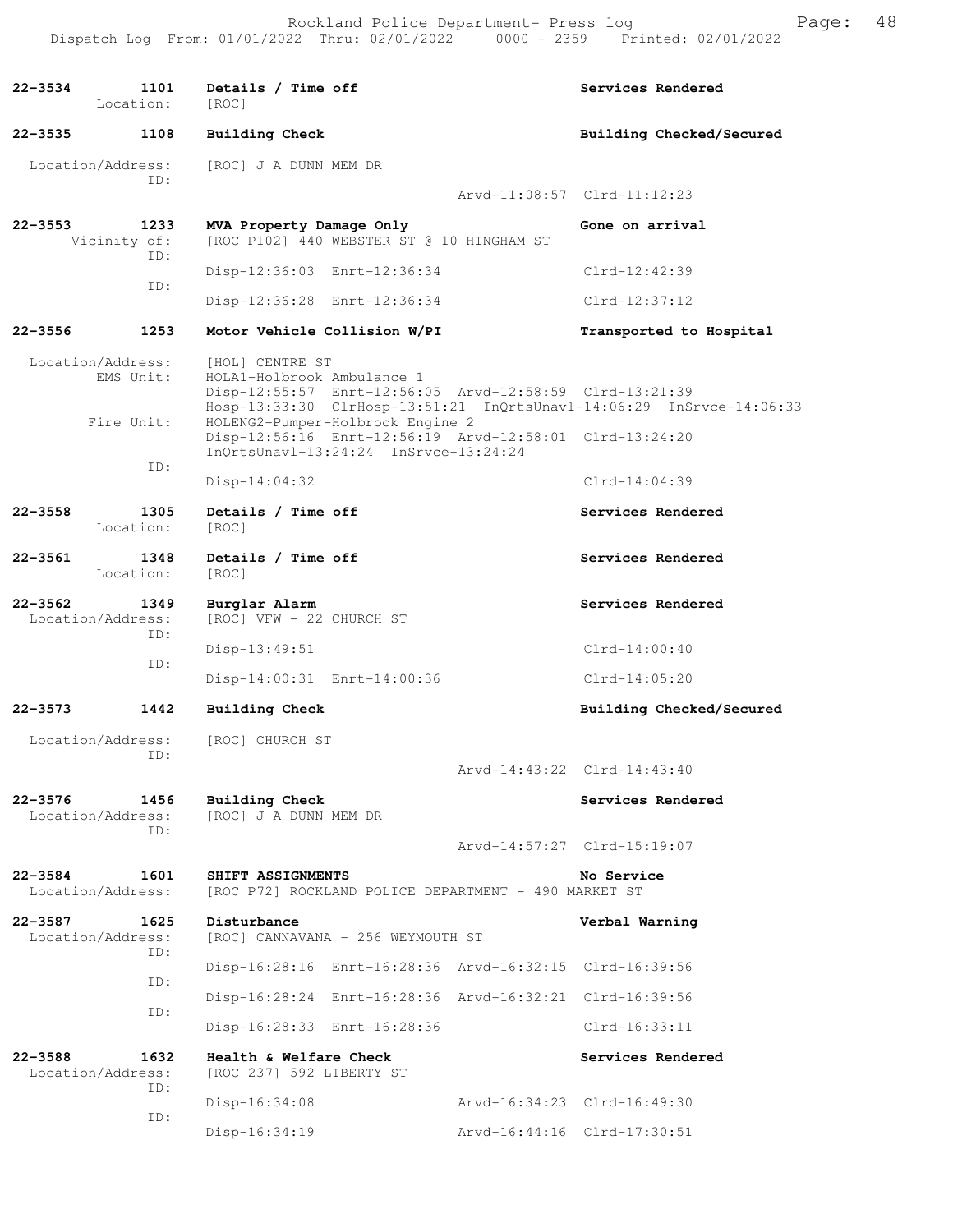```
22-3534        1101   Details / Time off                            Services Rendered
         Location:    [ROC]

22-3535        1108   Building Check                                Building Checked/Secured

  Location/Address:   [ROC] J A DUNN MEM DR
               ID:
                                              Arvd-11:08:57  Clrd-11:12:23

22-3553        1233   MVA Property Damage Only                      Gone on arrival
      Vicinity of:    [ROC P102] 440 WEBSTER ST @ 10 HINGHAM ST
               ID:
                      Disp-12:36:03  Enrt-12:36:34                  Clrd-12:42:39
               ID:
                      Disp-12:36:28  Enrt-12:36:34                  Clrd-12:37:12

22-3556        1253   Motor Vehicle Collision W/PI                  Transported to Hospital

  Location/Address:   [HOL] CENTRE ST
         EMS Unit:    HOLA1-Holbrook Ambulance 1
                      Disp-12:55:57  Enrt-12:56:05  Arvd-12:58:59  Clrd-13:21:39
                      Hosp-13:33:30  ClrHosp-13:51:21  InQrtsUnavl-14:06:29  InSrvce-14:06:33
        Fire Unit:    HOLENG2-Pumper-Holbrook Engine 2
                      Disp-12:56:16  Enrt-12:56:19  Arvd-12:58:01  Clrd-13:24:20
                      InQrtsUnavl-13:24:24  InSrvce-13:24:24
               ID:
                      Disp-14:04:32                                 Clrd-14:04:39

22-3558        1305   Details / Time off                            Services Rendered
         Location:    [ROC]

22-3561        1348   Details / Time off                            Services Rendered
         Location:    [ROC]

22-3562        1349   Burglar Alarm                                 Services Rendered
  Location/Address:   [ROC] VFW - 22 CHURCH ST
               ID:
                      Disp-13:49:51                                 Clrd-14:00:40
               ID:
                      Disp-14:00:31  Enrt-14:00:36                  Clrd-14:05:20

22-3573        1442   Building Check                                Building Checked/Secured

  Location/Address:   [ROC] CHURCH ST
               ID:
                                              Arvd-14:43:22  Clrd-14:43:40

22-3576        1456   Building Check                                Services Rendered
  Location/Address:   [ROC] J A DUNN MEM DR
               ID:
                                              Arvd-14:57:27  Clrd-15:19:07

22-3584        1601   SHIFT ASSIGNMENTS                             No Service
  Location/Address:   [ROC P72] ROCKLAND POLICE DEPARTMENT - 490 MARKET ST

22-3587        1625   Disturbance                                   Verbal Warning
  Location/Address:   [ROC] CANNAVANA - 256 WEYMOUTH ST
               ID:
                      Disp-16:28:16  Enrt-16:28:36  Arvd-16:32:15  Clrd-16:39:56
               ID:
                      Disp-16:28:24  Enrt-16:28:36  Arvd-16:32:21  Clrd-16:39:56
               ID:
                      Disp-16:28:33  Enrt-16:28:36                  Clrd-16:33:11

22-3588        1632   Health & Welfare Check                        Services Rendered
  Location/Address:   [ROC 237] 592 LIBERTY ST
               ID:
                      Disp-16:34:08                 Arvd-16:34:23  Clrd-16:49:30
               ID:
                      Disp-16:34:19                 Arvd-16:44:16  Clrd-17:30:51
```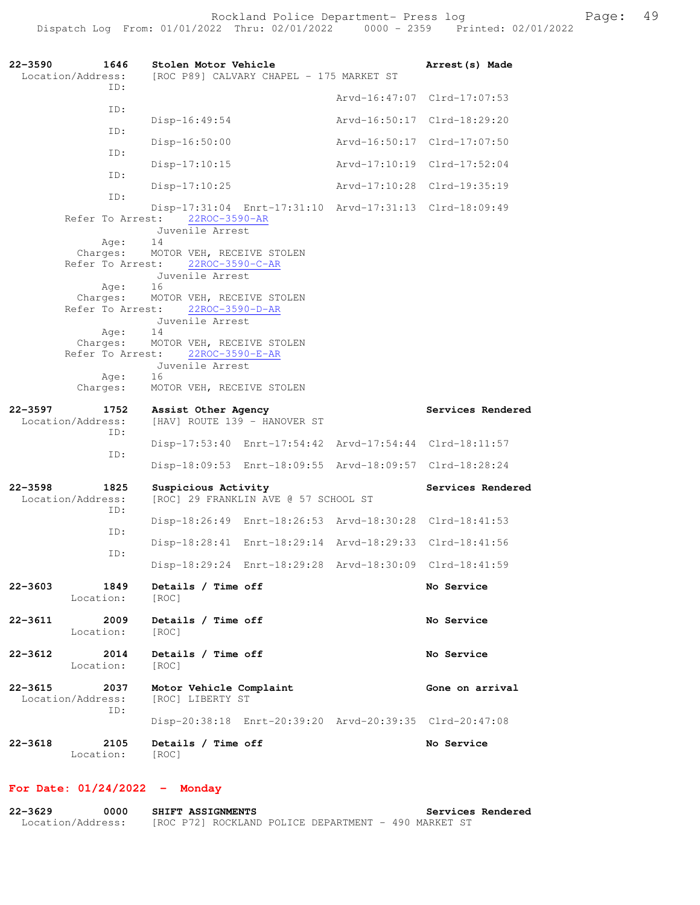**22-3590 1646 Stolen Motor Vehicle — Arrest(s) Made**
Location/Address: [ROC P89] CALVARY CHAPEL - 175 MARKET ST

| ID | Disp | Enrt | Arvd | Clrd |
|---|---|---|---|---|
| ID: | | | Arvd-16:47:07 | Clrd-17:07:53 |
| ID: | Disp-16:49:54 | | Arvd-16:50:17 | Clrd-18:29:20 |
| ID: | Disp-16:50:00 | | Arvd-16:50:17 | Clrd-17:07:50 |
| ID: | Disp-17:10:15 | | Arvd-17:10:19 | Clrd-17:52:04 |
| ID: | Disp-17:10:25 | | Arvd-17:10:28 | Clrd-19:35:19 |
| ID: | Disp-17:31:04 | Enrt-17:31:10 | Arvd-17:31:13 | Clrd-18:09:49 |

Refer To Arrest: 22ROC-3590-AR
Juvenile Arrest
Age: 14
Charges: MOTOR VEH, RECEIVE STOLEN

Refer To Arrest: 22ROC-3590-C-AR
Juvenile Arrest
Age: 16
Charges: MOTOR VEH, RECEIVE STOLEN

Refer To Arrest: 22ROC-3590-D-AR
Juvenile Arrest
Age: 14
Charges: MOTOR VEH, RECEIVE STOLEN

Refer To Arrest: 22ROC-3590-E-AR
Juvenile Arrest
Age: 16
Charges: MOTOR VEH, RECEIVE STOLEN

**22-3597 1752 Assist Other Agency — Services Rendered**
Location/Address: [HAV] ROUTE 139 - HANOVER ST

| ID | Disp | Enrt | Arvd | Clrd |
|---|---|---|---|---|
| ID: | Disp-17:53:40 | Enrt-17:54:42 | Arvd-17:54:44 | Clrd-18:11:57 |
| ID: | Disp-18:09:53 | Enrt-18:09:55 | Arvd-18:09:57 | Clrd-18:28:24 |

**22-3598 1825 Suspicious Activity — Services Rendered**
Location/Address: [ROC] 29 FRANKLIN AVE @ 57 SCHOOL ST

| ID | Disp | Enrt | Arvd | Clrd |
|---|---|---|---|---|
| ID: | Disp-18:26:49 | Enrt-18:26:53 | Arvd-18:30:28 | Clrd-18:41:53 |
| ID: | Disp-18:28:41 | Enrt-18:29:14 | Arvd-18:29:33 | Clrd-18:41:56 |
| ID: | Disp-18:29:24 | Enrt-18:29:28 | Arvd-18:30:09 | Clrd-18:41:59 |

**22-3603 1849 Details / Time off — No Service**
Location: [ROC]

**22-3611 2009 Details / Time off — No Service**
Location: [ROC]

**22-3612 2014 Details / Time off — No Service**
Location: [ROC]

**22-3615 2037 Motor Vehicle Complaint — Gone on arrival**
Location/Address: [ROC] LIBERTY ST

| ID | Disp | Enrt | Arvd | Clrd |
|---|---|---|---|---|
| ID: | Disp-20:38:18 | Enrt-20:39:20 | Arvd-20:39:35 | Clrd-20:47:08 |

**22-3618 2105 Details / Time off — No Service**
Location: [ROC]

## For Date: 01/24/2022 - Monday

**22-3629 0000 SHIFT ASSIGNMENTS — Services Rendered**
Location/Address: [ROC P72] ROCKLAND POLICE DEPARTMENT - 490 MARKET ST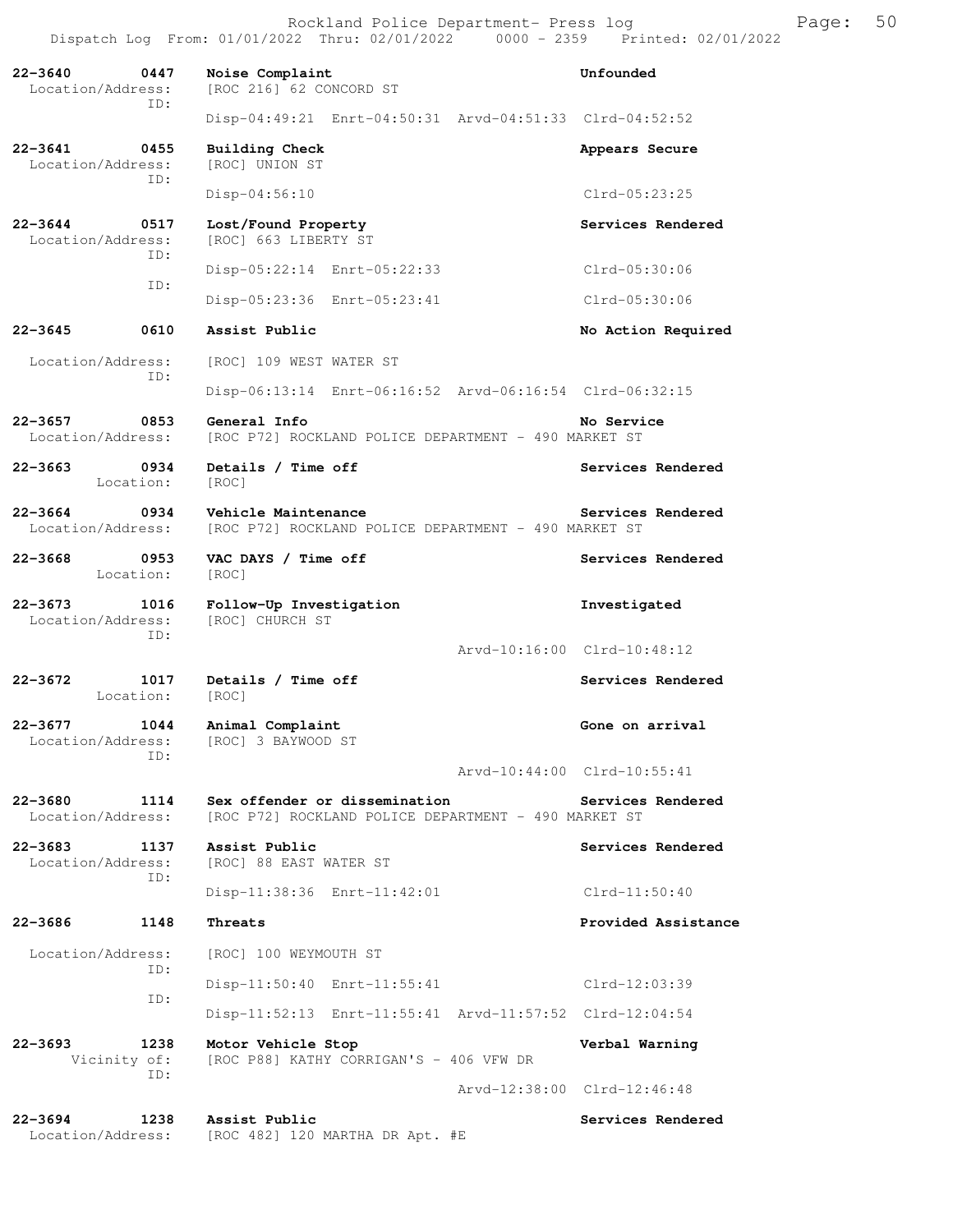| Call # | Time | Call Reason / Location | Action |
|---|---|---|---|
| 22-3640 | 0447 | **Noise Complaint** | Unfounded |
| Location/Address: | | [ROC 216] 62 CONCORD ST | |
| ID: | | Disp-04:49:21 Enrt-04:50:31 Arvd-04:51:33 | Clrd-04:52:52 |
| 22-3641 | 0455 | **Building Check** | Appears Secure |
| Location/Address: | | [ROC] UNION ST | |
| ID: | | Disp-04:56:10 | Clrd-05:23:25 |
| 22-3644 | 0517 | **Lost/Found Property** | Services Rendered |
| Location/Address: | | [ROC] 663 LIBERTY ST | |
| ID: | | Disp-05:22:14 Enrt-05:22:33 | Clrd-05:30:06 |
| ID: | | Disp-05:23:36 Enrt-05:23:41 | Clrd-05:30:06 |
| 22-3645 | 0610 | **Assist Public** | No Action Required |
| Location/Address: | | [ROC] 109 WEST WATER ST | |
| ID: | | Disp-06:13:14 Enrt-06:16:52 Arvd-06:16:54 | Clrd-06:32:15 |
| 22-3657 | 0853 | **General Info** | No Service |
| Location/Address: | | [ROC P72] ROCKLAND POLICE DEPARTMENT - 490 MARKET ST | |
| 22-3663 | 0934 | **Details / Time off** | Services Rendered |
| Location: | | [ROC] | |
| 22-3664 | 0934 | **Vehicle Maintenance** | Services Rendered |
| Location/Address: | | [ROC P72] ROCKLAND POLICE DEPARTMENT - 490 MARKET ST | |
| 22-3668 | 0953 | **VAC DAYS / Time off** | Services Rendered |
| Location: | | [ROC] | |
| 22-3673 | 1016 | **Follow-Up Investigation** | Investigated |
| Location/Address: | | [ROC] CHURCH ST | |
| ID: | | Arvd-10:16:00 | Clrd-10:48:12 |
| 22-3672 | 1017 | **Details / Time off** | Services Rendered |
| Location: | | [ROC] | |
| 22-3677 | 1044 | **Animal Complaint** | Gone on arrival |
| Location/Address: | | [ROC] 3 BAYWOOD ST | |
| ID: | | Arvd-10:44:00 | Clrd-10:55:41 |
| 22-3680 | 1114 | **Sex offender or dissemination** | Services Rendered |
| Location/Address: | | [ROC P72] ROCKLAND POLICE DEPARTMENT - 490 MARKET ST | |
| 22-3683 | 1137 | **Assist Public** | Services Rendered |
| Location/Address: | | [ROC] 88 EAST WATER ST | |
| ID: | | Disp-11:38:36 Enrt-11:42:01 | Clrd-11:50:40 |
| 22-3686 | 1148 | **Threats** | Provided Assistance |
| Location/Address: | | [ROC] 100 WEYMOUTH ST | |
| ID: | | Disp-11:50:40 Enrt-11:55:41 | Clrd-12:03:39 |
| ID: | | Disp-11:52:13 Enrt-11:55:41 Arvd-11:57:52 | Clrd-12:04:54 |
| 22-3693 | 1238 | **Motor Vehicle Stop** | Verbal Warning |
| Vicinity of: | | [ROC P88] KATHY CORRIGAN'S - 406 VFW DR | |
| ID: | | Arvd-12:38:00 | Clrd-12:46:48 |
| 22-3694 | 1238 | **Assist Public** | Services Rendered |
| Location/Address: | | [ROC 482] 120 MARTHA DR Apt. #E | |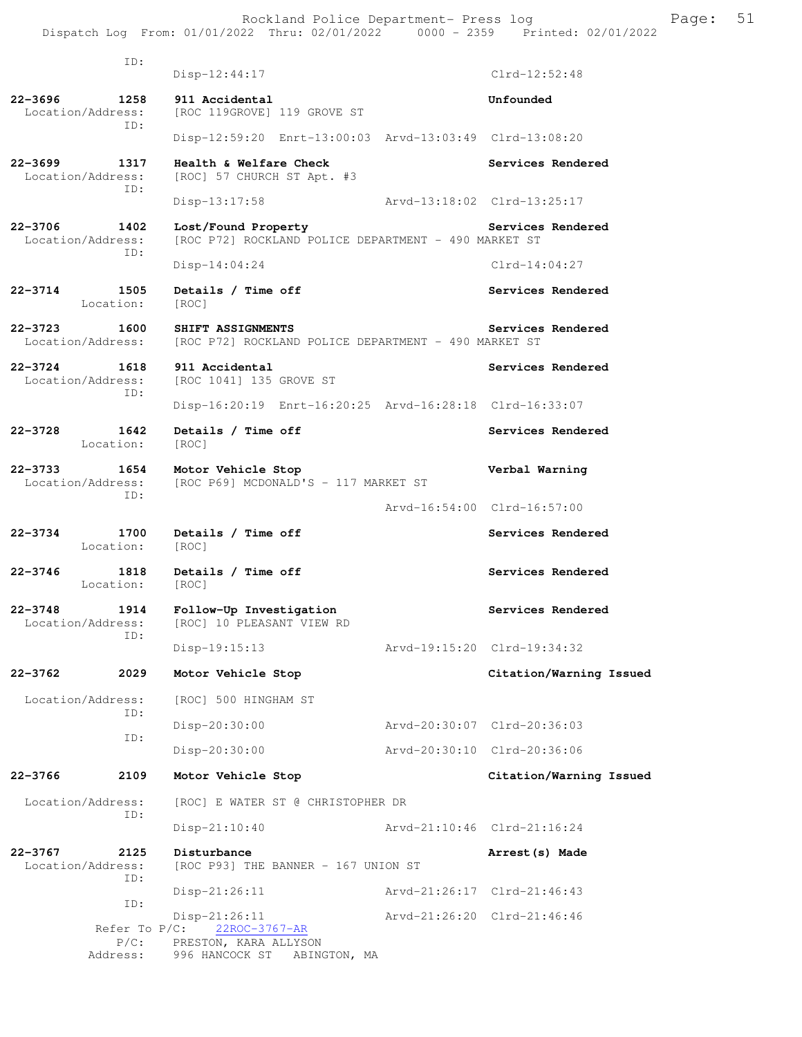ID:
Disp-12:44:17 Clrd-12:52:48

**22-3696 1258 911 Accidental** — Unfounded
Location/Address: [ROC 119GROVE] 119 GROVE ST
ID:
Disp-12:59:20 Enrt-13:00:03 Arvd-13:03:49 Clrd-13:08:20

**22-3699 1317 Health & Welfare Check** — Services Rendered
Location/Address: [ROC] 57 CHURCH ST Apt. #3
ID:
Disp-13:17:58 Arvd-13:18:02 Clrd-13:25:17

**22-3706 1402 Lost/Found Property** — Services Rendered
Location/Address: [ROC P72] ROCKLAND POLICE DEPARTMENT - 490 MARKET ST
ID:
Disp-14:04:24 Clrd-14:04:27

**22-3714 1505 Details / Time off** — Services Rendered
Location: [ROC]

**22-3723 1600 SHIFT ASSIGNMENTS** — Services Rendered
Location/Address: [ROC P72] ROCKLAND POLICE DEPARTMENT - 490 MARKET ST

**22-3724 1618 911 Accidental** — Services Rendered
Location/Address: [ROC 1041] 135 GROVE ST
ID:
Disp-16:20:19 Enrt-16:20:25 Arvd-16:28:18 Clrd-16:33:07

**22-3728 1642 Details / Time off** — Services Rendered
Location: [ROC]

**22-3733 1654 Motor Vehicle Stop** — Verbal Warning
Location/Address: [ROC P69] MCDONALD'S - 117 MARKET ST
ID:
Arvd-16:54:00 Clrd-16:57:00

**22-3734 1700 Details / Time off** — Services Rendered
Location: [ROC]

**22-3746 1818 Details / Time off** — Services Rendered
Location: [ROC]

**22-3748 1914 Follow-Up Investigation** — Services Rendered
Location/Address: [ROC] 10 PLEASANT VIEW RD
ID:
Disp-19:15:13 Arvd-19:15:20 Clrd-19:34:32

**22-3762 2029 Motor Vehicle Stop** — Citation/Warning Issued
Location/Address: [ROC] 500 HINGHAM ST
ID:
Disp-20:30:00 Arvd-20:30:07 Clrd-20:36:03
ID:
Disp-20:30:00 Arvd-20:30:10 Clrd-20:36:06

**22-3766 2109 Motor Vehicle Stop** — Citation/Warning Issued
Location/Address: [ROC] E WATER ST @ CHRISTOPHER DR
ID:
Disp-21:10:40 Arvd-21:10:46 Clrd-21:16:24

**22-3767 2125 Disturbance** — Arrest(s) Made
Location/Address: [ROC P93] THE BANNER - 167 UNION ST
ID:
Disp-21:26:11 Arvd-21:26:17 Clrd-21:46:43
ID:
Disp-21:26:11 Arvd-21:26:20 Clrd-21:46:46
Refer To P/C: 22ROC-3767-AR
P/C: PRESTON, KARA ALLYSON
Address: 996 HANCOCK ST ABINGTON, MA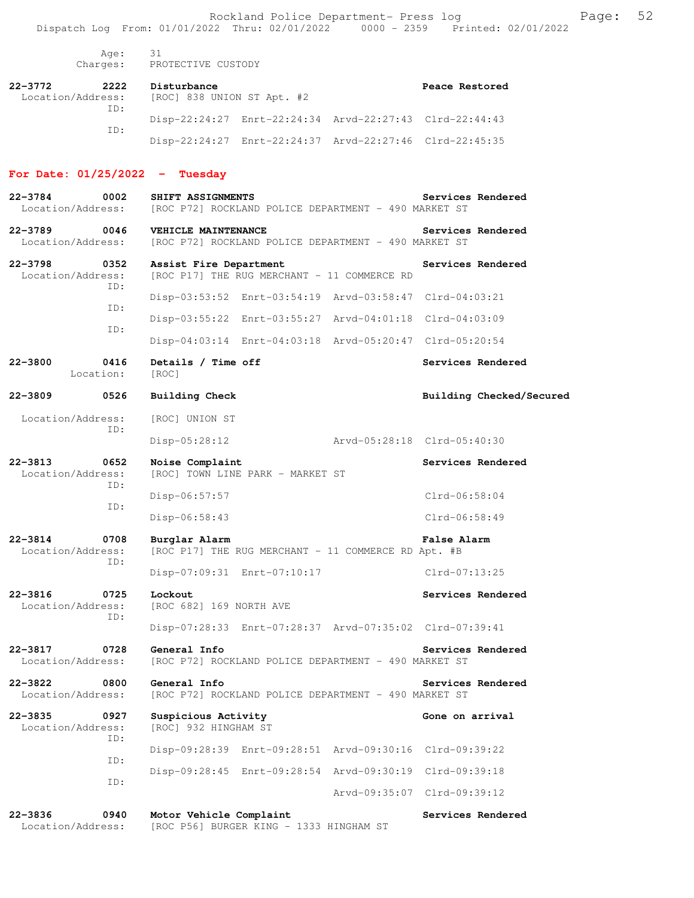Age: 31
Charges: PROTECTIVE CUSTODY

**22-3772 2222 Disturbance** — **Peace Restored**
Location/Address: [ROC] 838 UNION ST Apt. #2
ID: Disp-22:24:27 Enrt-22:24:34 Arvd-22:27:43 Clrd-22:44:43
ID: Disp-22:24:27 Enrt-22:24:37 Arvd-22:27:46 Clrd-22:45:35

## For Date: 01/25/2022 - Tuesday

**22-3784 0002 SHIFT ASSIGNMENTS** — **Services Rendered**
Location/Address: [ROC P72] ROCKLAND POLICE DEPARTMENT - 490 MARKET ST

**22-3789 0046 VEHICLE MAINTENANCE** — **Services Rendered**
Location/Address: [ROC P72] ROCKLAND POLICE DEPARTMENT - 490 MARKET ST

**22-3798 0352 Assist Fire Department** — **Services Rendered**
Location/Address: [ROC P17] THE RUG MERCHANT - 11 COMMERCE RD
ID: Disp-03:53:52 Enrt-03:54:19 Arvd-03:58:47 Clrd-04:03:21
ID: Disp-03:55:22 Enrt-03:55:27 Arvd-04:01:18 Clrd-04:03:09
ID: Disp-04:03:14 Enrt-04:03:18 Arvd-05:20:47 Clrd-05:20:54

**22-3800 0416 Details / Time off** — **Services Rendered**
Location: [ROC]

**22-3809 0526 Building Check** — **Building Checked/Secured**
Location/Address: [ROC] UNION ST
ID: Disp-05:28:12 Arvd-05:28:18 Clrd-05:40:30

**22-3813 0652 Noise Complaint** — **Services Rendered**
Location/Address: [ROC] TOWN LINE PARK - MARKET ST
ID: Disp-06:57:57 Clrd-06:58:04
ID: Disp-06:58:43 Clrd-06:58:49

**22-3814 0708 Burglar Alarm** — **False Alarm**
Location/Address: [ROC P17] THE RUG MERCHANT - 11 COMMERCE RD Apt. #B
ID: Disp-07:09:31 Enrt-07:10:17 Clrd-07:13:25

**22-3816 0725 Lockout** — **Services Rendered**
Location/Address: [ROC 682] 169 NORTH AVE
ID: Disp-07:28:33 Enrt-07:28:37 Arvd-07:35:02 Clrd-07:39:41

**22-3817 0728 General Info** — **Services Rendered**
Location/Address: [ROC P72] ROCKLAND POLICE DEPARTMENT - 490 MARKET ST

**22-3822 0800 General Info** — **Services Rendered**
Location/Address: [ROC P72] ROCKLAND POLICE DEPARTMENT - 490 MARKET ST

**22-3835 0927 Suspicious Activity** — **Gone on arrival**
Location/Address: [ROC] 932 HINGHAM ST
ID: Disp-09:28:39 Enrt-09:28:51 Arvd-09:30:16 Clrd-09:39:22
ID: Disp-09:28:45 Enrt-09:28:54 Arvd-09:30:19 Clrd-09:39:18
ID: Arvd-09:35:07 Clrd-09:39:12

**22-3836 0940 Motor Vehicle Complaint** — **Services Rendered**
Location/Address: [ROC P56] BURGER KING - 1333 HINGHAM ST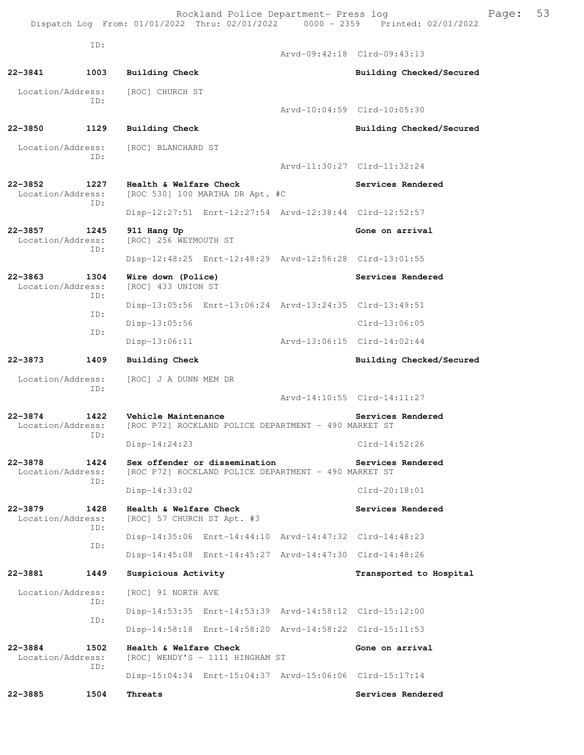ID:
Arvd-09:42:18 Clrd-09:43:13

**22-3841 1003 Building Check** Building Checked/Secured

Location/Address: [ROC] CHURCH ST
ID:
Arvd-10:04:59 Clrd-10:05:30

**22-3850 1129 Building Check** Building Checked/Secured

Location/Address: [ROC] BLANCHARD ST
ID:
Arvd-11:30:27 Clrd-11:32:24

**22-3852 1227 Health & Welfare Check** Services Rendered
Location/Address: [ROC 530] 100 MARTHA DR Apt. #C
ID:
Disp-12:27:51 Enrt-12:27:54 Arvd-12:38:44 Clrd-12:52:57

**22-3857 1245 911 Hang Up** Gone on arrival
Location/Address: [ROC] 256 WEYMOUTH ST
ID:
Disp-12:48:25 Enrt-12:48:29 Arvd-12:56:28 Clrd-13:01:55

**22-3863 1304 Wire down (Police)** Services Rendered
Location/Address: [ROC] 433 UNION ST
ID:
Disp-13:05:56 Enrt-13:06:24 Arvd-13:24:35 Clrd-13:49:51
ID:
Disp-13:05:56 Clrd-13:06:05
ID:
Disp-13:06:11 Arvd-13:06:15 Clrd-14:02:44

**22-3873 1409 Building Check** Building Checked/Secured

Location/Address: [ROC] J A DUNN MEM DR
ID:
Arvd-14:10:55 Clrd-14:11:27

**22-3874 1422 Vehicle Maintenance** Services Rendered
Location/Address: [ROC P72] ROCKLAND POLICE DEPARTMENT - 490 MARKET ST
ID:
Disp-14:24:23 Clrd-14:52:26

**22-3878 1424 Sex offender or dissemination** Services Rendered
Location/Address: [ROC P72] ROCKLAND POLICE DEPARTMENT - 490 MARKET ST
ID:
Disp-14:33:02 Clrd-20:18:01

**22-3879 1428 Health & Welfare Check** Services Rendered
Location/Address: [ROC] 57 CHURCH ST Apt. #3
ID:
Disp-14:35:06 Enrt-14:44:10 Arvd-14:47:32 Clrd-14:48:23
ID:
Disp-14:45:08 Enrt-14:45:27 Arvd-14:47:30 Clrd-14:48:26

**22-3881 1449 Suspicious Activity** Transported to Hospital

Location/Address: [ROC] 91 NORTH AVE
ID:
Disp-14:53:35 Enrt-14:53:39 Arvd-14:58:12 Clrd-15:12:00
ID:
Disp-14:58:18 Enrt-14:58:20 Arvd-14:58:22 Clrd-15:11:53

**22-3884 1502 Health & Welfare Check** Gone on arrival
Location/Address: [ROC] WENDY'S - 1111 HINGHAM ST
ID:
Disp-15:04:34 Enrt-15:04:37 Arvd-15:06:06 Clrd-15:17:14

**22-3885 1504 Threats** Services Rendered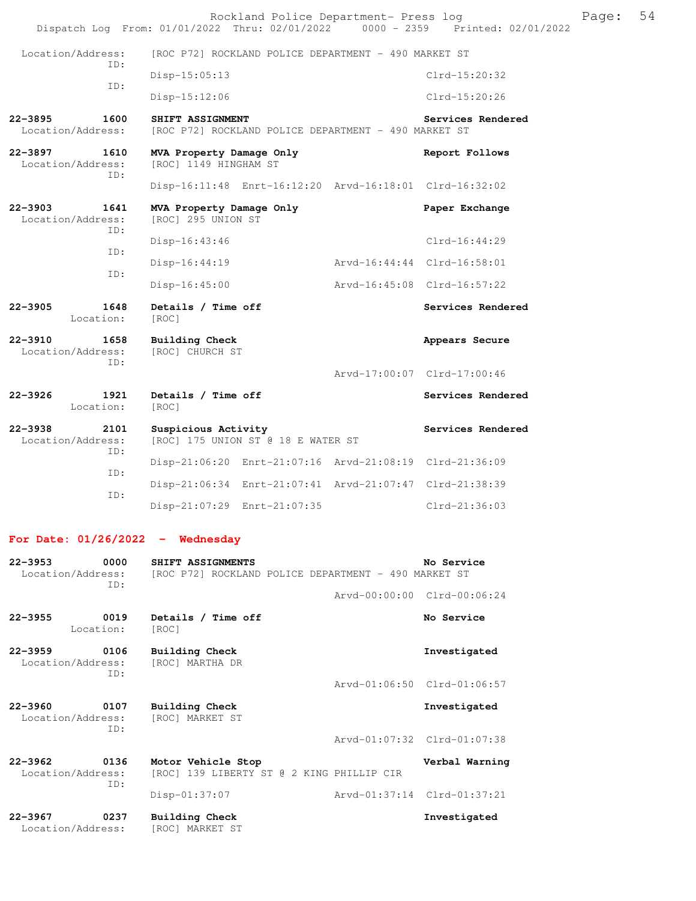Location/Address: [ROC P72] ROCKLAND POLICE DEPARTMENT - 490 MARKET ST
ID:
Disp-15:05:13 Clrd-15:20:32
ID:
Disp-15:12:06 Clrd-15:20:26

**22-3895 1600 SHIFT ASSIGNMENT** **Services Rendered**
Location/Address: [ROC P72] ROCKLAND POLICE DEPARTMENT - 490 MARKET ST

**22-3897 1610 MVA Property Damage Only** **Report Follows**
Location/Address: [ROC] 1149 HINGHAM ST
ID:
Disp-16:11:48 Enrt-16:12:20 Arvd-16:18:01 Clrd-16:32:02

**22-3903 1641 MVA Property Damage Only** **Paper Exchange**
Location/Address: [ROC] 295 UNION ST
ID:
Disp-16:43:46 Clrd-16:44:29
ID:
Disp-16:44:19 Arvd-16:44:44 Clrd-16:58:01
ID:
Disp-16:45:00 Arvd-16:45:08 Clrd-16:57:22

**22-3905 1648 Details / Time off** **Services Rendered**
Location: [ROC]

**22-3910 1658 Building Check** **Appears Secure**
Location/Address: [ROC] CHURCH ST
ID:
Arvd-17:00:07 Clrd-17:00:46

**22-3926 1921 Details / Time off** **Services Rendered**
Location: [ROC]

**22-3938 2101 Suspicious Activity** **Services Rendered**
Location/Address: [ROC] 175 UNION ST @ 18 E WATER ST
ID:
Disp-21:06:20 Enrt-21:07:16 Arvd-21:08:19 Clrd-21:36:09
ID:
Disp-21:06:34 Enrt-21:07:41 Arvd-21:07:47 Clrd-21:38:39
ID:
Disp-21:07:29 Enrt-21:07:35 Clrd-21:36:03

## For Date: 01/26/2022 - Wednesday

**22-3953 0000 SHIFT ASSIGNMENTS** **No Service**
Location/Address: [ROC P72] ROCKLAND POLICE DEPARTMENT - 490 MARKET ST
ID:
Arvd-00:00:00 Clrd-00:06:24

**22-3955 0019 Details / Time off** **No Service**
Location: [ROC]

**22-3959 0106 Building Check** **Investigated**
Location/Address: [ROC] MARTHA DR
ID:
Arvd-01:06:50 Clrd-01:06:57

**22-3960 0107 Building Check** **Investigated**
Location/Address: [ROC] MARKET ST
ID:
Arvd-01:07:32 Clrd-01:07:38

**22-3962 0136 Motor Vehicle Stop** **Verbal Warning**
Location/Address: [ROC] 139 LIBERTY ST @ 2 KING PHILLIP CIR
ID:
Disp-01:37:07 Arvd-01:37:14 Clrd-01:37:21

**22-3967 0237 Building Check** **Investigated**
Location/Address: [ROC] MARKET ST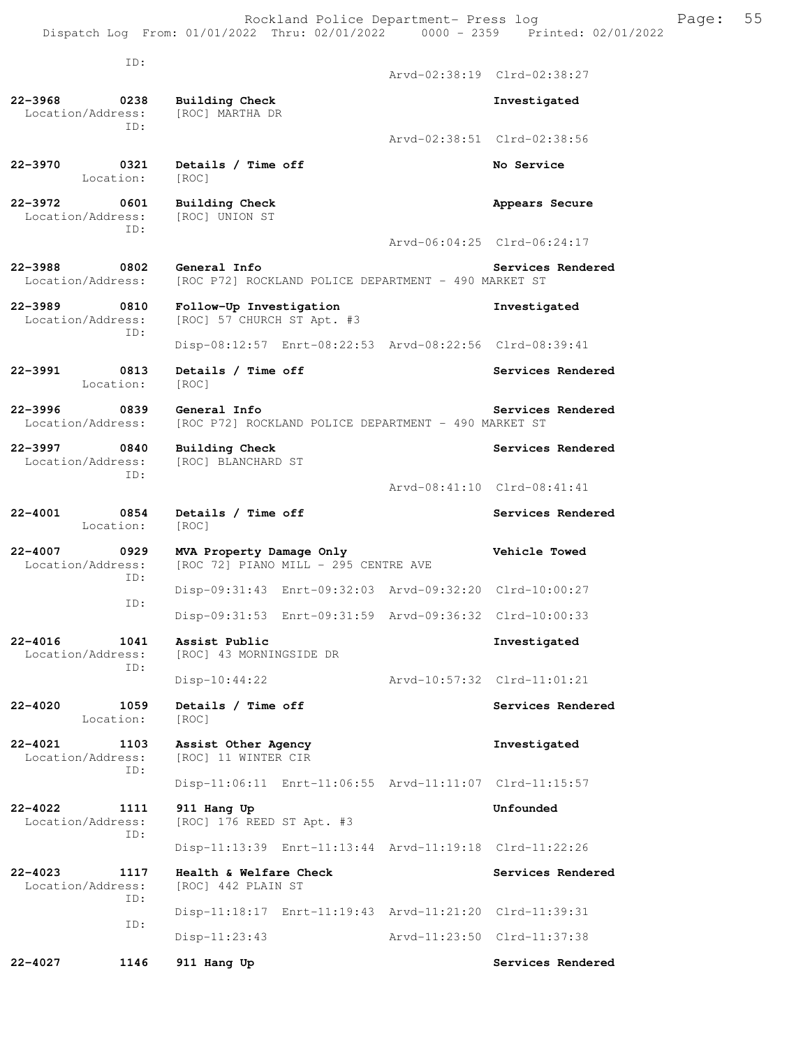ID:

Arvd-02:38:19 Clrd-02:38:27

**22-3968 0238 Building Check** — **Investigated**
Location/Address: [ROC] MARTHA DR
ID:
Arvd-02:38:51 Clrd-02:38:56

**22-3970 0321 Details / Time off** — **No Service**
Location: [ROC]

**22-3972 0601 Building Check** — **Appears Secure**
Location/Address: [ROC] UNION ST
ID:
Arvd-06:04:25 Clrd-06:24:17

**22-3988 0802 General Info** — **Services Rendered**
Location/Address: [ROC P72] ROCKLAND POLICE DEPARTMENT - 490 MARKET ST

**22-3989 0810 Follow-Up Investigation** — **Investigated**
Location/Address: [ROC] 57 CHURCH ST Apt. #3
ID:
Disp-08:12:57 Enrt-08:22:53 Arvd-08:22:56 Clrd-08:39:41

**22-3991 0813 Details / Time off** — **Services Rendered**
Location: [ROC]

**22-3996 0839 General Info** — **Services Rendered**
Location/Address: [ROC P72] ROCKLAND POLICE DEPARTMENT - 490 MARKET ST

**22-3997 0840 Building Check** — **Services Rendered**
Location/Address: [ROC] BLANCHARD ST
ID:
Arvd-08:41:10 Clrd-08:41:41

**22-4001 0854 Details / Time off** — **Services Rendered**
Location: [ROC]

**22-4007 0929 MVA Property Damage Only** — **Vehicle Towed**
Location/Address: [ROC 72] PIANO MILL - 295 CENTRE AVE
ID:
Disp-09:31:43 Enrt-09:32:03 Arvd-09:32:20 Clrd-10:00:27
ID:
Disp-09:31:53 Enrt-09:31:59 Arvd-09:36:32 Clrd-10:00:33

**22-4016 1041 Assist Public** — **Investigated**
Location/Address: [ROC] 43 MORNINGSIDE DR
ID:
Disp-10:44:22 Arvd-10:57:32 Clrd-11:01:21

**22-4020 1059 Details / Time off** — **Services Rendered**
Location: [ROC]

**22-4021 1103 Assist Other Agency** — **Investigated**
Location/Address: [ROC] 11 WINTER CIR
ID:
Disp-11:06:11 Enrt-11:06:55 Arvd-11:11:07 Clrd-11:15:57

**22-4022 1111 911 Hang Up** — **Unfounded**
Location/Address: [ROC] 176 REED ST Apt. #3
ID:
Disp-11:13:39 Enrt-11:13:44 Arvd-11:19:18 Clrd-11:22:26

**22-4023 1117 Health & Welfare Check** — **Services Rendered**
Location/Address: [ROC] 442 PLAIN ST
ID:
Disp-11:18:17 Enrt-11:19:43 Arvd-11:21:20 Clrd-11:39:31
ID:
Disp-11:23:43 Arvd-11:23:50 Clrd-11:37:38

**22-4027 1146 911 Hang Up** — **Services Rendered**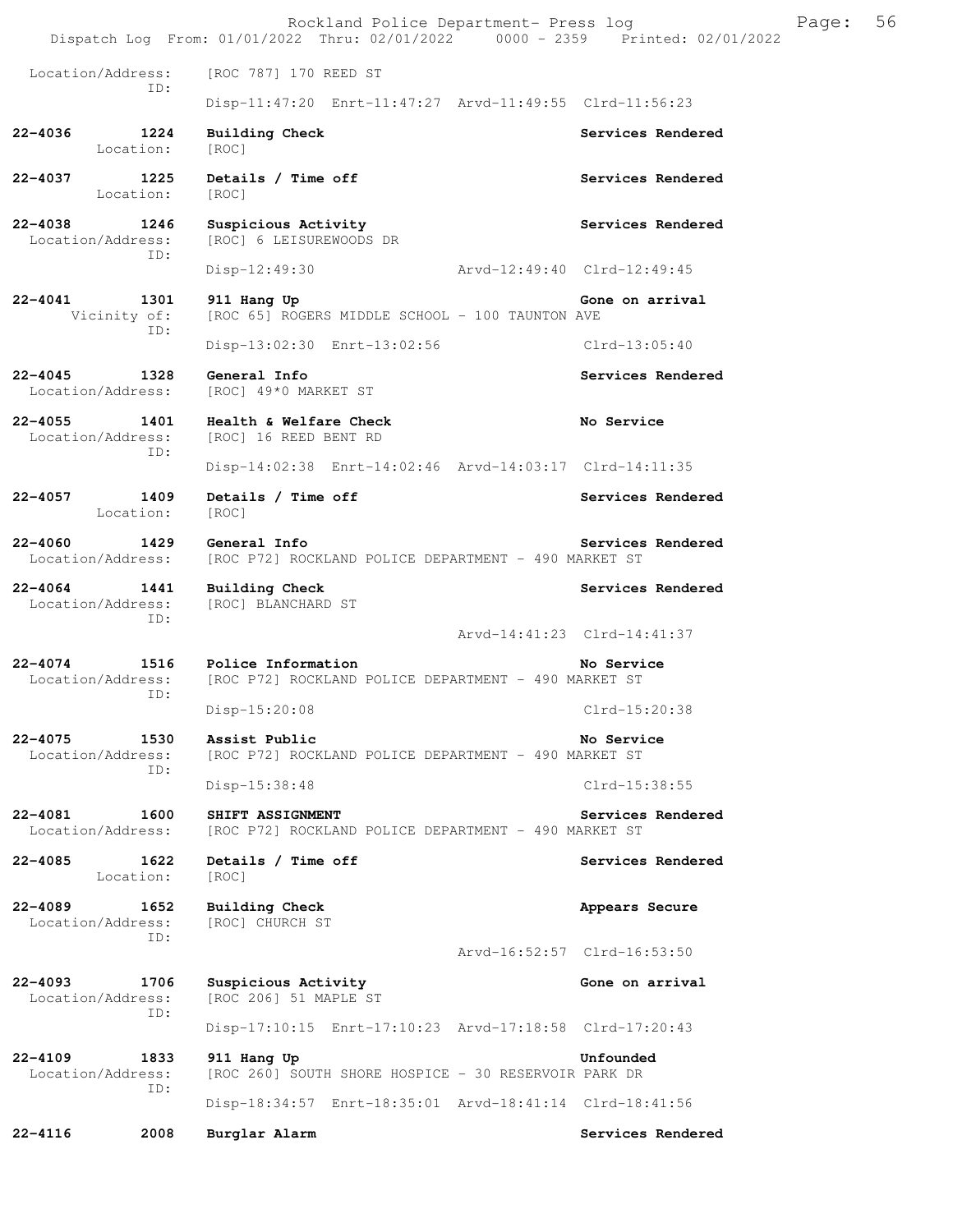Location/Address: [ROC 787] 170 REED ST
ID:
Disp-11:47:20 Enrt-11:47:27 Arvd-11:49:55 Clrd-11:56:23

**22-4036 1224 Building Check** **Services Rendered**
Location: [ROC]

**22-4037 1225 Details / Time off** **Services Rendered**
Location: [ROC]

**22-4038 1246 Suspicious Activity** **Services Rendered**
Location/Address: [ROC] 6 LEISUREWOODS DR
ID:
Disp-12:49:30 Arvd-12:49:40 Clrd-12:49:45

**22-4041 1301 911 Hang Up** **Gone on arrival**
Vicinity of: [ROC 65] ROGERS MIDDLE SCHOOL - 100 TAUNTON AVE
ID:
Disp-13:02:30 Enrt-13:02:56 Clrd-13:05:40

**22-4045 1328 General Info** **Services Rendered**
Location/Address: [ROC] 49*0 MARKET ST

**22-4055 1401 Health & Welfare Check** **No Service**
Location/Address: [ROC] 16 REED BENT RD
ID:
Disp-14:02:38 Enrt-14:02:46 Arvd-14:03:17 Clrd-14:11:35

**22-4057 1409 Details / Time off** **Services Rendered**
Location: [ROC]

**22-4060 1429 General Info** **Services Rendered**
Location/Address: [ROC P72] ROCKLAND POLICE DEPARTMENT - 490 MARKET ST

**22-4064 1441 Building Check** **Services Rendered**
Location/Address: [ROC] BLANCHARD ST
ID:
Arvd-14:41:23 Clrd-14:41:37

**22-4074 1516 Police Information** **No Service**
Location/Address: [ROC P72] ROCKLAND POLICE DEPARTMENT - 490 MARKET ST
ID:
Disp-15:20:08 Clrd-15:20:38

**22-4075 1530 Assist Public** **No Service**
Location/Address: [ROC P72] ROCKLAND POLICE DEPARTMENT - 490 MARKET ST
ID:
Disp-15:38:48 Clrd-15:38:55

**22-4081 1600 SHIFT ASSIGNMENT** **Services Rendered**
Location/Address: [ROC P72] ROCKLAND POLICE DEPARTMENT - 490 MARKET ST

**22-4085 1622 Details / Time off** **Services Rendered**
Location: [ROC]

**22-4089 1652 Building Check** **Appears Secure**
Location/Address: [ROC] CHURCH ST
ID:
Arvd-16:52:57 Clrd-16:53:50

**22-4093 1706 Suspicious Activity** **Gone on arrival**
Location/Address: [ROC 206] 51 MAPLE ST
ID:
Disp-17:10:15 Enrt-17:10:23 Arvd-17:18:58 Clrd-17:20:43

**22-4109 1833 911 Hang Up** **Unfounded**
Location/Address: [ROC 260] SOUTH SHORE HOSPICE - 30 RESERVOIR PARK DR
ID:
Disp-18:34:57 Enrt-18:35:01 Arvd-18:41:14 Clrd-18:41:56

**22-4116 2008 Burglar Alarm** **Services Rendered**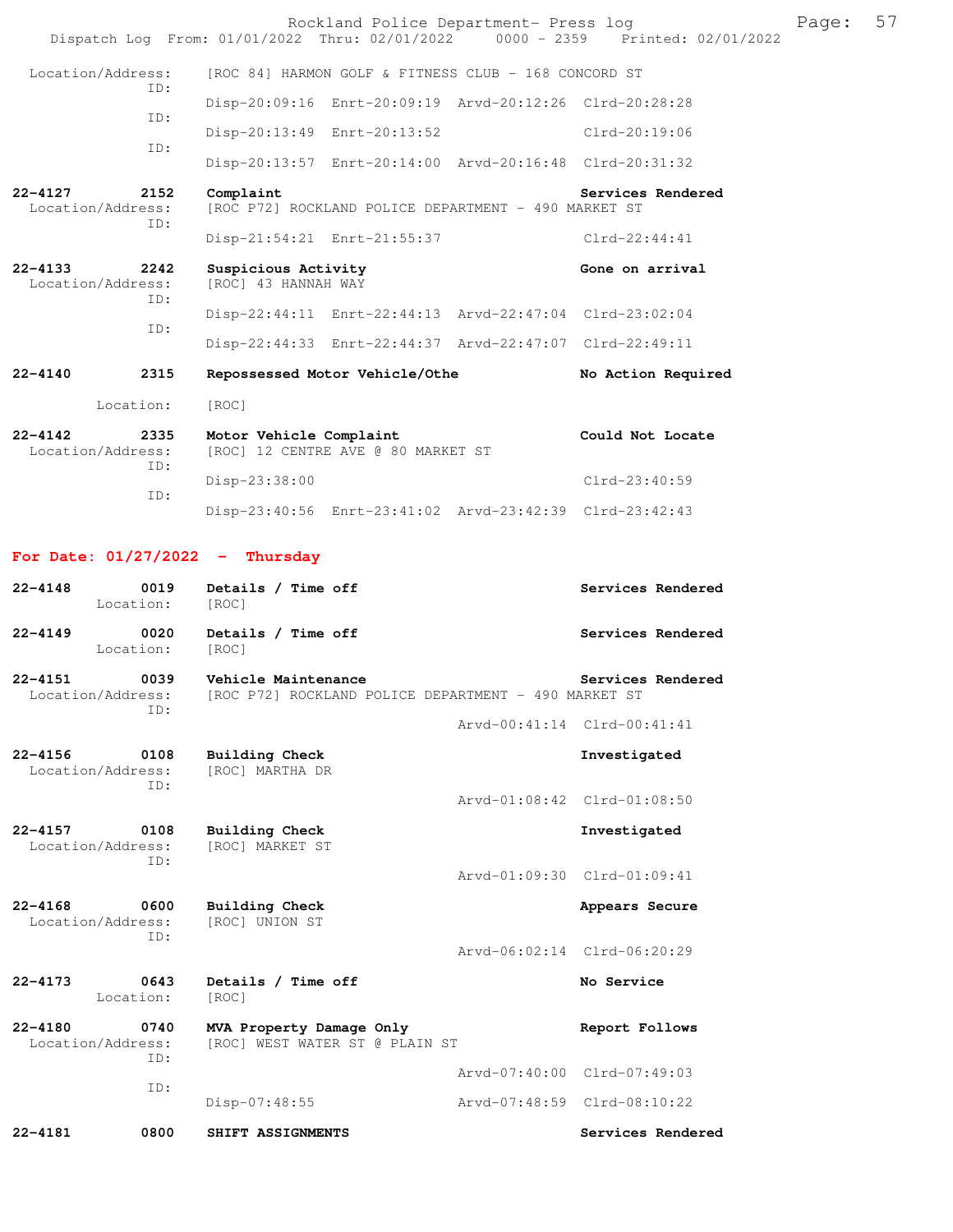Location/Address: [ROC 84] HARMON GOLF & FITNESS CLUB - 168 CONCORD ST
ID:
Disp-20:09:16 Enrt-20:09:19 Arvd-20:12:26 Clrd-20:28:28
ID:
Disp-20:13:49 Enrt-20:13:52 Clrd-20:19:06
ID:
Disp-20:13:57 Enrt-20:14:00 Arvd-20:16:48 Clrd-20:31:32

**22-4127 2152 Complaint** — **Services Rendered**
Location/Address: [ROC P72] ROCKLAND POLICE DEPARTMENT - 490 MARKET ST
ID:
Disp-21:54:21 Enrt-21:55:37 Clrd-22:44:41

**22-4133 2242 Suspicious Activity** — **Gone on arrival**
Location/Address: [ROC] 43 HANNAH WAY
ID:
Disp-22:44:11 Enrt-22:44:13 Arvd-22:47:04 Clrd-23:02:04
ID:
Disp-22:44:33 Enrt-22:44:37 Arvd-22:47:07 Clrd-22:49:11

**22-4140 2315 Repossessed Motor Vehicle/Othe** — **No Action Required**
Location: [ROC]

**22-4142 2335 Motor Vehicle Complaint** — **Could Not Locate**
Location/Address: [ROC] 12 CENTRE AVE @ 80 MARKET ST
ID:
Disp-23:38:00 Clrd-23:40:59
ID:
Disp-23:40:56 Enrt-23:41:02 Arvd-23:42:39 Clrd-23:42:43

## For Date: 01/27/2022 - Thursday

**22-4148 0019 Details / Time off** — **Services Rendered**
Location: [ROC]

**22-4149 0020 Details / Time off** — **Services Rendered**
Location: [ROC]

**22-4151 0039 Vehicle Maintenance** — **Services Rendered**
Location/Address: [ROC P72] ROCKLAND POLICE DEPARTMENT - 490 MARKET ST
ID:
Arvd-00:41:14 Clrd-00:41:41

**22-4156 0108 Building Check** — **Investigated**
Location/Address: [ROC] MARTHA DR
ID:
Arvd-01:08:42 Clrd-01:08:50

**22-4157 0108 Building Check** — **Investigated**
Location/Address: [ROC] MARKET ST
ID:
Arvd-01:09:30 Clrd-01:09:41

**22-4168 0600 Building Check** — **Appears Secure**
Location/Address: [ROC] UNION ST
ID:
Arvd-06:02:14 Clrd-06:20:29

**22-4173 0643 Details / Time off** — **No Service**
Location: [ROC]

**22-4180 0740 MVA Property Damage Only** — **Report Follows**
Location/Address: [ROC] WEST WATER ST @ PLAIN ST
ID:
Arvd-07:40:00 Clrd-07:49:03
ID:
Disp-07:48:55 Arvd-07:48:59 Clrd-08:10:22

**22-4181 0800 SHIFT ASSIGNMENTS** — **Services Rendered**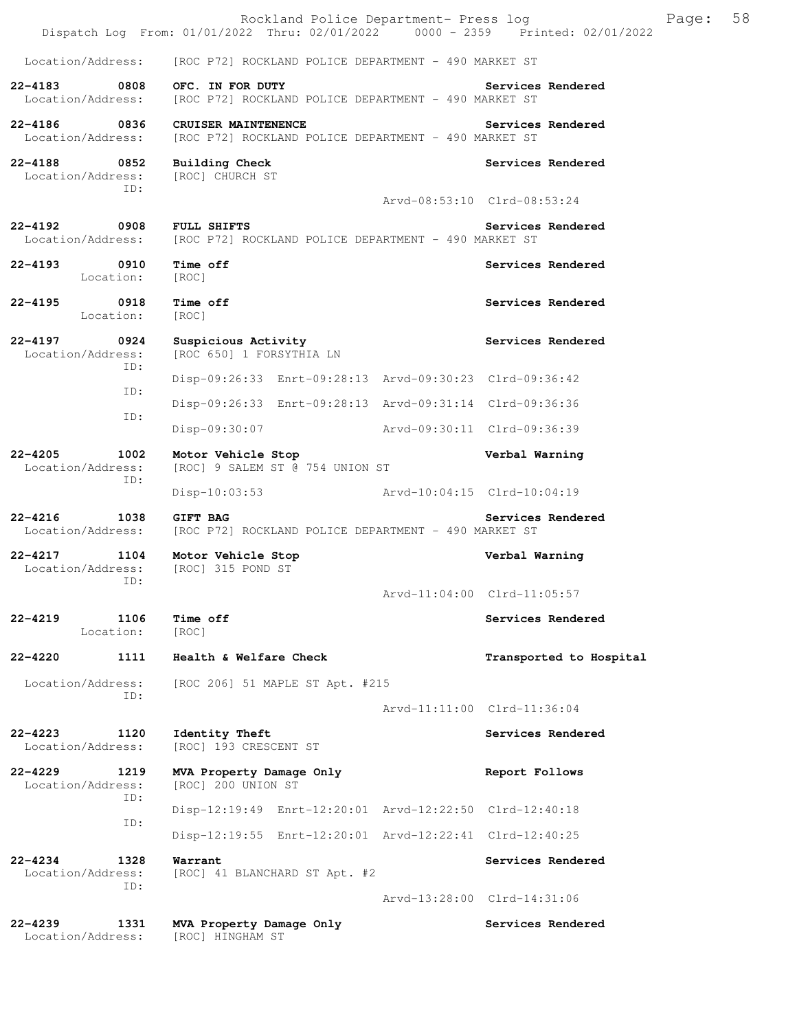Location/Address: [ROC P72] ROCKLAND POLICE DEPARTMENT - 490 MARKET ST

**22-4183 0808 OFC. IN FOR DUTY** Services Rendered
Location/Address: [ROC P72] ROCKLAND POLICE DEPARTMENT - 490 MARKET ST

**22-4186 0836 CRUISER MAINTENENCE** Services Rendered
Location/Address: [ROC P72] ROCKLAND POLICE DEPARTMENT - 490 MARKET ST

**22-4188 0852 Building Check** Services Rendered
Location/Address: [ROC] CHURCH ST
ID:
Arvd-08:53:10 Clrd-08:53:24

**22-4192 0908 FULL SHIFTS** Services Rendered
Location/Address: [ROC P72] ROCKLAND POLICE DEPARTMENT - 490 MARKET ST

**22-4193 0910 Time off** Services Rendered
Location: [ROC]

**22-4195 0918 Time off** Services Rendered
Location: [ROC]

**22-4197 0924 Suspicious Activity** Services Rendered
Location/Address: [ROC 650] 1 FORSYTHIA LN
ID:
Disp-09:26:33 Enrt-09:28:13 Arvd-09:30:23 Clrd-09:36:42
ID:
Disp-09:26:33 Enrt-09:28:13 Arvd-09:31:14 Clrd-09:36:36
ID:
Disp-09:30:07 Arvd-09:30:11 Clrd-09:36:39

**22-4205 1002 Motor Vehicle Stop** Verbal Warning
Location/Address: [ROC] 9 SALEM ST @ 754 UNION ST
ID:
Disp-10:03:53 Arvd-10:04:15 Clrd-10:04:19

**22-4216 1038 GIFT BAG** Services Rendered
Location/Address: [ROC P72] ROCKLAND POLICE DEPARTMENT - 490 MARKET ST

**22-4217 1104 Motor Vehicle Stop** Verbal Warning
Location/Address: [ROC] 315 POND ST
ID:
Arvd-11:04:00 Clrd-11:05:57

**22-4219 1106 Time off** Services Rendered
Location: [ROC]

**22-4220 1111 Health & Welfare Check** Transported to Hospital
Location/Address: [ROC 206] 51 MAPLE ST Apt. #215
ID:
Arvd-11:11:00 Clrd-11:36:04

**22-4223 1120 Identity Theft** Services Rendered
Location/Address: [ROC] 193 CRESCENT ST

**22-4229 1219 MVA Property Damage Only** Report Follows
Location/Address: [ROC] 200 UNION ST
ID:
Disp-12:19:49 Enrt-12:20:01 Arvd-12:22:50 Clrd-12:40:18
ID:
Disp-12:19:55 Enrt-12:20:01 Arvd-12:22:41 Clrd-12:40:25

**22-4234 1328 Warrant** Services Rendered
Location/Address: [ROC] 41 BLANCHARD ST Apt. #2
ID:
Arvd-13:28:00 Clrd-14:31:06

**22-4239 1331 MVA Property Damage Only** Services Rendered
Location/Address: [ROC] HINGHAM ST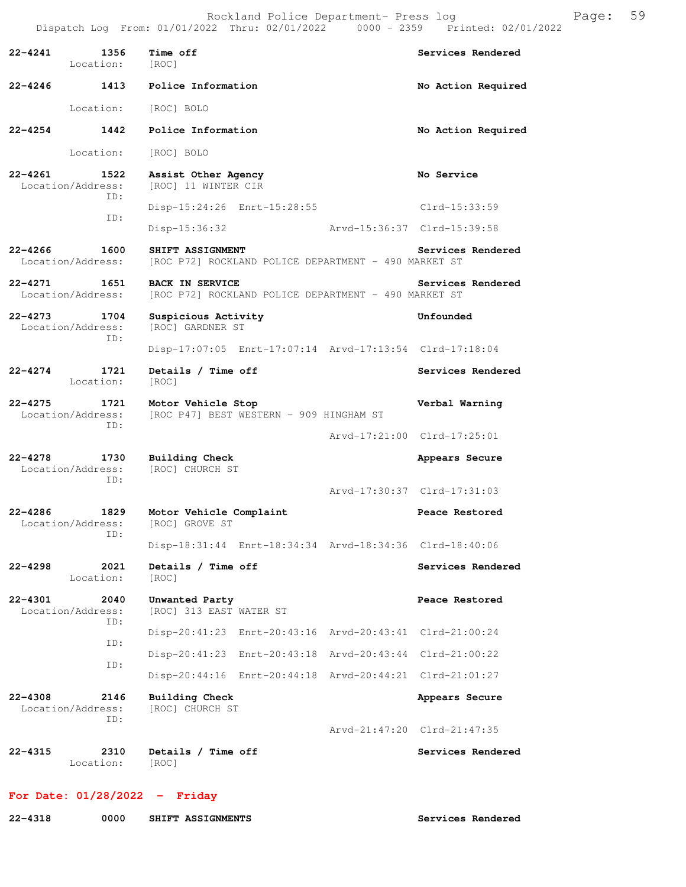| Call # | Time | Call Reason | Action |
|---|---|---|---|
| 22-4241 | 1356 | Time off | Services Rendered |
| Location: | | [ROC] | |
| 22-4246 | 1413 | Police Information | No Action Required |
| Location: | | [ROC] BOLO | |
| 22-4254 | 1442 | Police Information | No Action Required |
| Location: | | [ROC] BOLO | |
| 22-4261 | 1522 | Assist Other Agency | No Service |
| Location/Address: | | [ROC] 11 WINTER CIR | |
| ID: | | Disp-15:24:26 Enrt-15:28:55 | Clrd-15:33:59 |
| ID: | | Disp-15:36:32 Arvd-15:36:37 | Clrd-15:39:58 |
| 22-4266 | 1600 | SHIFT ASSIGNMENT | Services Rendered |
| Location/Address: | | [ROC P72] ROCKLAND POLICE DEPARTMENT - 490 MARKET ST | |
| 22-4271 | 1651 | BACK IN SERVICE | Services Rendered |
| Location/Address: | | [ROC P72] ROCKLAND POLICE DEPARTMENT - 490 MARKET ST | |
| 22-4273 | 1704 | Suspicious Activity | Unfounded |
| Location/Address: | | [ROC] GARDNER ST | |
| ID: | | Disp-17:07:05 Enrt-17:07:14 Arvd-17:13:54 | Clrd-17:18:04 |
| 22-4274 | 1721 | Details / Time off | Services Rendered |
| Location: | | [ROC] | |
| 22-4275 | 1721 | Motor Vehicle Stop | Verbal Warning |
| Location/Address: | | [ROC P47] BEST WESTERN - 909 HINGHAM ST | |
| ID: | | Arvd-17:21:00 | Clrd-17:25:01 |
| 22-4278 | 1730 | Building Check | Appears Secure |
| Location/Address: | | [ROC] CHURCH ST | |
| ID: | | Arvd-17:30:37 | Clrd-17:31:03 |
| 22-4286 | 1829 | Motor Vehicle Complaint | Peace Restored |
| Location/Address: | | [ROC] GROVE ST | |
| ID: | | Disp-18:31:44 Enrt-18:34:34 Arvd-18:34:36 | Clrd-18:40:06 |
| 22-4298 | 2021 | Details / Time off | Services Rendered |
| Location: | | [ROC] | |
| 22-4301 | 2040 | Unwanted Party | Peace Restored |
| Location/Address: | | [ROC] 313 EAST WATER ST | |
| ID: | | Disp-20:41:23 Enrt-20:43:16 Arvd-20:43:41 | Clrd-21:00:24 |
| ID: | | Disp-20:41:23 Enrt-20:43:18 Arvd-20:43:44 | Clrd-21:00:22 |
| ID: | | Disp-20:44:16 Enrt-20:44:18 Arvd-20:44:21 | Clrd-21:01:27 |
| 22-4308 | 2146 | Building Check | Appears Secure |
| Location/Address: | | [ROC] CHURCH ST | |
| ID: | | Arvd-21:47:20 | Clrd-21:47:35 |
| 22-4315 | 2310 | Details / Time off | Services Rendered |
| Location: | | [ROC] | |

## For Date: 01/28/2022 - Friday

| Call # | Time | Call Reason | Action |
|---|---|---|---|
| 22-4318 | 0000 | SHIFT ASSIGNMENTS | Services Rendered |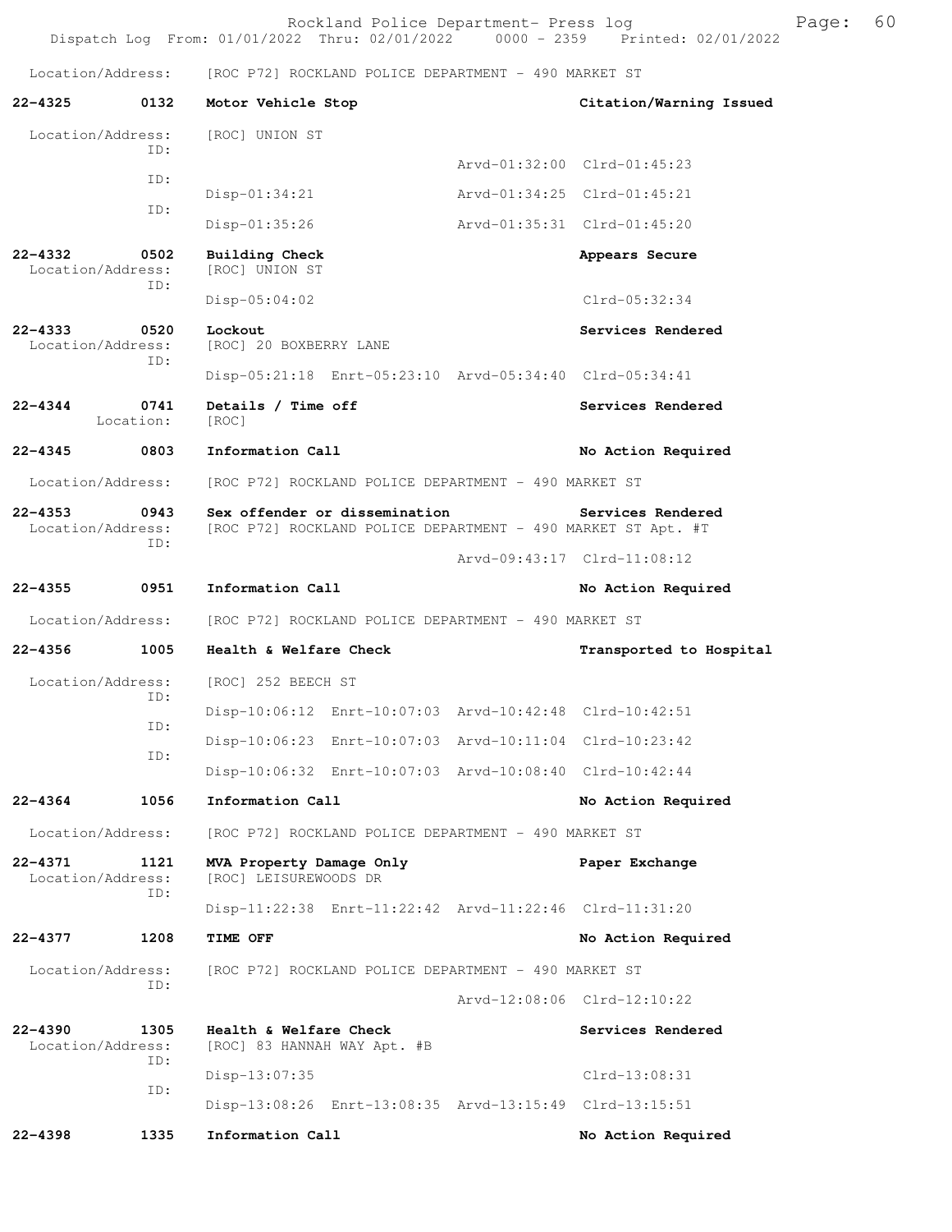Location/Address: [ROC P72] ROCKLAND POLICE DEPARTMENT - 490 MARKET ST

**22-4325 0132 Motor Vehicle Stop — Citation/Warning Issued**

Location/Address: [ROC] UNION ST

ID: Arvd-01:32:00 Clrd-01:45:23

ID: Disp-01:34:21 Arvd-01:34:25 Clrd-01:45:21

ID: Disp-01:35:26 Arvd-01:35:31 Clrd-01:45:20

**22-4332 0502 Building Check — Appears Secure**

Location/Address: [ROC] UNION ST

ID: Disp-05:04:02 Clrd-05:32:34

**22-4333 0520 Lockout — Services Rendered**

Location/Address: [ROC] 20 BOXBERRY LANE

ID: Disp-05:21:18 Enrt-05:23:10 Arvd-05:34:40 Clrd-05:34:41

**22-4344 0741 Details / Time off — Services Rendered**

Location: [ROC]

**22-4345 0803 Information Call — No Action Required**

Location/Address: [ROC P72] ROCKLAND POLICE DEPARTMENT - 490 MARKET ST

**22-4353 0943 Sex offender or dissemination — Services Rendered**

Location/Address: [ROC P72] ROCKLAND POLICE DEPARTMENT - 490 MARKET ST Apt. #T

ID: Arvd-09:43:17 Clrd-11:08:12

**22-4355 0951 Information Call — No Action Required**

Location/Address: [ROC P72] ROCKLAND POLICE DEPARTMENT - 490 MARKET ST

**22-4356 1005 Health & Welfare Check — Transported to Hospital**

Location/Address: [ROC] 252 BEECH ST

ID: Disp-10:06:12 Enrt-10:07:03 Arvd-10:42:48 Clrd-10:42:51

ID: Disp-10:06:23 Enrt-10:07:03 Arvd-10:11:04 Clrd-10:23:42

ID: Disp-10:06:32 Enrt-10:07:03 Arvd-10:08:40 Clrd-10:42:44

**22-4364 1056 Information Call — No Action Required**

Location/Address: [ROC P72] ROCKLAND POLICE DEPARTMENT - 490 MARKET ST

**22-4371 1121 MVA Property Damage Only — Paper Exchange**

Location/Address: [ROC] LEISUREWOODS DR

ID: Disp-11:22:38 Enrt-11:22:42 Arvd-11:22:46 Clrd-11:31:20

**22-4377 1208 TIME OFF — No Action Required**

Location/Address: [ROC P72] ROCKLAND POLICE DEPARTMENT - 490 MARKET ST

ID: Arvd-12:08:06 Clrd-12:10:22

**22-4390 1305 Health & Welfare Check — Services Rendered**

Location/Address: [ROC] 83 HANNAH WAY Apt. #B

ID: Disp-13:07:35 Clrd-13:08:31

ID: Disp-13:08:26 Enrt-13:08:35 Arvd-13:15:49 Clrd-13:15:51

**22-4398 1335 Information Call — No Action Required**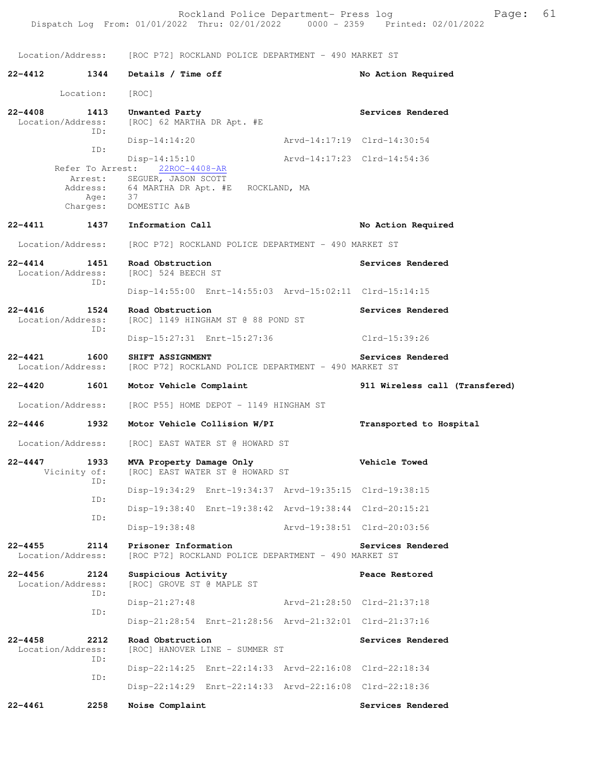Location/Address: [ROC P72] ROCKLAND POLICE DEPARTMENT - 490 MARKET ST

**22-4412 1344 Details / Time off** — No Action Required

Location: [ROC]

**22-4408 1413 Unwanted Party** — Services Rendered

Location/Address: [ROC] 62 MARTHA DR Apt. #E

ID: Disp-14:14:20 Arvd-14:17:19 Clrd-14:30:54

ID: Disp-14:15:10 Arvd-14:17:23 Clrd-14:54:36

Refer To Arrest: 22ROC-4408-AR

Arrest: SEGUER, JASON SCOTT

Address: 64 MARTHA DR Apt. #E ROCKLAND, MA

Age: 37

Charges: DOMESTIC A&B

**22-4411 1437 Information Call** — No Action Required

Location/Address: [ROC P72] ROCKLAND POLICE DEPARTMENT - 490 MARKET ST

**22-4414 1451 Road Obstruction** — Services Rendered

Location/Address: [ROC] 524 BEECH ST

ID: Disp-14:55:00 Enrt-14:55:03 Arvd-15:02:11 Clrd-15:14:15

**22-4416 1524 Road Obstruction** — Services Rendered

Location/Address: [ROC] 1149 HINGHAM ST @ 88 POND ST

ID: Disp-15:27:31 Enrt-15:27:36 Clrd-15:39:26

**22-4421 1600 SHIFT ASSIGNMENT** — Services Rendered

Location/Address: [ROC P72] ROCKLAND POLICE DEPARTMENT - 490 MARKET ST

**22-4420 1601 Motor Vehicle Complaint** — 911 Wireless call (Transfered)

Location/Address: [ROC P55] HOME DEPOT - 1149 HINGHAM ST

**22-4446 1932 Motor Vehicle Collision W/PI** — Transported to Hospital

Location/Address: [ROC] EAST WATER ST @ HOWARD ST

**22-4447 1933 MVA Property Damage Only** — Vehicle Towed

Vicinity of: [ROC] EAST WATER ST @ HOWARD ST

ID: Disp-19:34:29 Enrt-19:34:37 Arvd-19:35:15 Clrd-19:38:15

ID: Disp-19:38:40 Enrt-19:38:42 Arvd-19:38:44 Clrd-20:15:21

ID: Disp-19:38:48 Arvd-19:38:51 Clrd-20:03:56

**22-4455 2114 Prisoner Information** — Services Rendered

Location/Address: [ROC P72] ROCKLAND POLICE DEPARTMENT - 490 MARKET ST

**22-4456 2124 Suspicious Activity** — Peace Restored

Location/Address: [ROC] GROVE ST @ MAPLE ST

ID: Disp-21:27:48 Arvd-21:28:50 Clrd-21:37:18

ID: Disp-21:28:54 Enrt-21:28:56 Arvd-21:32:01 Clrd-21:37:16

**22-4458 2212 Road Obstruction** — Services Rendered

Location/Address: [ROC] HANOVER LINE - SUMMER ST

ID: Disp-22:14:25 Enrt-22:14:33 Arvd-22:16:08 Clrd-22:18:34

ID: Disp-22:14:29 Enrt-22:14:33 Arvd-22:16:08 Clrd-22:18:36

**22-4461 2258 Noise Complaint** — Services Rendered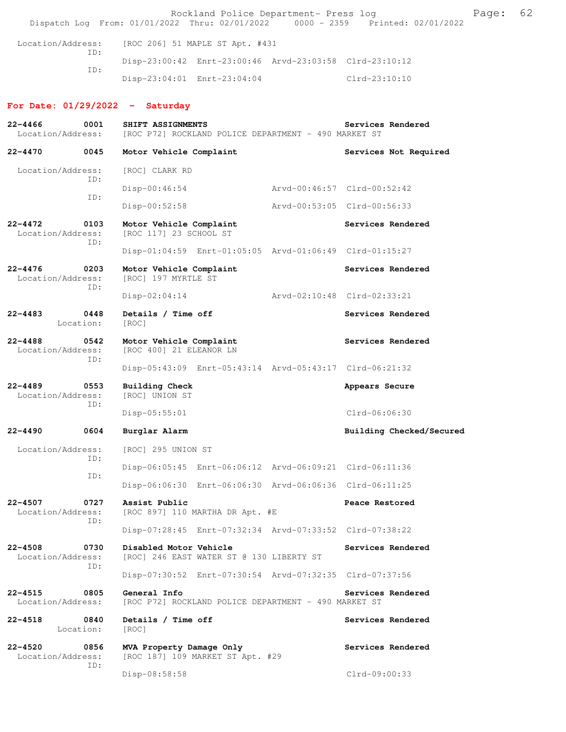Location/Address: [ROC 206] 51 MAPLE ST Apt. #431
ID:
Disp-23:00:42 Enrt-23:00:46 Arvd-23:03:58 Clrd-23:10:12
ID:
Disp-23:04:01 Enrt-23:04:04 Clrd-23:10:10

## For Date: 01/29/2022 - Saturday

**22-4466 0001 SHIFT ASSIGNMENTS** Services Rendered
Location/Address: [ROC P72] ROCKLAND POLICE DEPARTMENT - 490 MARKET ST

**22-4470 0045 Motor Vehicle Complaint** Services Not Required
Location/Address: [ROC] CLARK RD
ID:
Disp-00:46:54 Arvd-00:46:57 Clrd-00:52:42
ID:
Disp-00:52:58 Arvd-00:53:05 Clrd-00:56:33

**22-4472 0103 Motor Vehicle Complaint** Services Rendered
Location/Address: [ROC 117] 23 SCHOOL ST
ID:
Disp-01:04:59 Enrt-01:05:05 Arvd-01:06:49 Clrd-01:15:27

**22-4476 0203 Motor Vehicle Complaint** Services Rendered
Location/Address: [ROC] 197 MYRTLE ST
ID:
Disp-02:04:14 Arvd-02:10:48 Clrd-02:33:21

**22-4483 0448 Details / Time off** Services Rendered
Location: [ROC]

**22-4488 0542 Motor Vehicle Complaint** Services Rendered
Location/Address: [ROC 400] 21 ELEANOR LN
ID:
Disp-05:43:09 Enrt-05:43:14 Arvd-05:43:17 Clrd-06:21:32

**22-4489 0553 Building Check** Appears Secure
Location/Address: [ROC] UNION ST
ID:
Disp-05:55:01 Clrd-06:06:30

**22-4490 0604 Burglar Alarm** Building Checked/Secured
Location/Address: [ROC] 295 UNION ST
ID:
Disp-06:05:45 Enrt-06:06:12 Arvd-06:09:21 Clrd-06:11:36
ID:
Disp-06:06:30 Enrt-06:06:30 Arvd-06:06:36 Clrd-06:11:25

**22-4507 0727 Assist Public** Peace Restored
Location/Address: [ROC 897] 110 MARTHA DR Apt. #E
ID:
Disp-07:28:45 Enrt-07:32:34 Arvd-07:33:52 Clrd-07:38:22

**22-4508 0730 Disabled Motor Vehicle** Services Rendered
Location/Address: [ROC] 246 EAST WATER ST @ 130 LIBERTY ST
ID:
Disp-07:30:52 Enrt-07:30:54 Arvd-07:32:35 Clrd-07:37:56

**22-4515 0805 General Info** Services Rendered
Location/Address: [ROC P72] ROCKLAND POLICE DEPARTMENT - 490 MARKET ST

**22-4518 0840 Details / Time off** Services Rendered
Location: [ROC]

**22-4520 0856 MVA Property Damage Only** Services Rendered
Location/Address: [ROC 187] 109 MARKET ST Apt. #29
ID:
Disp-08:58:58 Clrd-09:00:33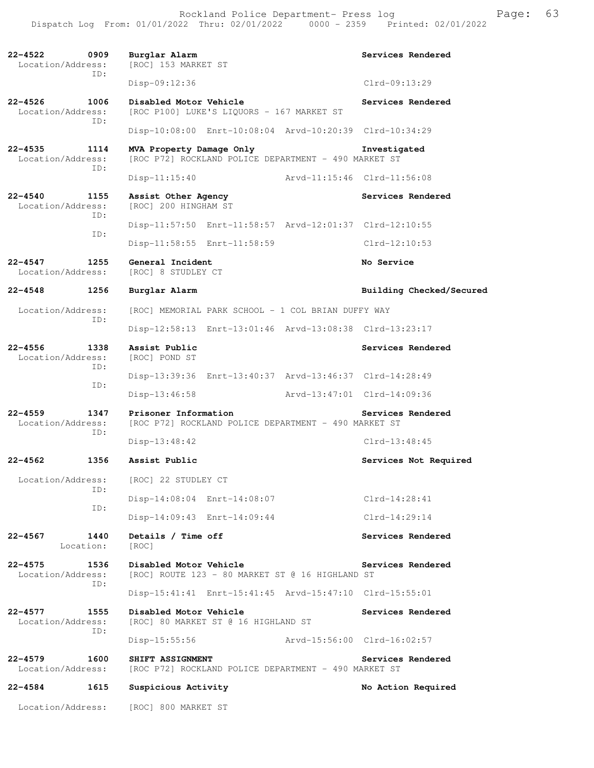**22-4522 0909 Burglar Alarm** — **Services Rendered**
Location/Address: [ROC] 153 MARKET ST
ID:
Disp-09:12:36 Clrd-09:13:29

**22-4526 1006 Disabled Motor Vehicle** — **Services Rendered**
Location/Address: [ROC P100] LUKE'S LIQUORS - 167 MARKET ST
ID:
Disp-10:08:00 Enrt-10:08:04 Arvd-10:20:39 Clrd-10:34:29

**22-4535 1114 MVA Property Damage Only** — **Investigated**
Location/Address: [ROC P72] ROCKLAND POLICE DEPARTMENT - 490 MARKET ST
ID:
Disp-11:15:40 Arvd-11:15:46 Clrd-11:56:08

**22-4540 1155 Assist Other Agency** — **Services Rendered**
Location/Address: [ROC] 200 HINGHAM ST
ID:
Disp-11:57:50 Enrt-11:58:57 Arvd-12:01:37 Clrd-12:10:55
ID:
Disp-11:58:55 Enrt-11:58:59 Clrd-12:10:53

**22-4547 1255 General Incident** — **No Service**
Location/Address: [ROC] 8 STUDLEY CT

**22-4548 1256 Burglar Alarm** — **Building Checked/Secured**
Location/Address: [ROC] MEMORIAL PARK SCHOOL - 1 COL BRIAN DUFFY WAY
ID:
Disp-12:58:13 Enrt-13:01:46 Arvd-13:08:38 Clrd-13:23:17

**22-4556 1338 Assist Public** — **Services Rendered**
Location/Address: [ROC] POND ST
ID:
Disp-13:39:36 Enrt-13:40:37 Arvd-13:46:37 Clrd-14:28:49
ID:
Disp-13:46:58 Arvd-13:47:01 Clrd-14:09:36

**22-4559 1347 Prisoner Information** — **Services Rendered**
Location/Address: [ROC P72] ROCKLAND POLICE DEPARTMENT - 490 MARKET ST
ID:
Disp-13:48:42 Clrd-13:48:45

**22-4562 1356 Assist Public** — **Services Not Required**
Location/Address: [ROC] 22 STUDLEY CT
ID:
Disp-14:08:04 Enrt-14:08:07 Clrd-14:28:41
ID:
Disp-14:09:43 Enrt-14:09:44 Clrd-14:29:14

**22-4567 1440 Details / Time off** — **Services Rendered**
Location: [ROC]

**22-4575 1536 Disabled Motor Vehicle** — **Services Rendered**
Location/Address: [ROC] ROUTE 123 - 80 MARKET ST @ 16 HIGHLAND ST
ID:
Disp-15:41:41 Enrt-15:41:45 Arvd-15:47:10 Clrd-15:55:01

**22-4577 1555 Disabled Motor Vehicle** — **Services Rendered**
Location/Address: [ROC] 80 MARKET ST @ 16 HIGHLAND ST
ID:
Disp-15:55:56 Arvd-15:56:00 Clrd-16:02:57

**22-4579 1600 SHIFT ASSIGNMENT** — **Services Rendered**
Location/Address: [ROC P72] ROCKLAND POLICE DEPARTMENT - 490 MARKET ST

**22-4584 1615 Suspicious Activity** — **No Action Required**
Location/Address: [ROC] 800 MARKET ST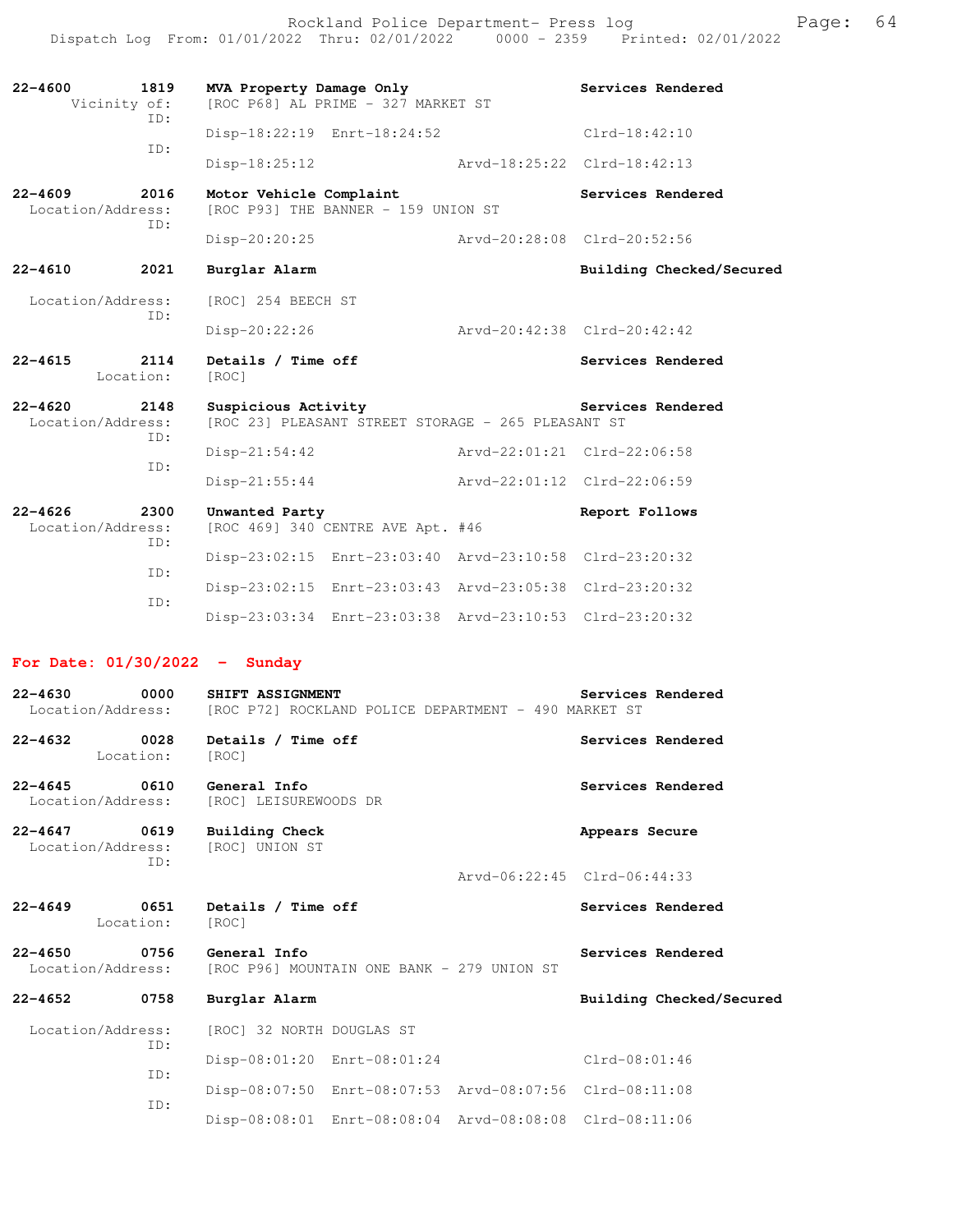| Call # | Time | Call Type / Location | Disposition |
| --- | --- | --- | --- |
| **22-4600** | **1819** | **MVA Property Damage Only** | **Services Rendered** |
| Vicinity of: | | [ROC P68] AL PRIME - 327 MARKET ST | |
| ID: | | Disp-18:22:19 Enrt-18:24:52 | Clrd-18:42:10 |
| ID: | | Disp-18:25:12 Arvd-18:25:22 | Clrd-18:42:13 |
| **22-4609** | **2016** | **Motor Vehicle Complaint** | **Services Rendered** |
| Location/Address: | | [ROC P93] THE BANNER - 159 UNION ST | |
| ID: | | Disp-20:20:25 Arvd-20:28:08 | Clrd-20:52:56 |
| **22-4610** | **2021** | **Burglar Alarm** | **Building Checked/Secured** |
| Location/Address: | | [ROC] 254 BEECH ST | |
| ID: | | Disp-20:22:26 Arvd-20:42:38 | Clrd-20:42:42 |
| **22-4615** | **2114** | **Details / Time off** | **Services Rendered** |
| Location: | | [ROC] | |
| **22-4620** | **2148** | **Suspicious Activity** | **Services Rendered** |
| Location/Address: | | [ROC 23] PLEASANT STREET STORAGE - 265 PLEASANT ST | |
| ID: | | Disp-21:54:42 Arvd-22:01:21 | Clrd-22:06:58 |
| ID: | | Disp-21:55:44 Arvd-22:01:12 | Clrd-22:06:59 |
| **22-4626** | **2300** | **Unwanted Party** | **Report Follows** |
| Location/Address: | | [ROC 469] 340 CENTRE AVE Apt. #46 | |
| ID: | | Disp-23:02:15 Enrt-23:03:40 Arvd-23:10:58 | Clrd-23:20:32 |
| ID: | | Disp-23:02:15 Enrt-23:03:43 Arvd-23:05:38 | Clrd-23:20:32 |
| ID: | | Disp-23:03:34 Enrt-23:03:38 Arvd-23:10:53 | Clrd-23:20:32 |

## For Date: 01/30/2022 - Sunday

| Call # | Time | Call Type / Location | Disposition |
| --- | --- | --- | --- |
| **22-4630** | **0000** | **SHIFT ASSIGNMENT** | **Services Rendered** |
| Location/Address: | | [ROC P72] ROCKLAND POLICE DEPARTMENT - 490 MARKET ST | |
| **22-4632** | **0028** | **Details / Time off** | **Services Rendered** |
| Location: | | [ROC] | |
| **22-4645** | **0610** | **General Info** | **Services Rendered** |
| Location/Address: | | [ROC] LEISUREWOODS DR | |
| **22-4647** | **0619** | **Building Check** | **Appears Secure** |
| Location/Address: | | [ROC] UNION ST | |
| ID: | | Arvd-06:22:45 | Clrd-06:44:33 |
| **22-4649** | **0651** | **Details / Time off** | **Services Rendered** |
| Location: | | [ROC] | |
| **22-4650** | **0756** | **General Info** | **Services Rendered** |
| Location/Address: | | [ROC P96] MOUNTAIN ONE BANK - 279 UNION ST | |
| **22-4652** | **0758** | **Burglar Alarm** | **Building Checked/Secured** |
| Location/Address: | | [ROC] 32 NORTH DOUGLAS ST | |
| ID: | | Disp-08:01:20 Enrt-08:01:24 | Clrd-08:01:46 |
| ID: | | Disp-08:07:50 Enrt-08:07:53 Arvd-08:07:56 | Clrd-08:11:08 |
| ID: | | Disp-08:08:01 Enrt-08:08:04 Arvd-08:08:08 | Clrd-08:11:06 |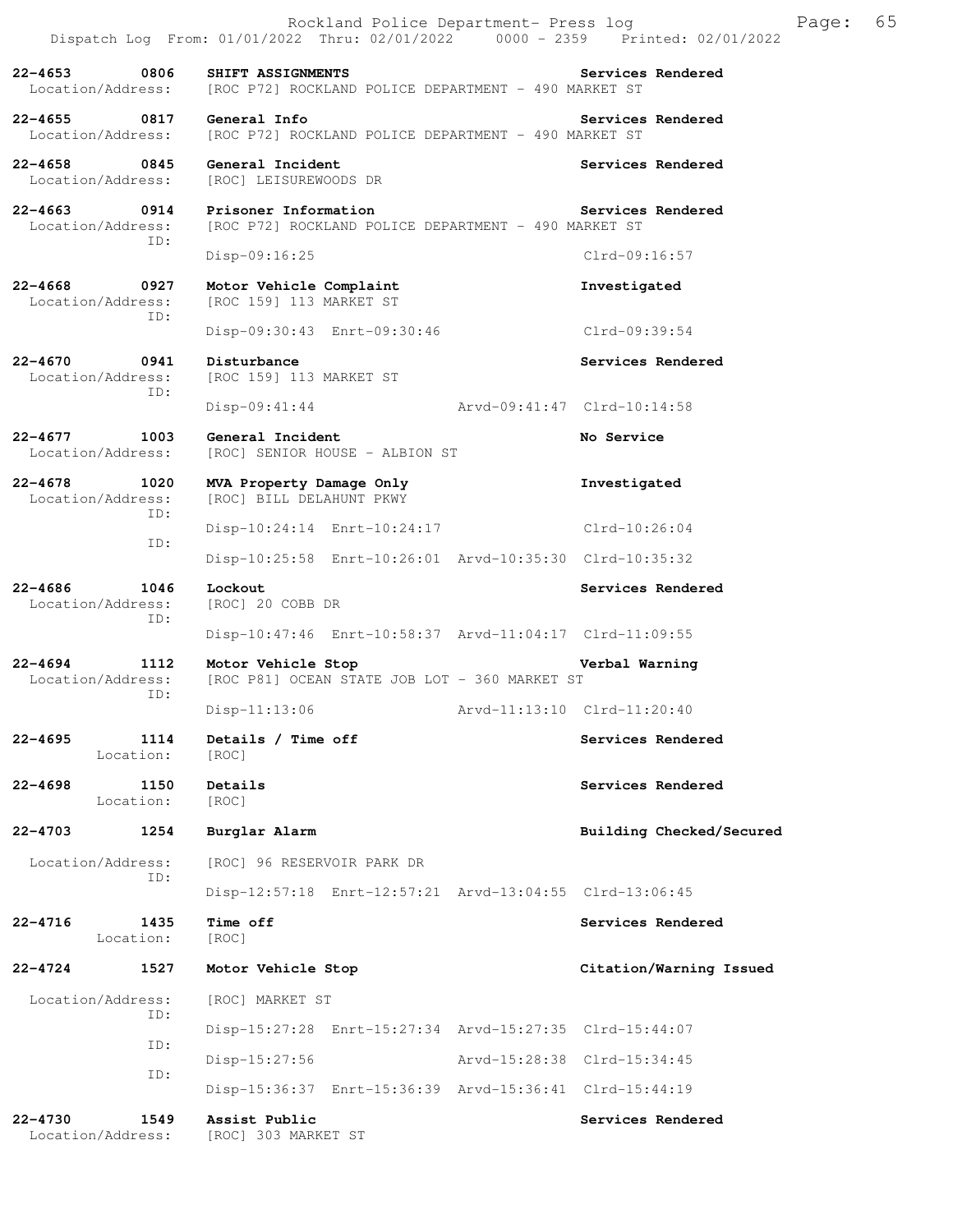**22-4653 0806 SHIFT ASSIGNMENTS** — Services Rendered
Location/Address: [ROC P72] ROCKLAND POLICE DEPARTMENT - 490 MARKET ST

**22-4655 0817 General Info** — Services Rendered
Location/Address: [ROC P72] ROCKLAND POLICE DEPARTMENT - 490 MARKET ST

**22-4658 0845 General Incident** — Services Rendered
Location/Address: [ROC] LEISUREWOODS DR

**22-4663 0914 Prisoner Information** — Services Rendered
Location/Address: [ROC P72] ROCKLAND POLICE DEPARTMENT - 490 MARKET ST
ID:
Disp-09:16:25 Clrd-09:16:57

**22-4668 0927 Motor Vehicle Complaint** — Investigated
Location/Address: [ROC 159] 113 MARKET ST
ID:
Disp-09:30:43 Enrt-09:30:46 Clrd-09:39:54

**22-4670 0941 Disturbance** — Services Rendered
Location/Address: [ROC 159] 113 MARKET ST
ID:
Disp-09:41:44 Arvd-09:41:47 Clrd-10:14:58

**22-4677 1003 General Incident** — No Service
Location/Address: [ROC] SENIOR HOUSE - ALBION ST

**22-4678 1020 MVA Property Damage Only** — Investigated
Location/Address: [ROC] BILL DELAHUNT PKWY
ID:
Disp-10:24:14 Enrt-10:24:17 Clrd-10:26:04
ID:
Disp-10:25:58 Enrt-10:26:01 Arvd-10:35:30 Clrd-10:35:32

**22-4686 1046 Lockout** — Services Rendered
Location/Address: [ROC] 20 COBB DR
ID:
Disp-10:47:46 Enrt-10:58:37 Arvd-11:04:17 Clrd-11:09:55

**22-4694 1112 Motor Vehicle Stop** — Verbal Warning
Location/Address: [ROC P81] OCEAN STATE JOB LOT - 360 MARKET ST
ID:
Disp-11:13:06 Arvd-11:13:10 Clrd-11:20:40

**22-4695 1114 Details / Time off** — Services Rendered
Location: [ROC]

**22-4698 1150 Details** — Services Rendered
Location: [ROC]

**22-4703 1254 Burglar Alarm** — Building Checked/Secured
Location/Address: [ROC] 96 RESERVOIR PARK DR
ID:
Disp-12:57:18 Enrt-12:57:21 Arvd-13:04:55 Clrd-13:06:45

**22-4716 1435 Time off** — Services Rendered
Location: [ROC]

**22-4724 1527 Motor Vehicle Stop** — Citation/Warning Issued
Location/Address: [ROC] MARKET ST
ID:
Disp-15:27:28 Enrt-15:27:34 Arvd-15:27:35 Clrd-15:44:07
ID:
Disp-15:27:56 Arvd-15:28:38 Clrd-15:34:45
ID:
Disp-15:36:37 Enrt-15:36:39 Arvd-15:36:41 Clrd-15:44:19

**22-4730 1549 Assist Public** — Services Rendered
Location/Address: [ROC] 303 MARKET ST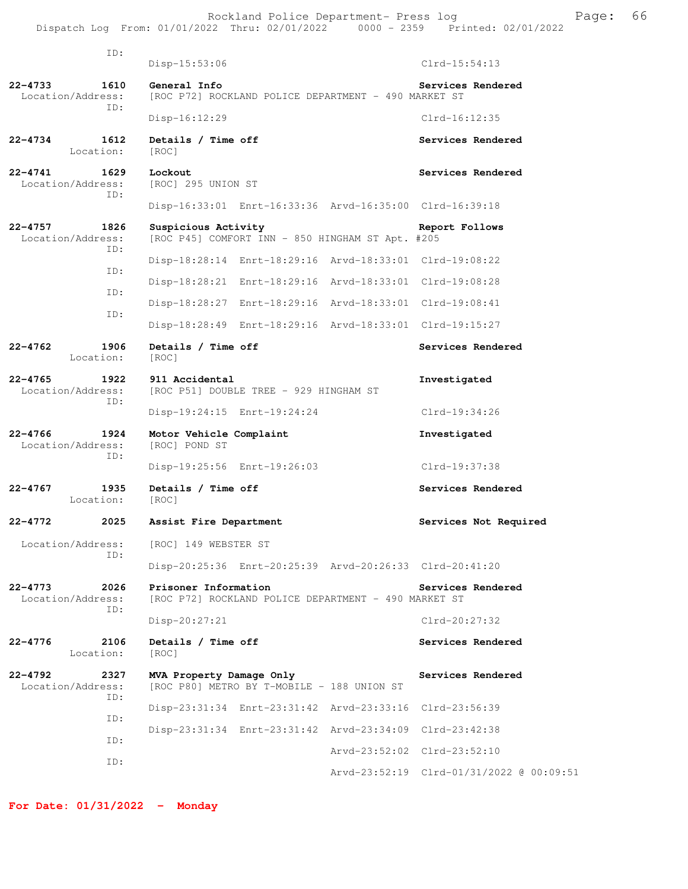ID:
Disp-15:53:06 Clrd-15:54:13

**22-4733 1610 General Info** — Services Rendered
Location/Address: [ROC P72] ROCKLAND POLICE DEPARTMENT - 490 MARKET ST
ID:
Disp-16:12:29 Clrd-16:12:35

**22-4734 1612 Details / Time off** — Services Rendered
Location: [ROC]

**22-4741 1629 Lockout** — Services Rendered
Location/Address: [ROC] 295 UNION ST
ID:
Disp-16:33:01 Enrt-16:33:36 Arvd-16:35:00 Clrd-16:39:18

**22-4757 1826 Suspicious Activity** — Report Follows
Location/Address: [ROC P45] COMFORT INN - 850 HINGHAM ST Apt. #205
ID:
Disp-18:28:14 Enrt-18:29:16 Arvd-18:33:01 Clrd-19:08:22
ID:
Disp-18:28:21 Enrt-18:29:16 Arvd-18:33:01 Clrd-19:08:28
ID:
Disp-18:28:27 Enrt-18:29:16 Arvd-18:33:01 Clrd-19:08:41
ID:
Disp-18:28:49 Enrt-18:29:16 Arvd-18:33:01 Clrd-19:15:27

**22-4762 1906 Details / Time off** — Services Rendered
Location: [ROC]

**22-4765 1922 911 Accidental** — Investigated
Location/Address: [ROC P51] DOUBLE TREE - 929 HINGHAM ST
ID:
Disp-19:24:15 Enrt-19:24:24 Clrd-19:34:26

**22-4766 1924 Motor Vehicle Complaint** — Investigated
Location/Address: [ROC] POND ST
ID:
Disp-19:25:56 Enrt-19:26:03 Clrd-19:37:38

**22-4767 1935 Details / Time off** — Services Rendered
Location: [ROC]

**22-4772 2025 Assist Fire Department** — Services Not Required
Location/Address: [ROC] 149 WEBSTER ST
ID:
Disp-20:25:36 Enrt-20:25:39 Arvd-20:26:33 Clrd-20:41:20

**22-4773 2026 Prisoner Information** — Services Rendered
Location/Address: [ROC P72] ROCKLAND POLICE DEPARTMENT - 490 MARKET ST
ID:
Disp-20:27:21 Clrd-20:27:32

**22-4776 2106 Details / Time off** — Services Rendered
Location: [ROC]

**22-4792 2327 MVA Property Damage Only** — Services Rendered
Location/Address: [ROC P80] METRO BY T-MOBILE - 188 UNION ST
ID:
Disp-23:31:34 Enrt-23:31:42 Arvd-23:33:16 Clrd-23:56:39
ID:
Disp-23:31:34 Enrt-23:31:42 Arvd-23:34:09 Clrd-23:42:38
ID:
Arvd-23:52:02 Clrd-23:52:10
ID:
Arvd-23:52:19 Clrd-01/31/2022 @ 00:09:51

**For Date: 01/31/2022 - Monday**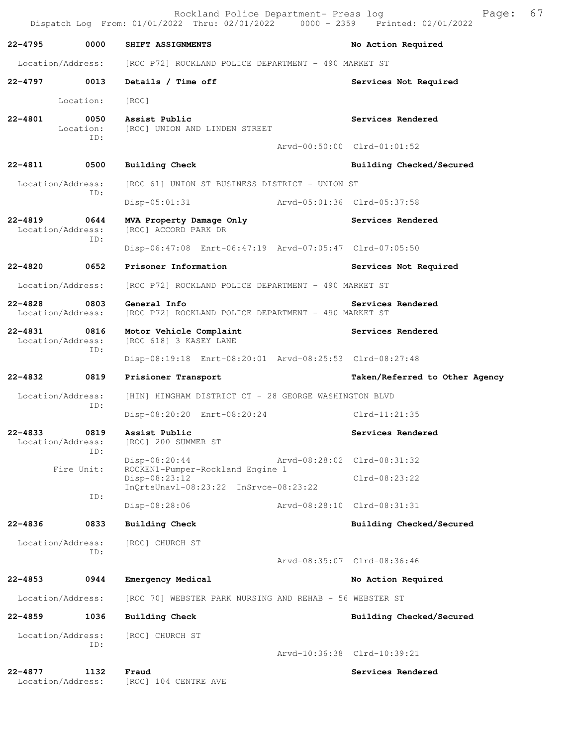Dispatch Log From: 01/01/2022 Thru: 02/01/2022 0000 - 2359 Printed: 02/01/2022

**22-4795 0000 SHIFT ASSIGNMENTS** — No Action Required
Location/Address: [ROC P72] ROCKLAND POLICE DEPARTMENT - 490 MARKET ST

**22-4797 0013 Details / Time off** — Services Not Required
Location: [ROC]

**22-4801 0050 Assist Public** — Services Rendered
Location: [ROC] UNION AND LINDEN STREET
ID:
Arvd-00:50:00 Clrd-01:01:52

**22-4811 0500 Building Check** — Building Checked/Secured
Location/Address: [ROC 61] UNION ST BUSINESS DISTRICT - UNION ST
ID:
Disp-05:01:31 Arvd-05:01:36 Clrd-05:37:58

**22-4819 0644 MVA Property Damage Only** — Services Rendered
Location/Address: [ROC] ACCORD PARK DR
ID:
Disp-06:47:08 Enrt-06:47:19 Arvd-07:05:47 Clrd-07:05:50

**22-4820 0652 Prisoner Information** — Services Not Required
Location/Address: [ROC P72] ROCKLAND POLICE DEPARTMENT - 490 MARKET ST

**22-4828 0803 General Info** — Services Rendered
Location/Address: [ROC P72] ROCKLAND POLICE DEPARTMENT - 490 MARKET ST

**22-4831 0816 Motor Vehicle Complaint** — Services Rendered
Location/Address: [ROC 618] 3 KASEY LANE
ID:
Disp-08:19:18 Enrt-08:20:01 Arvd-08:25:53 Clrd-08:27:48

**22-4832 0819 Prisioner Transport** — Taken/Referred to Other Agency
Location/Address: [HIN] HINGHAM DISTRICT CT - 28 GEORGE WASHINGTON BLVD
ID:
Disp-08:20:20 Enrt-08:20:24 Clrd-11:21:35

**22-4833 0819 Assist Public** — Services Rendered
Location/Address: [ROC] 200 SUMMER ST
ID:
Disp-08:20:44 Arvd-08:28:02 Clrd-08:31:32
Fire Unit: ROCKEN1-Pumper-Rockland Engine 1
Disp-08:23:12 Clrd-08:23:22
InQrtsUnavl-08:23:22 InSrvce-08:23:22
ID:
Disp-08:28:06 Arvd-08:28:10 Clrd-08:31:31

**22-4836 0833 Building Check** — Building Checked/Secured
Location/Address: [ROC] CHURCH ST
ID:
Arvd-08:35:07 Clrd-08:36:46

**22-4853 0944 Emergency Medical** — No Action Required
Location/Address: [ROC 70] WEBSTER PARK NURSING AND REHAB - 56 WEBSTER ST

**22-4859 1036 Building Check** — Building Checked/Secured
Location/Address: [ROC] CHURCH ST
ID:
Arvd-10:36:38 Clrd-10:39:21

**22-4877 1132 Fraud** — Services Rendered
Location/Address: [ROC] 104 CENTRE AVE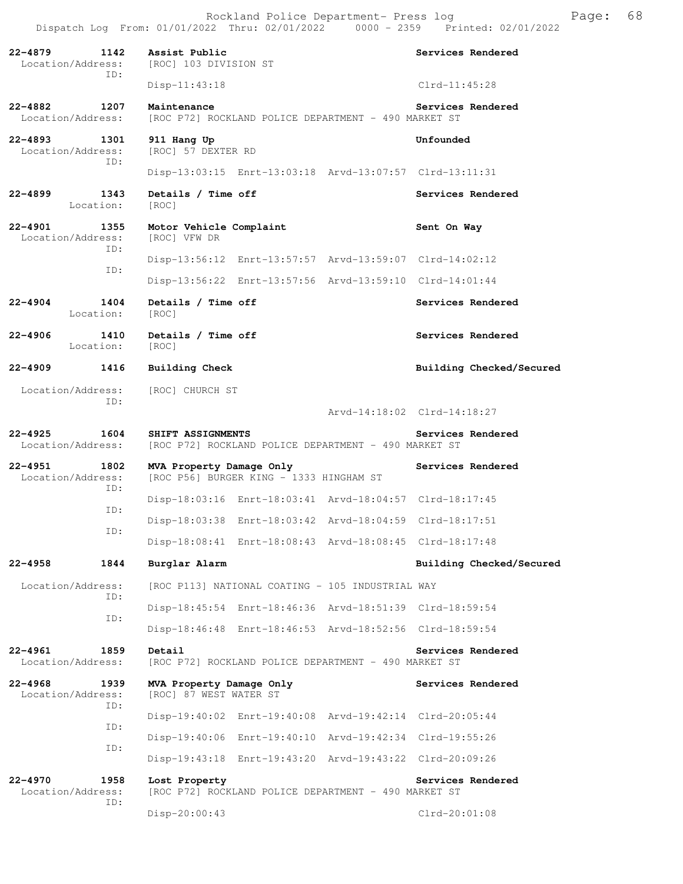**22-4879** 1142 **Assist Public** **Services Rendered**
Location/Address: [ROC] 103 DIVISION ST
ID:
Disp-11:43:18 Clrd-11:45:28

**22-4882** 1207 **Maintenance** **Services Rendered**
Location/Address: [ROC P72] ROCKLAND POLICE DEPARTMENT - 490 MARKET ST

**22-4893** 1301 **911 Hang Up** **Unfounded**
Location/Address: [ROC] 57 DEXTER RD
ID:
Disp-13:03:15 Enrt-13:03:18 Arvd-13:07:57 Clrd-13:11:31

**22-4899** 1343 **Details / Time off** **Services Rendered**
Location: [ROC]

**22-4901** 1355 **Motor Vehicle Complaint** **Sent On Way**
Location/Address: [ROC] VFW DR
ID:
Disp-13:56:12 Enrt-13:57:57 Arvd-13:59:07 Clrd-14:02:12
ID:
Disp-13:56:22 Enrt-13:57:56 Arvd-13:59:10 Clrd-14:01:44

**22-4904** 1404 **Details / Time off** **Services Rendered**
Location: [ROC]

**22-4906** 1410 **Details / Time off** **Services Rendered**
Location: [ROC]

**22-4909** 1416 **Building Check** **Building Checked/Secured**

Location/Address: [ROC] CHURCH ST
ID:
Arvd-14:18:02 Clrd-14:18:27

**22-4925** 1604 **SHIFT ASSIGNMENTS** **Services Rendered**
Location/Address: [ROC P72] ROCKLAND POLICE DEPARTMENT - 490 MARKET ST

**22-4951** 1802 **MVA Property Damage Only** **Services Rendered**
Location/Address: [ROC P56] BURGER KING - 1333 HINGHAM ST
ID:
Disp-18:03:16 Enrt-18:03:41 Arvd-18:04:57 Clrd-18:17:45
ID:
Disp-18:03:38 Enrt-18:03:42 Arvd-18:04:59 Clrd-18:17:51
ID:
Disp-18:08:41 Enrt-18:08:43 Arvd-18:08:45 Clrd-18:17:48

**22-4958** 1844 **Burglar Alarm** **Building Checked/Secured**

Location/Address: [ROC P113] NATIONAL COATING - 105 INDUSTRIAL WAY
ID:
Disp-18:45:54 Enrt-18:46:36 Arvd-18:51:39 Clrd-18:59:54
ID:
Disp-18:46:48 Enrt-18:46:53 Arvd-18:52:56 Clrd-18:59:54

**22-4961** 1859 **Detail** **Services Rendered**
Location/Address: [ROC P72] ROCKLAND POLICE DEPARTMENT - 490 MARKET ST

**22-4968** 1939 **MVA Property Damage Only** **Services Rendered**
Location/Address: [ROC] 87 WEST WATER ST
ID:
Disp-19:40:02 Enrt-19:40:08 Arvd-19:42:14 Clrd-20:05:44
ID:
Disp-19:40:06 Enrt-19:40:10 Arvd-19:42:34 Clrd-19:55:26
ID:
Disp-19:43:18 Enrt-19:43:20 Arvd-19:43:22 Clrd-20:09:26

**22-4970** 1958 **Lost Property** **Services Rendered**
Location/Address: [ROC P72] ROCKLAND POLICE DEPARTMENT - 490 MARKET ST
ID:
Disp-20:00:43 Clrd-20:01:08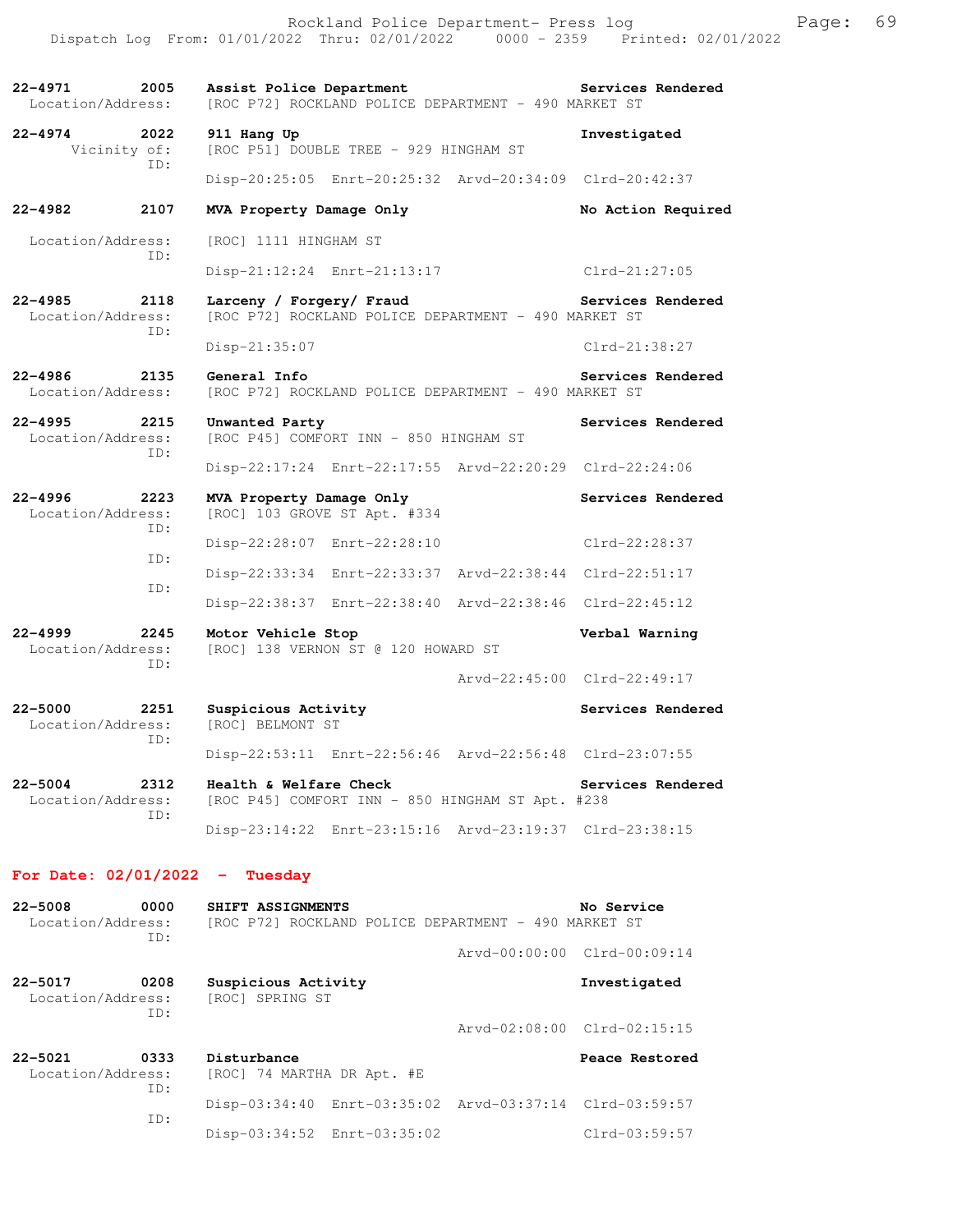**22-4971** 2005 **Assist Police Department** **Services Rendered**
Location/Address: [ROC P72] ROCKLAND POLICE DEPARTMENT - 490 MARKET ST

**22-4974** 2022 **911 Hang Up** **Investigated**
Vicinity of: [ROC P51] DOUBLE TREE - 929 HINGHAM ST
ID:
Disp-20:25:05 Enrt-20:25:32 Arvd-20:34:09 Clrd-20:42:37

**22-4982** 2107 **MVA Property Damage Only** **No Action Required**
Location/Address: [ROC] 1111 HINGHAM ST
ID:
Disp-21:12:24 Enrt-21:13:17 Clrd-21:27:05

**22-4985** 2118 **Larceny / Forgery/ Fraud** **Services Rendered**
Location/Address: [ROC P72] ROCKLAND POLICE DEPARTMENT - 490 MARKET ST
ID:
Disp-21:35:07 Clrd-21:38:27

**22-4986** 2135 **General Info** **Services Rendered**
Location/Address: [ROC P72] ROCKLAND POLICE DEPARTMENT - 490 MARKET ST

**22-4995** 2215 **Unwanted Party** **Services Rendered**
Location/Address: [ROC P45] COMFORT INN - 850 HINGHAM ST
ID:
Disp-22:17:24 Enrt-22:17:55 Arvd-22:20:29 Clrd-22:24:06

**22-4996** 2223 **MVA Property Damage Only** **Services Rendered**
Location/Address: [ROC] 103 GROVE ST Apt. #334
ID:
Disp-22:28:07 Enrt-22:28:10 Clrd-22:28:37
ID:
Disp-22:33:34 Enrt-22:33:37 Arvd-22:38:44 Clrd-22:51:17
ID:
Disp-22:38:37 Enrt-22:38:40 Arvd-22:38:46 Clrd-22:45:12

**22-4999** 2245 **Motor Vehicle Stop** **Verbal Warning**
Location/Address: [ROC] 138 VERNON ST @ 120 HOWARD ST
ID:
Arvd-22:45:00 Clrd-22:49:17

**22-5000** 2251 **Suspicious Activity** **Services Rendered**
Location/Address: [ROC] BELMONT ST
ID:
Disp-22:53:11 Enrt-22:56:46 Arvd-22:56:48 Clrd-23:07:55

**22-5004** 2312 **Health & Welfare Check** **Services Rendered**
Location/Address: [ROC P45] COMFORT INN - 850 HINGHAM ST Apt. #238
ID:
Disp-23:14:22 Enrt-23:15:16 Arvd-23:19:37 Clrd-23:38:15

## For Date: 02/01/2022 - Tuesday

**22-5008** 0000 **SHIFT ASSIGNMENTS** **No Service**
Location/Address: [ROC P72] ROCKLAND POLICE DEPARTMENT - 490 MARKET ST
ID:
Arvd-00:00:00 Clrd-00:09:14

**22-5017** 0208 **Suspicious Activity** **Investigated**
Location/Address: [ROC] SPRING ST
ID:
Arvd-02:08:00 Clrd-02:15:15

**22-5021** 0333 **Disturbance** **Peace Restored**
Location/Address: [ROC] 74 MARTHA DR Apt. #E
ID:
Disp-03:34:40 Enrt-03:35:02 Arvd-03:37:14 Clrd-03:59:57
ID:
Disp-03:34:52 Enrt-03:35:02 Clrd-03:59:57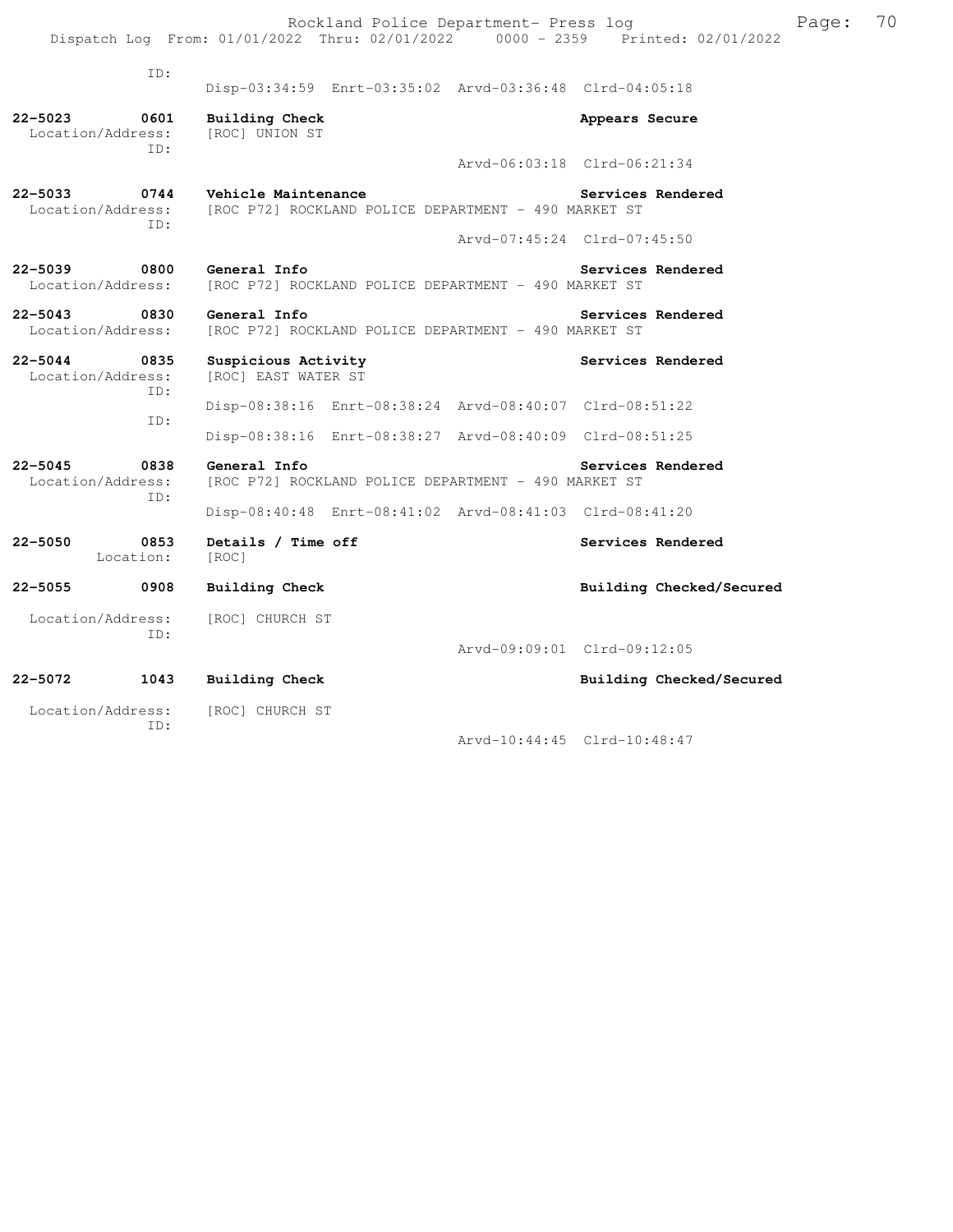ID:
Disp-03:34:59 Enrt-03:35:02 Arvd-03:36:48 Clrd-04:05:18

**22-5023 0601 Building Check** **Appears Secure**
Location/Address: [ROC] UNION ST
ID:
Arvd-06:03:18 Clrd-06:21:34

**22-5033 0744 Vehicle Maintenance** **Services Rendered**
Location/Address: [ROC P72] ROCKLAND POLICE DEPARTMENT - 490 MARKET ST
ID:
Arvd-07:45:24 Clrd-07:45:50

**22-5039 0800 General Info** **Services Rendered**
Location/Address: [ROC P72] ROCKLAND POLICE DEPARTMENT - 490 MARKET ST

**22-5043 0830 General Info** **Services Rendered**
Location/Address: [ROC P72] ROCKLAND POLICE DEPARTMENT - 490 MARKET ST

**22-5044 0835 Suspicious Activity** **Services Rendered**
Location/Address: [ROC] EAST WATER ST
ID:
Disp-08:38:16 Enrt-08:38:24 Arvd-08:40:07 Clrd-08:51:22
ID:
Disp-08:38:16 Enrt-08:38:27 Arvd-08:40:09 Clrd-08:51:25

**22-5045 0838 General Info** **Services Rendered**
Location/Address: [ROC P72] ROCKLAND POLICE DEPARTMENT - 490 MARKET ST
ID:
Disp-08:40:48 Enrt-08:41:02 Arvd-08:41:03 Clrd-08:41:20

**22-5050 0853 Details / Time off** **Services Rendered**
Location: [ROC]

**22-5055 0908 Building Check** **Building Checked/Secured**
Location/Address: [ROC] CHURCH ST
ID:
Arvd-09:09:01 Clrd-09:12:05

**22-5072 1043 Building Check** **Building Checked/Secured**
Location/Address: [ROC] CHURCH ST
ID:
Arvd-10:44:45 Clrd-10:48:47